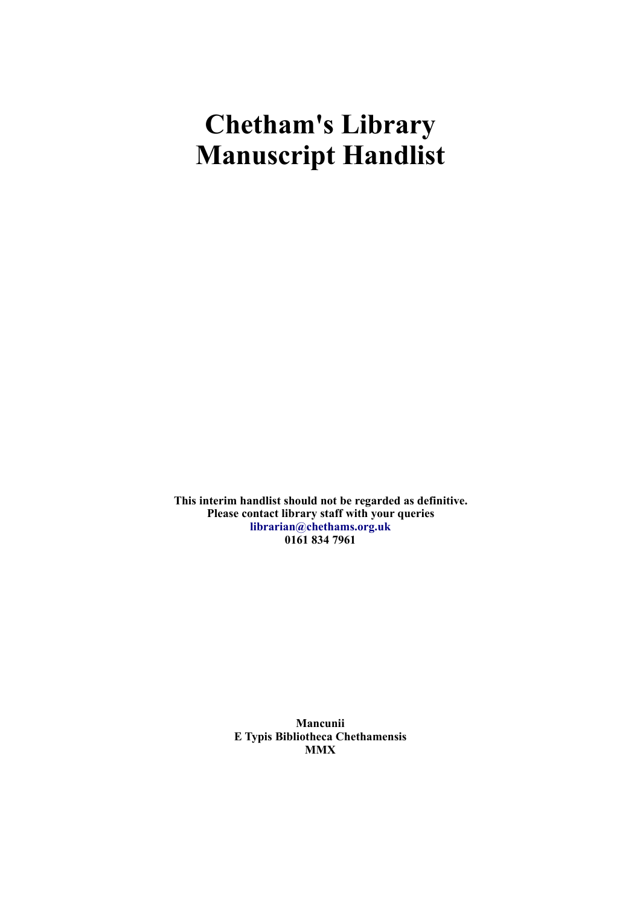# Chetham's Library Manuscript Handlist

**This interim handlist should not be regarded as definitive.**
**Please contact library staff with your queries**
**librarian@chethams.org.uk**
**0161 834 7961**

**Mancunii**
**E Typis Bibliotheca Chethamensis**
**MMX**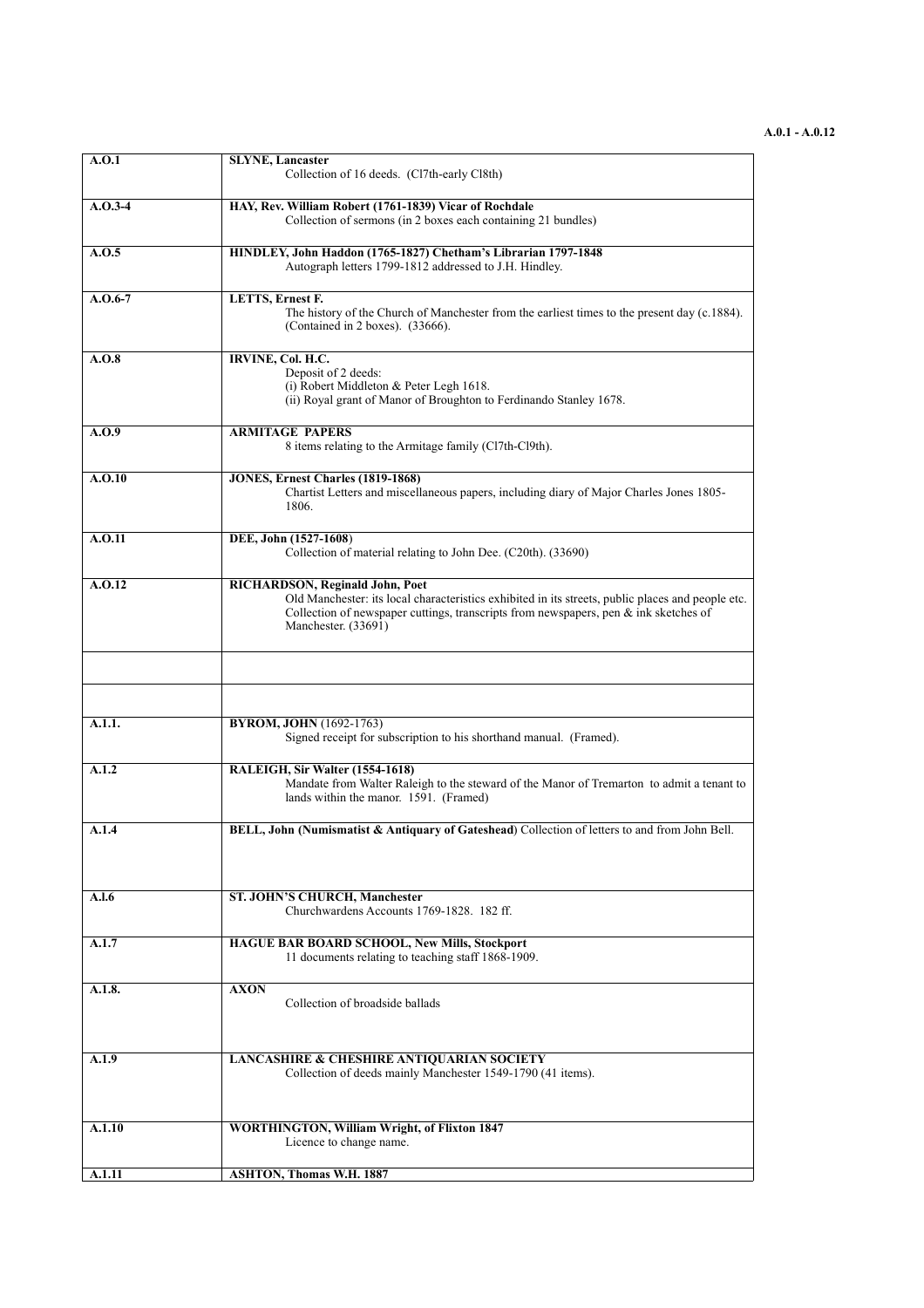| | |
|---|---|
| A.O.1 | **SLYNE, Lancaster**<br>Collection of 16 deeds. (Cl7th-early Cl8th) |
| A.O.3-4 | **HAY, Rev. William Robert (1761-1839) Vicar of Rochdale**<br>Collection of sermons (in 2 boxes each containing 21 bundles) |
| A.O.5 | **HINDLEY, John Haddon (1765-1827) Chetham's Librarian 1797-1848**<br>Autograph letters 1799-1812 addressed to J.H. Hindley. |
| A.O.6-7 | **LETTS, Ernest F.**<br>The history of the Church of Manchester from the earliest times to the present day (c.1884). (Contained in 2 boxes). (33666). |
| A.O.8 | **IRVINE, Col. H.C.**<br>Deposit of 2 deeds:<br>(i) Robert Middleton & Peter Legh 1618.<br>(ii) Royal grant of Manor of Broughton to Ferdinando Stanley 1678. |
| A.O.9 | **ARMITAGE PAPERS**<br>8 items relating to the Armitage family (Cl7th-Cl9th). |
| A.O.10 | **JONES, Ernest Charles (1819-1868)**<br>Chartist Letters and miscellaneous papers, including diary of Major Charles Jones 1805-1806. |
| A.O.11 | **DEE, John (1527-1608)**<br>Collection of material relating to John Dee. (C20th). (33690) |
| A.O.12 | **RICHARDSON, Reginald John, Poet**<br>Old Manchester: its local characteristics exhibited in its streets, public places and people etc. Collection of newspaper cuttings, transcripts from newspapers, pen & ink sketches of Manchester. (33691) |
| | |
| | |
| A.1.1. | **BYROM, JOHN** (1692-1763)<br>Signed receipt for subscription to his shorthand manual. (Framed). |
| A.1.2 | **RALEIGH, Sir Walter (1554-1618)**<br>Mandate from Walter Raleigh to the steward of the Manor of Tremarton to admit a tenant to lands within the manor. 1591. (Framed) |
| A.1.4 | **BELL, John (Numismatist & Antiquary of Gateshead)** Collection of letters to and from John Bell. |
| A.l.6 | **ST. JOHN'S CHURCH, Manchester**<br>Churchwardens Accounts 1769-1828. 182 ff. |
| A.1.7 | **HAGUE BAR BOARD SCHOOL, New Mills, Stockport**<br>11 documents relating to teaching staff 1868-1909. |
| A.1.8. | **AXON**<br>Collection of broadside ballads |
| A.1.9 | **LANCASHIRE & CHESHIRE ANTIQUARIAN SOCIETY**<br>Collection of deeds mainly Manchester 1549-1790 (41 items). |
| A.1.10 | **WORTHINGTON, William Wright, of Flixton 1847**<br>Licence to change name. |
| A.1.11 | **ASHTON, Thomas W.H. 1887** |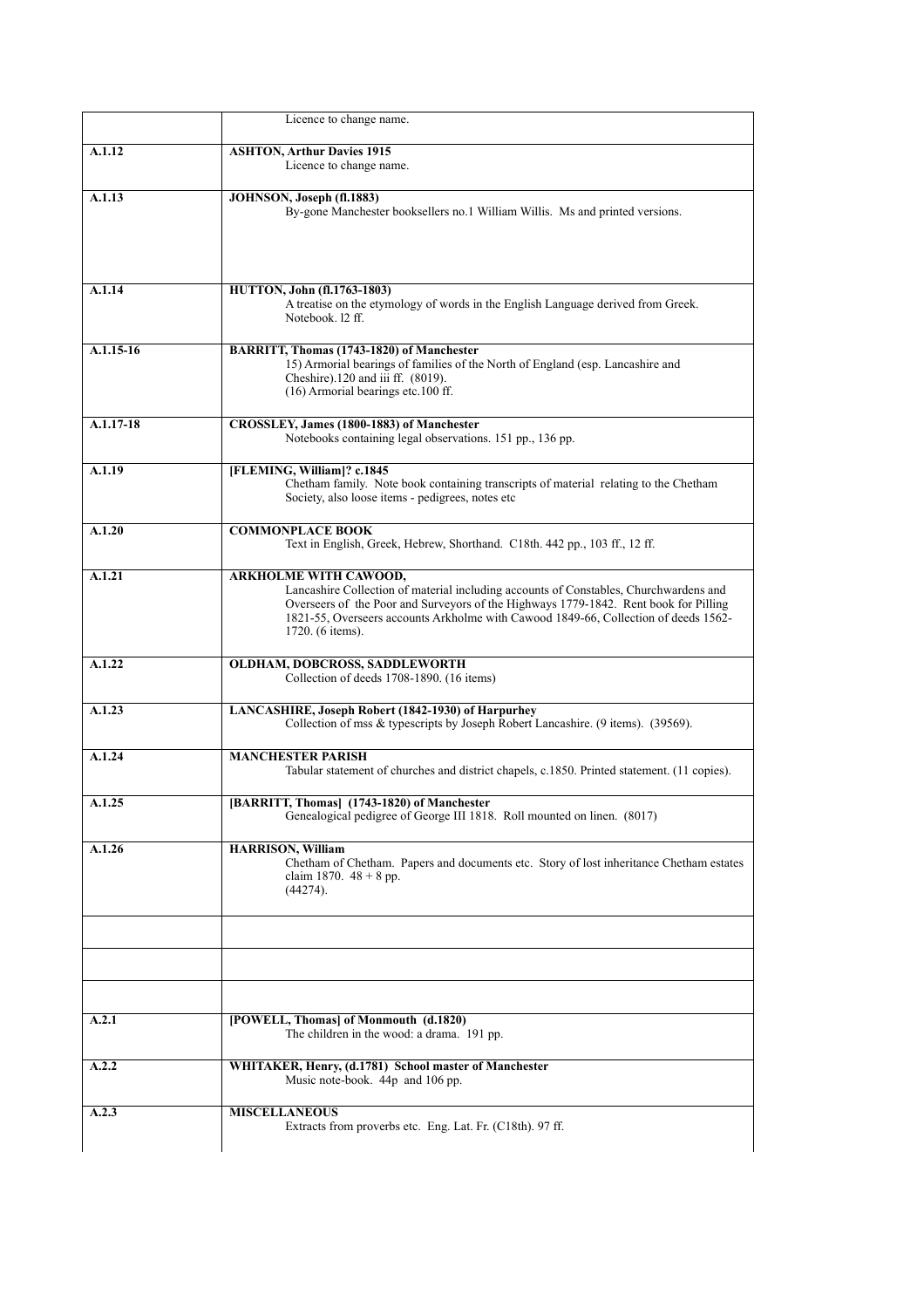| | |
|---|---|
| | Licence to change name. |
| **A.1.12** | **ASHTON, Arthur Davies 1915**<br>Licence to change name. |
| **A.1.13** | **JOHNSON, Joseph (fl.1883)**<br>By-gone Manchester booksellers no.1 William Willis. Ms and printed versions. |
| **A.1.14** | **HUTTON, John (fl.1763-1803)**<br>A treatise on the etymology of words in the English Language derived from Greek. Notebook. l2 ff. |
| **A.1.15-16** | **BARRITT, Thomas (1743-1820) of Manchester**<br>15) Armorial bearings of families of the North of England (esp. Lancashire and Cheshire).120 and iii ff. (8019).<br>(16) Armorial bearings etc.100 ff. |
| **A.1.17-18** | **CROSSLEY, James (1800-1883) of Manchester**<br>Notebooks containing legal observations. 151 pp., 136 pp. |
| **A.1.19** | **[FLEMING, William]? c.1845**<br>Chetham family. Note book containing transcripts of material relating to the Chetham Society, also loose items - pedigrees, notes etc |
| **A.1.20** | **COMMONPLACE BOOK**<br>Text in English, Greek, Hebrew, Shorthand. C18th. 442 pp., 103 ff., 12 ff. |
| **A.1.21** | **ARKHOLME WITH CAWOOD,**<br>Lancashire Collection of material including accounts of Constables, Churchwardens and Overseers of the Poor and Surveyors of the Highways 1779-1842. Rent book for Pilling 1821-55, Overseers accounts Arkholme with Cawood 1849-66, Collection of deeds 1562-1720. (6 items). |
| **A.1.22** | **OLDHAM, DOBCROSS, SADDLEWORTH**<br>Collection of deeds 1708-1890. (16 items) |
| **A.1.23** | **LANCASHIRE, Joseph Robert (1842-1930) of Harpurhey**<br>Collection of mss & typescripts by Joseph Robert Lancashire. (9 items). (39569). |
| **A.1.24** | **MANCHESTER PARISH**<br>Tabular statement of churches and district chapels, c.1850. Printed statement. (11 copies). |
| **A.1.25** | **[BARRITT, Thomas] (1743-1820) of Manchester**<br>Genealogical pedigree of George III 1818. Roll mounted on linen. (8017) |
| **A.1.26** | **HARRISON, William**<br>Chetham of Chetham. Papers and documents etc. Story of lost inheritance Chetham estates claim 1870. 48 + 8 pp.<br>(44274). |
| | |
| | |
| | |
| **A.2.1** | **[POWELL, Thomas] of Monmouth (d.1820)**<br>The children in the wood: a drama. 191 pp. |
| **A.2.2** | **WHITAKER, Henry, (d.1781) School master of Manchester**<br>Music note-book. 44p and 106 pp. |
| **A.2.3** | **MISCELLANEOUS**<br>Extracts from proverbs etc. Eng. Lat. Fr. (C18th). 97 ff. |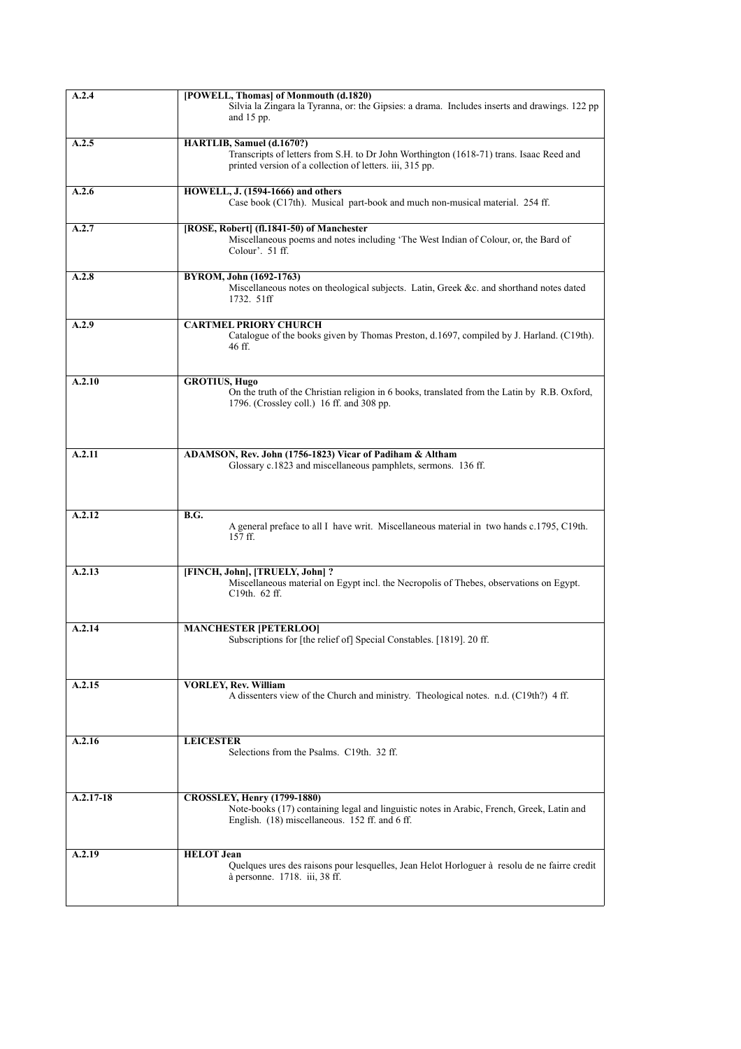| | |
|---|---|
| **A.2.4** | **[POWELL, Thomas] of Monmouth (d.1820)**<br>Silvia la Zingara la Tyranna, or: the Gipsies: a drama. Includes inserts and drawings. 122 pp and 15 pp. |
| **A.2.5** | **HARTLIB, Samuel (d.1670?)**<br>Transcripts of letters from S.H. to Dr John Worthington (1618-71) trans. Isaac Reed and printed version of a collection of letters. iii, 315 pp. |
| **A.2.6** | **HOWELL, J. (1594-1666) and others**<br>Case book (C17th). Musical part-book and much non-musical material. 254 ff. |
| **A.2.7** | **[ROSE, Robert] (fl.1841-50) of Manchester**<br>Miscellaneous poems and notes including 'The West Indian of Colour, or, the Bard of Colour'. 51 ff. |
| **A.2.8** | **BYROM, John (1692-1763)**<br>Miscellaneous notes on theological subjects. Latin, Greek &c. and shorthand notes dated 1732. 51ff |
| **A.2.9** | **CARTMEL PRIORY CHURCH**<br>Catalogue of the books given by Thomas Preston, d.1697, compiled by J. Harland. (C19th). 46 ff. |
| **A.2.10** | **GROTIUS, Hugo**<br>On the truth of the Christian religion in 6 books, translated from the Latin by R.B. Oxford, 1796. (Crossley coll.) 16 ff. and 308 pp. |
| **A.2.11** | **ADAMSON, Rev. John (1756-1823) Vicar of Padiham & Altham**<br>Glossary c.1823 and miscellaneous pamphlets, sermons. 136 ff. |
| **A.2.12** | **B.G.**<br>A general preface to all I have writ. Miscellaneous material in two hands c.1795, C19th. 157 ff. |
| **A.2.13** | **[FINCH, John], [TRUELY, John] ?**<br>Miscellaneous material on Egypt incl. the Necropolis of Thebes, observations on Egypt. C19th. 62 ff. |
| **A.2.14** | **MANCHESTER [PETERLOO]**<br>Subscriptions for [the relief of] Special Constables. [1819]. 20 ff. |
| **A.2.15** | **VORLEY, Rev. William**<br>A dissenters view of the Church and ministry. Theological notes. n.d. (C19th?) 4 ff. |
| **A.2.16** | **LEICESTER**<br>Selections from the Psalms. C19th. 32 ff. |
| **A.2.17-18** | **CROSSLEY, Henry (1799-1880)**<br>Note-books (17) containing legal and linguistic notes in Arabic, French, Greek, Latin and English. (18) miscellaneous. 152 ff. and 6 ff. |
| **A.2.19** | **HELOT Jean**<br>Quelques ures des raisons pour lesquelles, Jean Helot Horloguer à resolu de ne fairre credit à personne. 1718. iii, 38 ff. |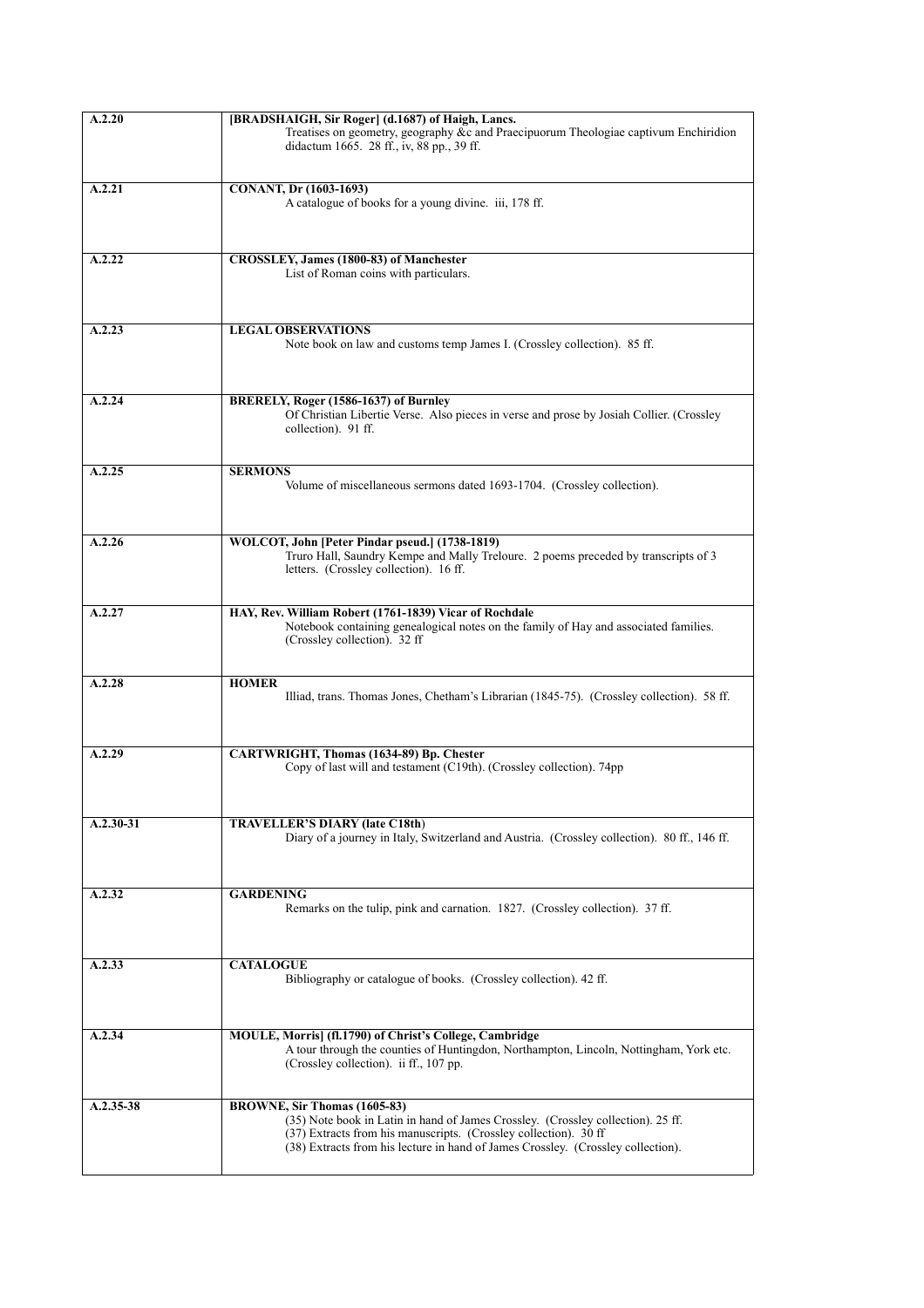| | |
|---|---|
| **A.2.20** | **[BRADSHAIGH, Sir Roger] (d.1687) of Haigh, Lancs.** Treatises on geometry, geography &c and Praecipuorum Theologiae captivum Enchiridion didactum 1665. 28 ff., iv, 88 pp., 39 ff. |
| **A.2.21** | **CONANT, Dr (1603-1693)** A catalogue of books for a young divine. iii, 178 ff. |
| **A.2.22** | **CROSSLEY, James (1800-83) of Manchester** List of Roman coins with particulars. |
| **A.2.23** | **LEGAL OBSERVATIONS** Note book on law and customs temp James I. (Crossley collection). 85 ff. |
| **A.2.24** | **BRERELY, Roger (1586-1637) of Burnley** Of Christian Libertie Verse. Also pieces in verse and prose by Josiah Collier. (Crossley collection). 91 ff. |
| **A.2.25** | **SERMONS** Volume of miscellaneous sermons dated 1693-1704. (Crossley collection). |
| **A.2.26** | **WOLCOT, John [Peter Pindar pseud.] (1738-1819)** Truro Hall, Saundry Kempe and Mally Treloure. 2 poems preceded by transcripts of 3 letters. (Crossley collection). 16 ff. |
| **A.2.27** | **HAY, Rev. William Robert (1761-1839) Vicar of Rochdale** Notebook containing genealogical notes on the family of Hay and associated families. (Crossley collection). 32 ff |
| **A.2.28** | **HOMER** Illiad, trans. Thomas Jones, Chetham's Librarian (1845-75). (Crossley collection). 58 ff. |
| **A.2.29** | **CARTWRIGHT, Thomas (1634-89) Bp. Chester** Copy of last will and testament (C19th). (Crossley collection). 74pp |
| **A.2.30-31** | **TRAVELLER'S DIARY (late C18th)** Diary of a journey in Italy, Switzerland and Austria. (Crossley collection). 80 ff., 146 ff. |
| **A.2.32** | **GARDENING** Remarks on the tulip, pink and carnation. 1827. (Crossley collection). 37 ff. |
| **A.2.33** | **CATALOGUE** Bibliography or catalogue of books. (Crossley collection). 42 ff. |
| **A.2.34** | **MOULE, Morris] (fl.1790) of Christ's College, Cambridge** A tour through the counties of Huntingdon, Northampton, Lincoln, Nottingham, York etc. (Crossley collection). ii ff., 107 pp. |
| **A.2.35-38** | **BROWNE, Sir Thomas (1605-83)** (35) Note book in Latin in hand of James Crossley. (Crossley collection). 25 ff. (37) Extracts from his manuscripts. (Crossley collection). 30 ff (38) Extracts from his lecture in hand of James Crossley. (Crossley collection). |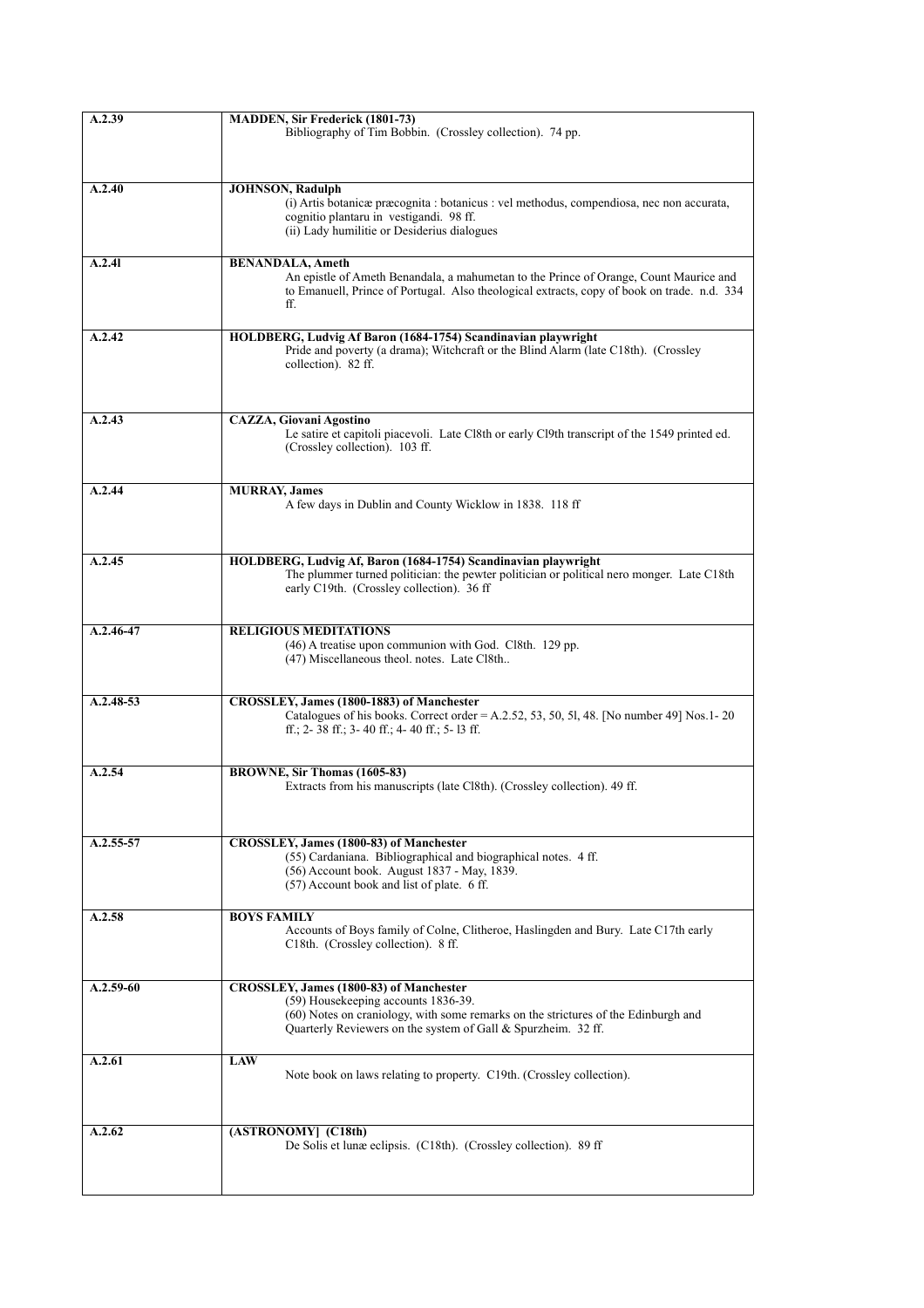| | |
|---|---|
| **A.2.39** | **MADDEN, Sir Frederick (1801-73)**<br>Bibliography of Tim Bobbin. (Crossley collection). 74 pp. |
| **A.2.40** | **JOHNSON, Radulph**<br>(i) Artis botanicæ præcognita : botanicus : vel methodus, compendiosa, nec non accurata, cognitio plantaru in vestigandi. 98 ff.<br>(ii) Lady humilitie or Desiderius dialogues |
| **A.2.4l** | **BENANDALA, Ameth**<br>An epistle of Ameth Benandala, a mahumetan to the Prince of Orange, Count Maurice and to Emanuell, Prince of Portugal. Also theological extracts, copy of book on trade. n.d. 334 ff. |
| **A.2.42** | **HOLDBERG, Ludvig Af Baron (1684-1754) Scandinavian playwright**<br>Pride and poverty (a drama); Witchcraft or the Blind Alarm (late C18th). (Crossley collection). 82 ff. |
| **A.2.43** | **CAZZA, Giovani Agostino**<br>Le satire et capitoli piacevoli. Late Cl8th or early Cl9th transcript of the 1549 printed ed. (Crossley collection). 103 ff. |
| **A.2.44** | **MURRAY, James**<br>A few days in Dublin and County Wicklow in 1838. 118 ff |
| **A.2.45** | **HOLDBERG, Ludvig Af, Baron (1684-1754) Scandinavian playwright**<br>The plummer turned politician: the pewter politician or political nero monger. Late C18th early C19th. (Crossley collection). 36 ff |
| **A.2.46-47** | **RELIGIOUS MEDITATIONS**<br>(46) A treatise upon communion with God. Cl8th. 129 pp.<br>(47) Miscellaneous theol. notes. Late Cl8th.. |
| **A.2.48-53** | **CROSSLEY, James (1800-1883) of Manchester**<br>Catalogues of his books. Correct order = A.2.52, 53, 50, 5l, 48. [No number 49] Nos.1- 20 ff.; 2- 38 ff.; 3- 40 ff.; 4- 40 ff.; 5- l3 ff. |
| **A.2.54** | **BROWNE, Sir Thomas (1605-83)**<br>Extracts from his manuscripts (late Cl8th). (Crossley collection). 49 ff. |
| **A.2.55-57** | **CROSSLEY, James (1800-83) of Manchester**<br>(55) Cardaniana. Bibliographical and biographical notes. 4 ff.<br>(56) Account book. August 1837 - May, 1839.<br>(57) Account book and list of plate. 6 ff. |
| **A.2.58** | **BOYS FAMILY**<br>Accounts of Boys family of Colne, Clitheroe, Haslingden and Bury. Late C17th early C18th. (Crossley collection). 8 ff. |
| **A.2.59-60** | **CROSSLEY, James (1800-83) of Manchester**<br>(59) Housekeeping accounts 1836-39.<br>(60) Notes on craniology, with some remarks on the strictures of the Edinburgh and Quarterly Reviewers on the system of Gall & Spurzheim. 32 ff. |
| **A.2.61** | **LAW**<br>Note book on laws relating to property. C19th. (Crossley collection). |
| **A.2.62** | **(ASTRONOMY] (C18th)**<br>De Solis et lunæ eclipsis. (C18th). (Crossley collection). 89 ff |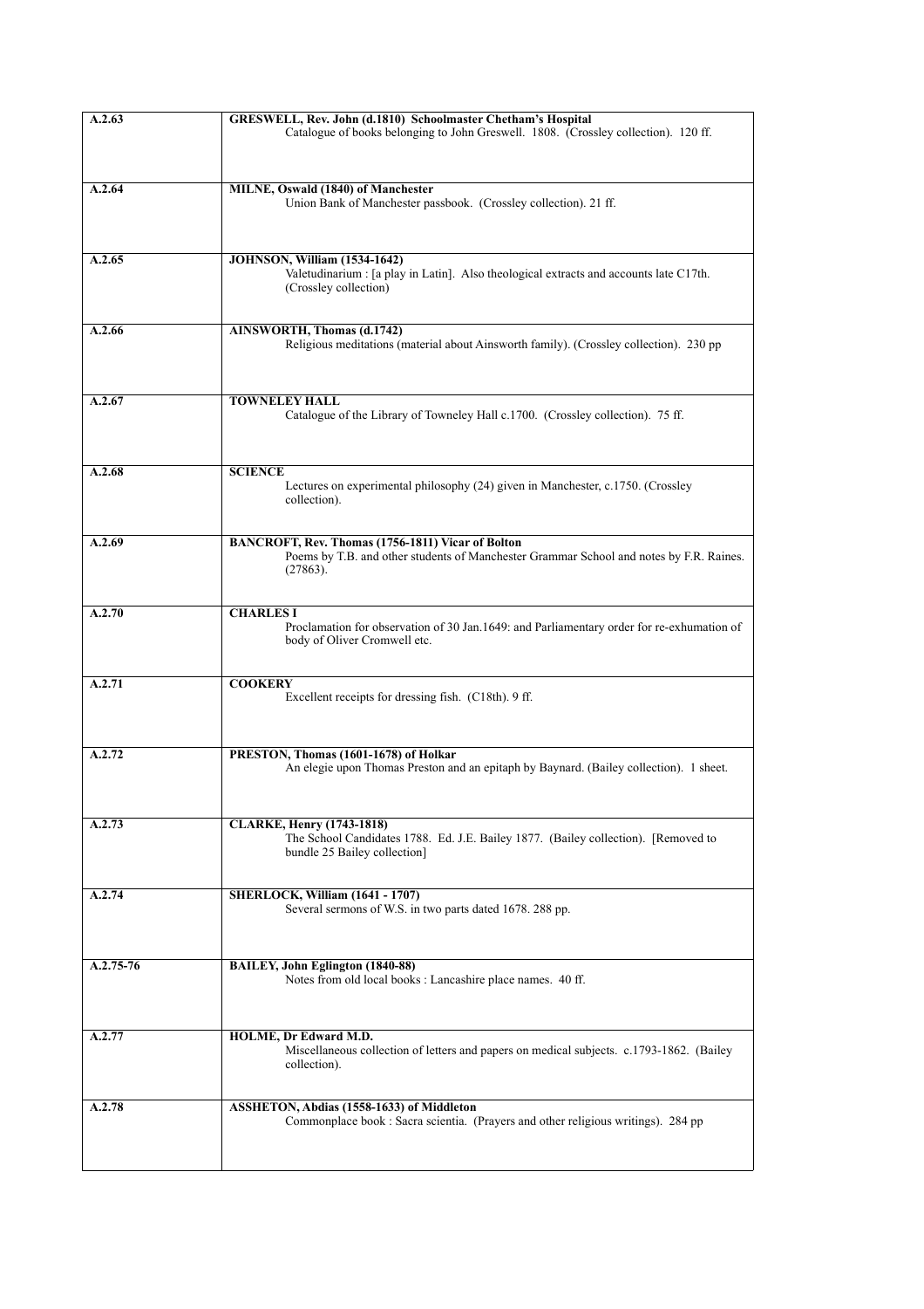| | |
|---|---|
| **A.2.63** | **GRESWELL, Rev. John (d.1810) Schoolmaster Chetham's Hospital**<br>Catalogue of books belonging to John Greswell. 1808. (Crossley collection). 120 ff. |
| **A.2.64** | **MILNE, Oswald (1840) of Manchester**<br>Union Bank of Manchester passbook. (Crossley collection). 21 ff. |
| **A.2.65** | **JOHNSON, William (1534-1642)**<br>Valetudinarium : [a play in Latin]. Also theological extracts and accounts late C17th. (Crossley collection) |
| **A.2.66** | **AINSWORTH, Thomas (d.1742)**<br>Religious meditations (material about Ainsworth family). (Crossley collection). 230 pp |
| **A.2.67** | **TOWNELEY HALL**<br>Catalogue of the Library of Towneley Hall c.1700. (Crossley collection). 75 ff. |
| **A.2.68** | **SCIENCE**<br>Lectures on experimental philosophy (24) given in Manchester, c.1750. (Crossley collection). |
| **A.2.69** | **BANCROFT, Rev. Thomas (1756-1811) Vicar of Bolton**<br>Poems by T.B. and other students of Manchester Grammar School and notes by F.R. Raines. (27863). |
| **A.2.70** | **CHARLES I**<br>Proclamation for observation of 30 Jan.1649: and Parliamentary order for re-exhumation of body of Oliver Cromwell etc. |
| **A.2.71** | **COOKERY**<br>Excellent receipts for dressing fish. (C18th). 9 ff. |
| **A.2.72** | **PRESTON, Thomas (1601-1678) of Holkar**<br>An elegie upon Thomas Preston and an epitaph by Baynard. (Bailey collection). 1 sheet. |
| **A.2.73** | **CLARKE, Henry (1743-1818)**<br>The School Candidates 1788. Ed. J.E. Bailey 1877. (Bailey collection). [Removed to bundle 25 Bailey collection] |
| **A.2.74** | **SHERLOCK, William (1641 - 1707)**<br>Several sermons of W.S. in two parts dated 1678. 288 pp. |
| **A.2.75-76** | **BAILEY, John Eglington (1840-88)**<br>Notes from old local books : Lancashire place names. 40 ff. |
| **A.2.77** | **HOLME, Dr Edward M.D.**<br>Miscellaneous collection of letters and papers on medical subjects. c.1793-1862. (Bailey collection). |
| **A.2.78** | **ASSHETON, Abdias (1558-1633) of Middleton**<br>Commonplace book : Sacra scientia. (Prayers and other religious writings). 284 pp |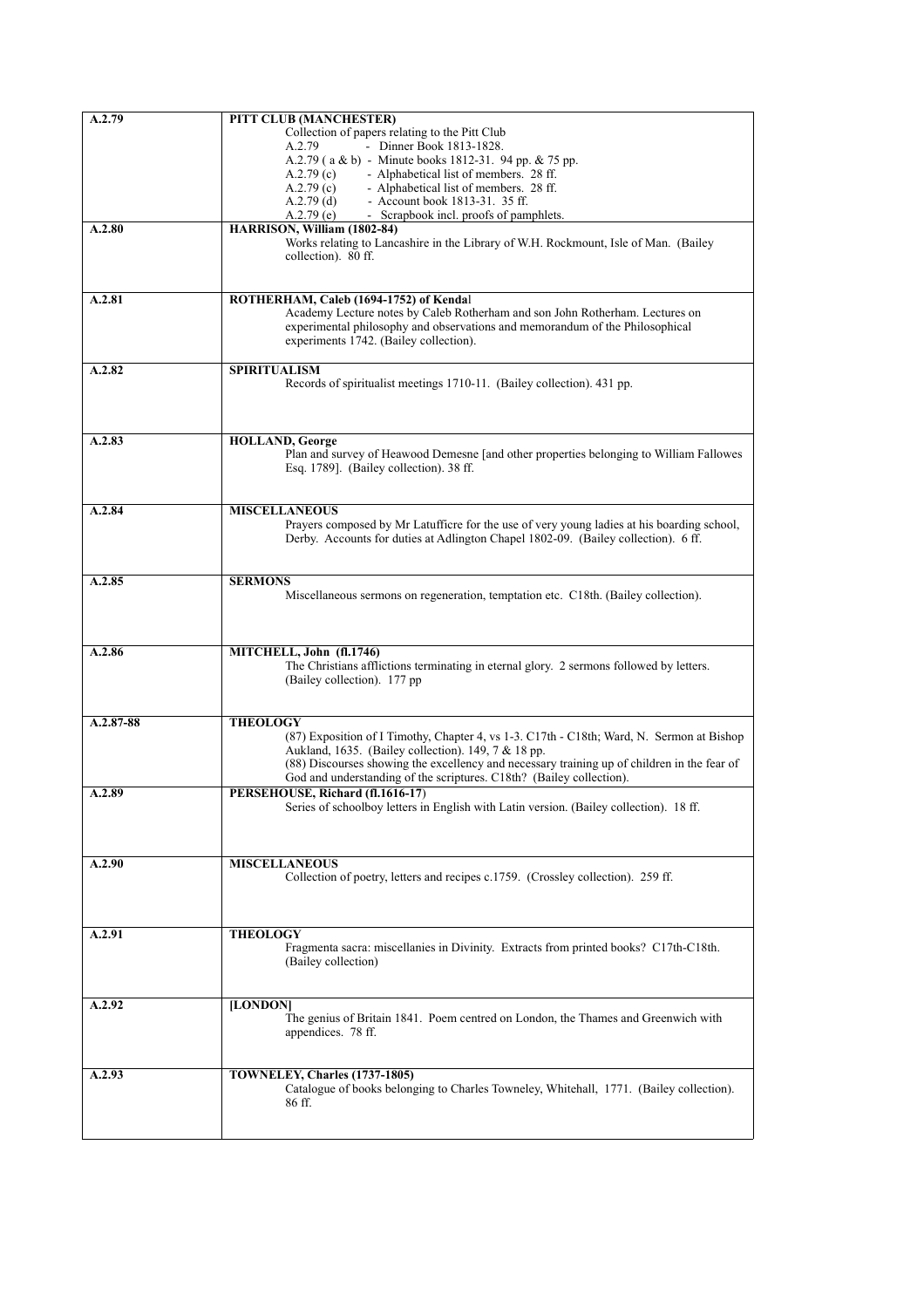| | |
|---|---|
| **A.2.79** | **PITT CLUB (MANCHESTER)**<br>Collection of papers relating to the Pitt Club<br>A.2.79 - Dinner Book 1813-1828.<br>A.2.79 ( a & b) - Minute books 1812-31. 94 pp. & 75 pp.<br>A.2.79 (c) - Alphabetical list of members. 28 ff.<br>A.2.79 (c) - Alphabetical list of members. 28 ff.<br>A.2.79 (d) - Account book 1813-31. 35 ff.<br>A.2.79 (e) - Scrapbook incl. proofs of pamphlets. |
| **A.2.80** | **HARRISON, William (1802-84)**<br>Works relating to Lancashire in the Library of W.H. Rockmount, Isle of Man. (Bailey collection). 80 ff. |
| **A.2.81** | **ROTHERHAM, Caleb (1694-1752) of Kendal**<br>Academy Lecture notes by Caleb Rotherham and son John Rotherham. Lectures on experimental philosophy and observations and memorandum of the Philosophical experiments 1742. (Bailey collection). |
| **A.2.82** | **SPIRITUALISM**<br>Records of spiritualist meetings 1710-11. (Bailey collection). 431 pp. |
| **A.2.83** | **HOLLAND, George**<br>Plan and survey of Heawood Demesne [and other properties belonging to William Fallowes Esq. 1789]. (Bailey collection). 38 ff. |
| **A.2.84** | **MISCELLANEOUS**<br>Prayers composed by Mr Latufficre for the use of very young ladies at his boarding school, Derby. Accounts for duties at Adlington Chapel 1802-09. (Bailey collection). 6 ff. |
| **A.2.85** | **SERMONS**<br>Miscellaneous sermons on regeneration, temptation etc. C18th. (Bailey collection). |
| **A.2.86** | **MITCHELL, John (fl.1746)**<br>The Christians afflictions terminating in eternal glory. 2 sermons followed by letters. (Bailey collection). 177 pp |
| **A.2.87-88** | **THEOLOGY**<br>(87) Exposition of I Timothy, Chapter 4, vs 1-3. C17th - C18th; Ward, N. Sermon at Bishop Aukland, 1635. (Bailey collection). 149, 7 & 18 pp.<br>(88) Discourses showing the excellency and necessary training up of children in the fear of God and understanding of the scriptures. C18th? (Bailey collection). |
| **A.2.89** | **PERSEHOUSE, Richard (fl.1616-17)**<br>Series of schoolboy letters in English with Latin version. (Bailey collection). 18 ff. |
| **A.2.90** | **MISCELLANEOUS**<br>Collection of poetry, letters and recipes c.1759. (Crossley collection). 259 ff. |
| **A.2.91** | **THEOLOGY**<br>Fragmenta sacra: miscellanies in Divinity. Extracts from printed books? C17th-C18th. (Bailey collection) |
| **A.2.92** | **[LONDON]**<br>The genius of Britain 1841. Poem centred on London, the Thames and Greenwich with appendices. 78 ff. |
| **A.2.93** | **TOWNELEY, Charles (1737-1805)**<br>Catalogue of books belonging to Charles Towneley, Whitehall, 1771. (Bailey collection). 86 ff. |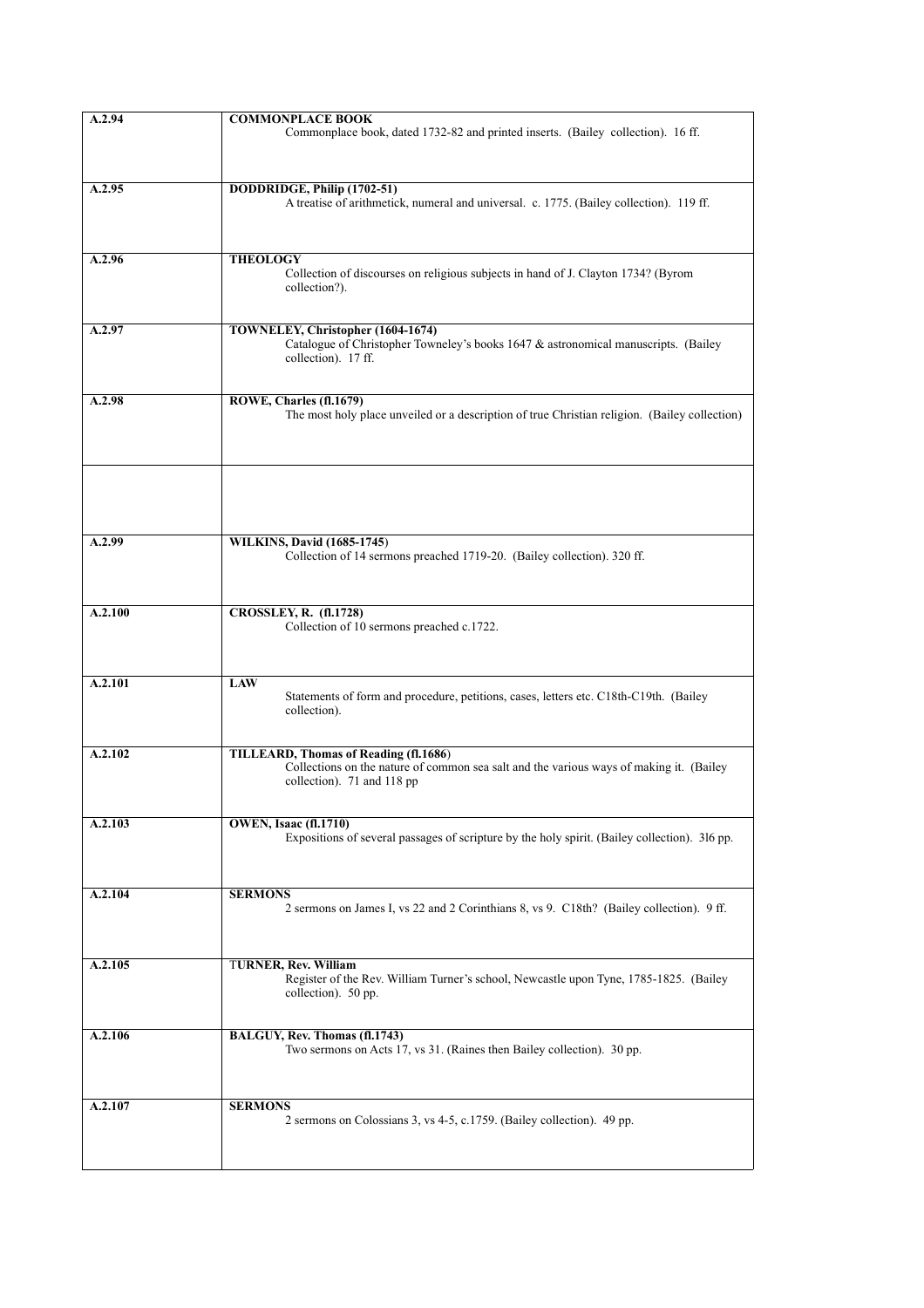| | |
|---|---|
| **A.2.94** | **COMMONPLACE BOOK**<br>Commonplace book, dated 1732-82 and printed inserts. (Bailey collection). 16 ff. |
| **A.2.95** | **DODDRIDGE, Philip (1702-51)**<br>A treatise of arithmetick, numeral and universal. c. 1775. (Bailey collection). 119 ff. |
| **A.2.96** | **THEOLOGY**<br>Collection of discourses on religious subjects in hand of J. Clayton 1734? (Byrom collection?). |
| **A.2.97** | **TOWNELEY, Christopher (1604-1674)**<br>Catalogue of Christopher Towneley's books 1647 & astronomical manuscripts. (Bailey collection). 17 ff. |
| **A.2.98** | **ROWE, Charles (fl.1679)**<br>The most holy place unveiled or a description of true Christian religion. (Bailey collection) |
| | |
| **A.2.99** | **WILKINS, David (1685-1745)**<br>Collection of 14 sermons preached 1719-20. (Bailey collection). 320 ff. |
| **A.2.100** | **CROSSLEY, R. (fl.1728)**<br>Collection of 10 sermons preached c.1722. |
| **A.2.101** | **LAW**<br>Statements of form and procedure, petitions, cases, letters etc. C18th-C19th. (Bailey collection). |
| **A.2.102** | **TILLEARD, Thomas of Reading (fl.1686)**<br>Collections on the nature of common sea salt and the various ways of making it. (Bailey collection). 71 and 118 pp |
| **A.2.103** | **OWEN, Isaac (fl.1710)**<br>Expositions of several passages of scripture by the holy spirit. (Bailey collection). 3l6 pp. |
| **A.2.104** | **SERMONS**<br>2 sermons on James I, vs 22 and 2 Corinthians 8, vs 9. C18th? (Bailey collection). 9 ff. |
| **A.2.105** | **TURNER, Rev. William**<br>Register of the Rev. William Turner's school, Newcastle upon Tyne, 1785-1825. (Bailey collection). 50 pp. |
| **A.2.106** | **BALGUY, Rev. Thomas (fl.1743)**<br>Two sermons on Acts 17, vs 31. (Raines then Bailey collection). 30 pp. |
| **A.2.107** | **SERMONS**<br>2 sermons on Colossians 3, vs 4-5, c.1759. (Bailey collection). 49 pp. |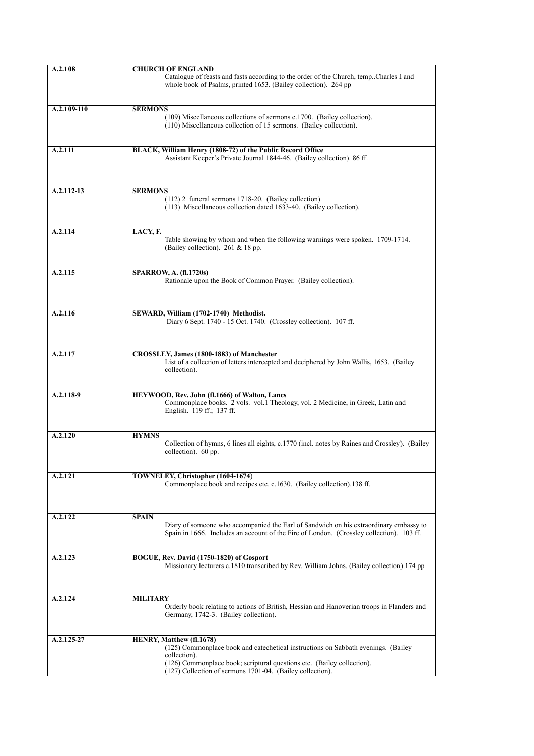| | |
|---|---|
| **A.2.108** | **CHURCH OF ENGLAND**<br>Catalogue of feasts and fasts according to the order of the Church, temp..Charles I and whole book of Psalms, printed 1653. (Bailey collection). 264 pp |
| **A.2.109-110** | **SERMONS**<br>(109) Miscellaneous collections of sermons c.1700. (Bailey collection).<br>(110) Miscellaneous collection of 15 sermons. (Bailey collection). |
| **A.2.111** | **BLACK, William Henry (1808-72) of the Public Record Office**<br>Assistant Keeper's Private Journal 1844-46. (Bailey collection). 86 ff. |
| **A.2.112-13** | **SERMONS**<br>(112) 2 funeral sermons 1718-20. (Bailey collection).<br>(113) Miscellaneous collection dated 1633-40. (Bailey collection). |
| **A.2.114** | **LACY, F.**<br>Table showing by whom and when the following warnings were spoken. 1709-1714. (Bailey collection). 261 & 18 pp. |
| **A.2.115** | **SPARROW, A. (fl.1720s)**<br>Rationale upon the Book of Common Prayer. (Bailey collection). |
| **A.2.116** | **SEWARD, William (1702-1740) Methodist.**<br>Diary 6 Sept. 1740 - 15 Oct. 1740. (Crossley collection). 107 ff. |
| **A.2.117** | **CROSSLEY, James (1800-1883) of Manchester**<br>List of a collection of letters intercepted and deciphered by John Wallis, 1653. (Bailey collection). |
| **A.2.118-9** | **HEYWOOD, Rev. John (fl.1666) of Walton, Lancs**<br>Commonplace books. 2 vols. vol.1 Theology, vol. 2 Medicine, in Greek, Latin and English. 119 ff.; 137 ff. |
| **A.2.120** | **HYMNS**<br>Collection of hymns, 6 lines all eights, c.1770 (incl. notes by Raines and Crossley). (Bailey collection). 60 pp. |
| **A.2.121** | **TOWNELEY, Christopher (1604-1674)**<br>Commonplace book and recipes etc. c.1630. (Bailey collection).138 ff. |
| **A.2.122** | **SPAIN**<br>Diary of someone who accompanied the Earl of Sandwich on his extraordinary embassy to Spain in 1666. Includes an account of the Fire of London. (Crossley collection). 103 ff. |
| **A.2.123** | **BOGUE, Rev. David (1750-1820) of Gosport**<br>Missionary lecturers c.1810 transcribed by Rev. William Johns. (Bailey collection).174 pp |
| **A.2.124** | **MILITARY**<br>Orderly book relating to actions of British, Hessian and Hanoverian troops in Flanders and Germany, 1742-3. (Bailey collection). |
| **A.2.125-27** | **HENRY, Matthew (fl.1678)**<br>(125) Commonplace book and catechetical instructions on Sabbath evenings. (Bailey collection).<br>(126) Commonplace book; scriptural questions etc. (Bailey collection).<br>(127) Collection of sermons 1701-04. (Bailey collection). |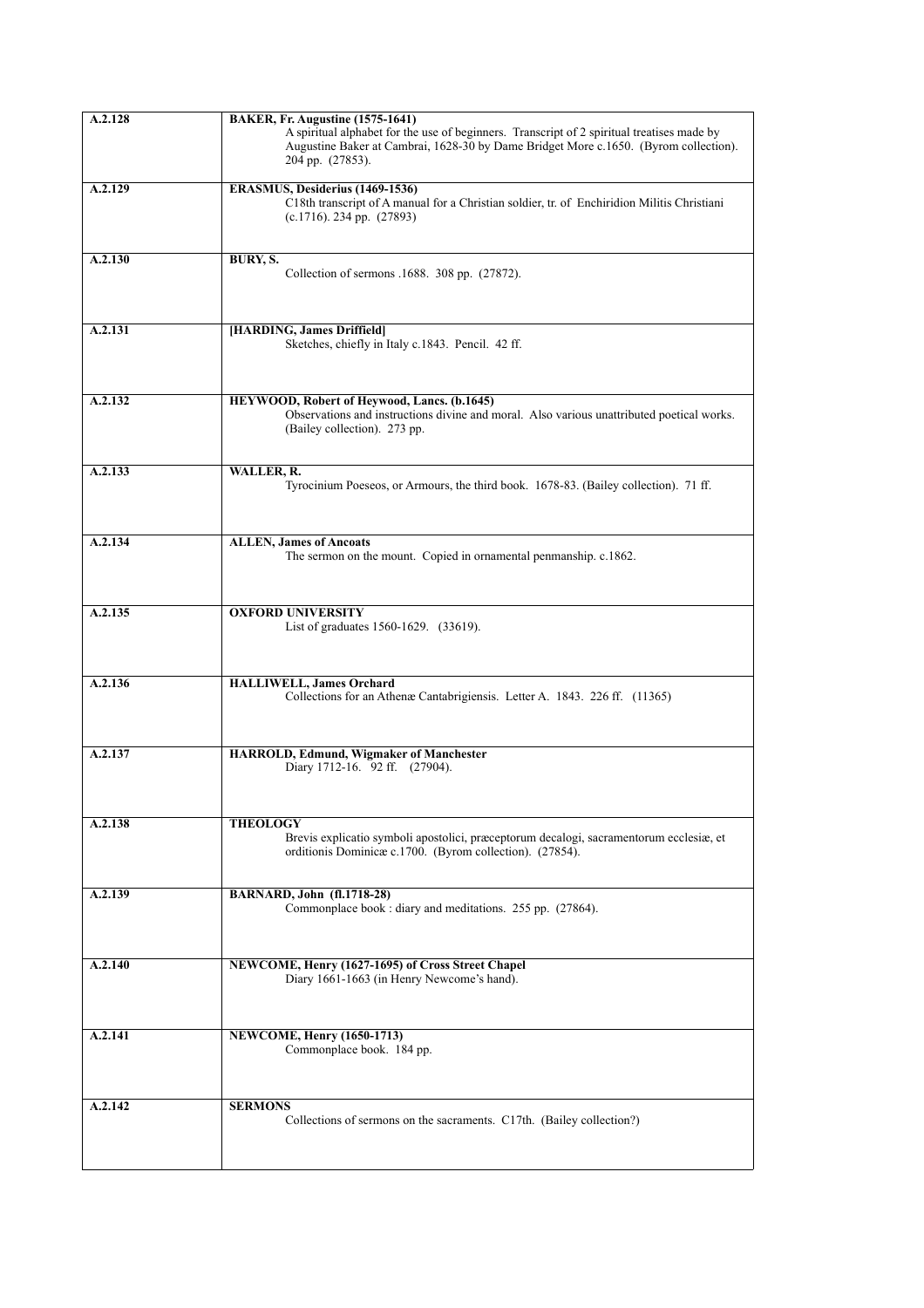| | |
|---|---|
| A.2.128 | **BAKER, Fr. Augustine (1575-1641)**<br>A spiritual alphabet for the use of beginners. Transcript of 2 spiritual treatises made by Augustine Baker at Cambrai, 1628-30 by Dame Bridget More c.1650. (Byrom collection). 204 pp. (27853). |
| A.2.129 | **ERASMUS, Desiderius (1469-1536)**<br>C18th transcript of A manual for a Christian soldier, tr. of Enchiridion Militis Christiani (c.1716). 234 pp. (27893) |
| A.2.130 | **BURY, S.**<br>Collection of sermons .1688. 308 pp. (27872). |
| A.2.131 | **[HARDING, James Driffield]**<br>Sketches, chiefly in Italy c.1843. Pencil. 42 ff. |
| A.2.132 | **HEYWOOD, Robert of Heywood, Lancs. (b.1645)**<br>Observations and instructions divine and moral. Also various unattributed poetical works. (Bailey collection). 273 pp. |
| A.2.133 | **WALLER, R.**<br>Tyrocinium Poeseos, or Armours, the third book. 1678-83. (Bailey collection). 71 ff. |
| A.2.134 | **ALLEN, James of Ancoats**<br>The sermon on the mount. Copied in ornamental penmanship. c.1862. |
| A.2.135 | **OXFORD UNIVERSITY**<br>List of graduates 1560-1629. (33619). |
| A.2.136 | **HALLIWELL, James Orchard**<br>Collections for an Athenæ Cantabrigiensis. Letter A. 1843. 226 ff. (11365) |
| A.2.137 | **HARROLD, Edmund, Wigmaker of Manchester**<br>Diary 1712-16. 92 ff. (27904). |
| A.2.138 | **THEOLOGY**<br>Brevis explicatio symboli apostolici, præceptorum decalogi, sacramentorum ecclesiæ, et orditionis Dominicæ c.1700. (Byrom collection). (27854). |
| A.2.139 | **BARNARD, John (fl.1718-28)**<br>Commonplace book : diary and meditations. 255 pp. (27864). |
| A.2.140 | **NEWCOME, Henry (1627-1695) of Cross Street Chapel**<br>Diary 1661-1663 (in Henry Newcome's hand). |
| A.2.141 | **NEWCOME, Henry (1650-1713)**<br>Commonplace book. 184 pp. |
| A.2.142 | **SERMONS**<br>Collections of sermons on the sacraments. C17th. (Bailey collection?) |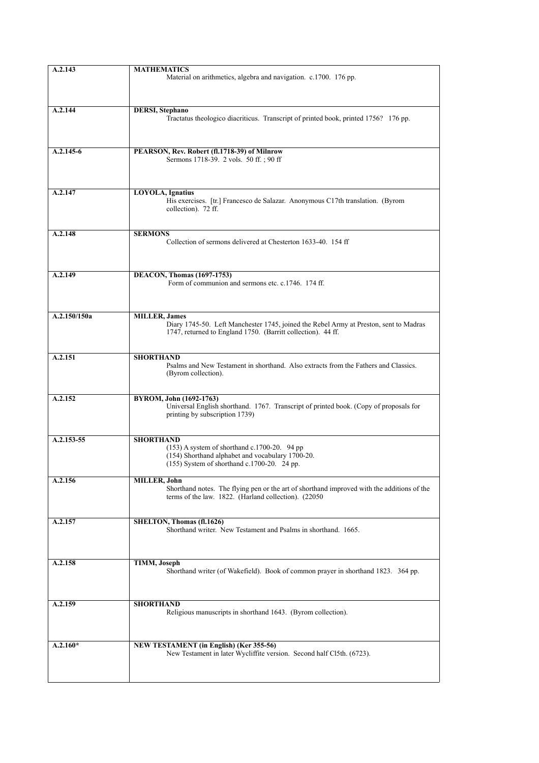| | |
|---|---|
| **A.2.143** | **MATHEMATICS**<br>Material on arithmetics, algebra and navigation. c.1700. 176 pp. |
| **A.2.144** | **DERSI, Stephano**<br>Tractatus theologico diacriticus. Transcript of printed book, printed 1756? 176 pp. |
| **A.2.145-6** | **PEARSON, Rev. Robert (fl.1718-39) of Milnrow**<br>Sermons 1718-39. 2 vols. 50 ff. ; 90 ff |
| **A.2.147** | **LOYOLA, Ignatius**<br>His exercises. [tr.] Francesco de Salazar. Anonymous C17th translation. (Byrom collection). 72 ff. |
| **A.2.148** | **SERMONS**<br>Collection of sermons delivered at Chesterton 1633-40. 154 ff |
| **A.2.149** | **DEACON, Thomas (1697-1753)**<br>Form of communion and sermons etc. c.1746. 174 ff. |
| **A.2.150/150a** | **MILLER, James**<br>Diary 1745-50. Left Manchester 1745, joined the Rebel Army at Preston, sent to Madras 1747, returned to England 1750. (Barritt collection). 44 ff. |
| **A.2.151** | **SHORTHAND**<br>Psalms and New Testament in shorthand. Also extracts from the Fathers and Classics. (Byrom collection). |
| **A.2.152** | **BYROM, John (1692-1763)**<br>Universal English shorthand. 1767. Transcript of printed book. (Copy of proposals for printing by subscription 1739) |
| **A.2.153-55** | **SHORTHAND**<br>(153) A system of shorthand c.1700-20. 94 pp<br>(154) Shorthand alphabet and vocabulary 1700-20.<br>(155) System of shorthand c.1700-20. 24 pp. |
| **A.2.156** | **MILLER, John**<br>Shorthand notes. The flying pen or the art of shorthand improved with the additions of the terms of the law. 1822. (Harland collection). (22050 |
| **A.2.157** | **SHELTON, Thomas (fl.1626)**<br>Shorthand writer. New Testament and Psalms in shorthand. 1665. |
| **A.2.158** | **TIMM, Joseph**<br>Shorthand writer (of Wakefield). Book of common prayer in shorthand 1823. 364 pp. |
| **A.2.159** | **SHORTHAND**<br>Religious manuscripts in shorthand 1643. (Byrom collection). |
| **A.2.160*** | **NEW TESTAMENT (in English) (Ker 355-56)**<br>New Testament in later Wycliffite version. Second half Cl5th. (6723). |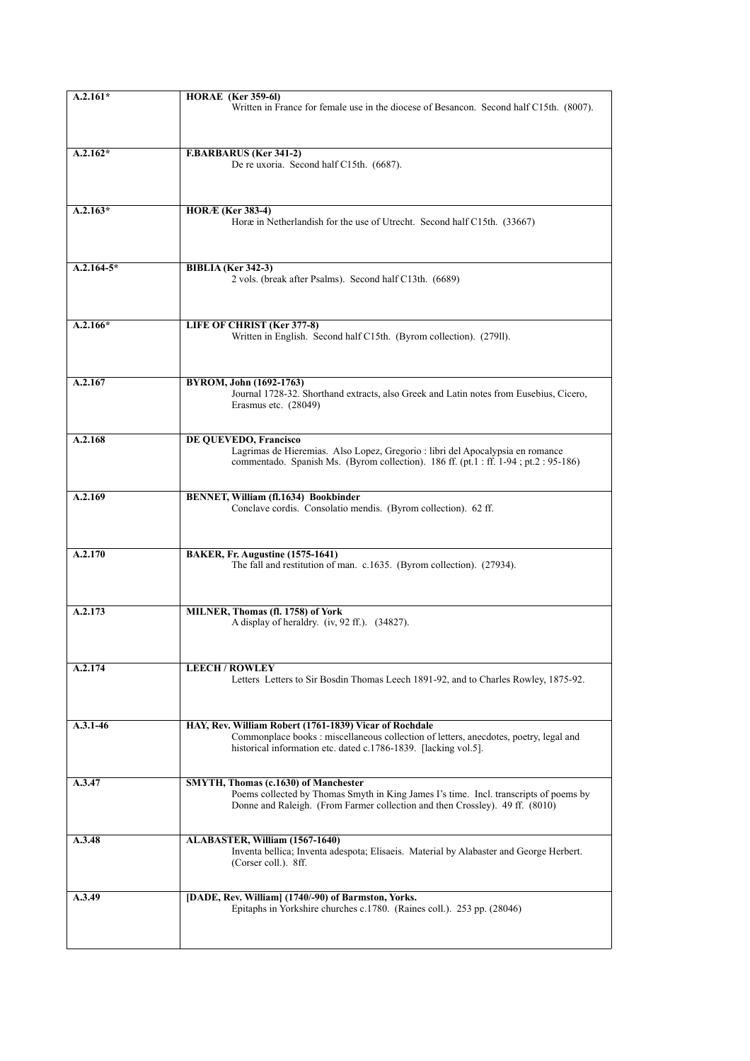| | |
|---|---|
| **A.2.161*** | **HORAE (Ker 359-6l)**<br>Written in France for female use in the diocese of Besancon. Second half C15th. (8007). |
| **A.2.162*** | **F.BARBARUS (Ker 341-2)**<br>De re uxoria. Second half C15th. (6687). |
| **A.2.163*** | **HORÆ (Ker 383-4)**<br>Horæ in Netherlandish for the use of Utrecht. Second half C15th. (33667) |
| **A.2.164-5*** | **BIBLIA (Ker 342-3)**<br>2 vols. (break after Psalms). Second half C13th. (6689) |
| **A.2.166*** | **LIFE OF CHRIST (Ker 377-8)**<br>Written in English. Second half C15th. (Byrom collection). (279ll). |
| **A.2.167** | **BYROM, John (1692-1763)**<br>Journal 1728-32. Shorthand extracts, also Greek and Latin notes from Eusebius, Cicero, Erasmus etc. (28049) |
| **A.2.168** | **DE QUEVEDO, Francisco**<br>Lagrimas de Hieremias. Also Lopez, Gregorio : libri del Apocalypsia en romance commentado. Spanish Ms. (Byrom collection). 186 ff. (pt.1 : ff. 1-94 ; pt.2 : 95-186) |
| **A.2.169** | **BENNET, William (fl.1634) Bookbinder**<br>Conclave cordis. Consolatio mendis. (Byrom collection). 62 ff. |
| **A.2.170** | **BAKER, Fr. Augustine (1575-1641)**<br>The fall and restitution of man. c.1635. (Byrom collection). (27934). |
| **A.2.173** | **MILNER, Thomas (fl. 1758) of York**<br>A display of heraldry. (iv, 92 ff.). (34827). |
| **A.2.174** | **LEECH / ROWLEY**<br>Letters Letters to Sir Bosdin Thomas Leech 1891-92, and to Charles Rowley, 1875-92. |
| **A.3.1-46** | **HAY, Rev. William Robert (1761-1839) Vicar of Rochdale**<br>Commonplace books : miscellaneous collection of letters, anecdotes, poetry, legal and historical information etc. dated c.1786-1839. [lacking vol.5]. |
| **A.3.47** | **SMYTH, Thomas (c.1630) of Manchester**<br>Poems collected by Thomas Smyth in King James I's time. Incl. transcripts of poems by Donne and Raleigh. (From Farmer collection and then Crossley). 49 ff. (8010) |
| **A.3.48** | **ALABASTER, William (1567-1640)**<br>Inventa bellica; Inventa adespota; Elisaeis. Material by Alabaster and George Herbert. (Corser coll.). 8ff. |
| **A.3.49** | **[DADE, Rev. William] (1740/-90) of Barmston, Yorks.**<br>Epitaphs in Yorkshire churches c.1780. (Raines coll.). 253 pp. (28046) |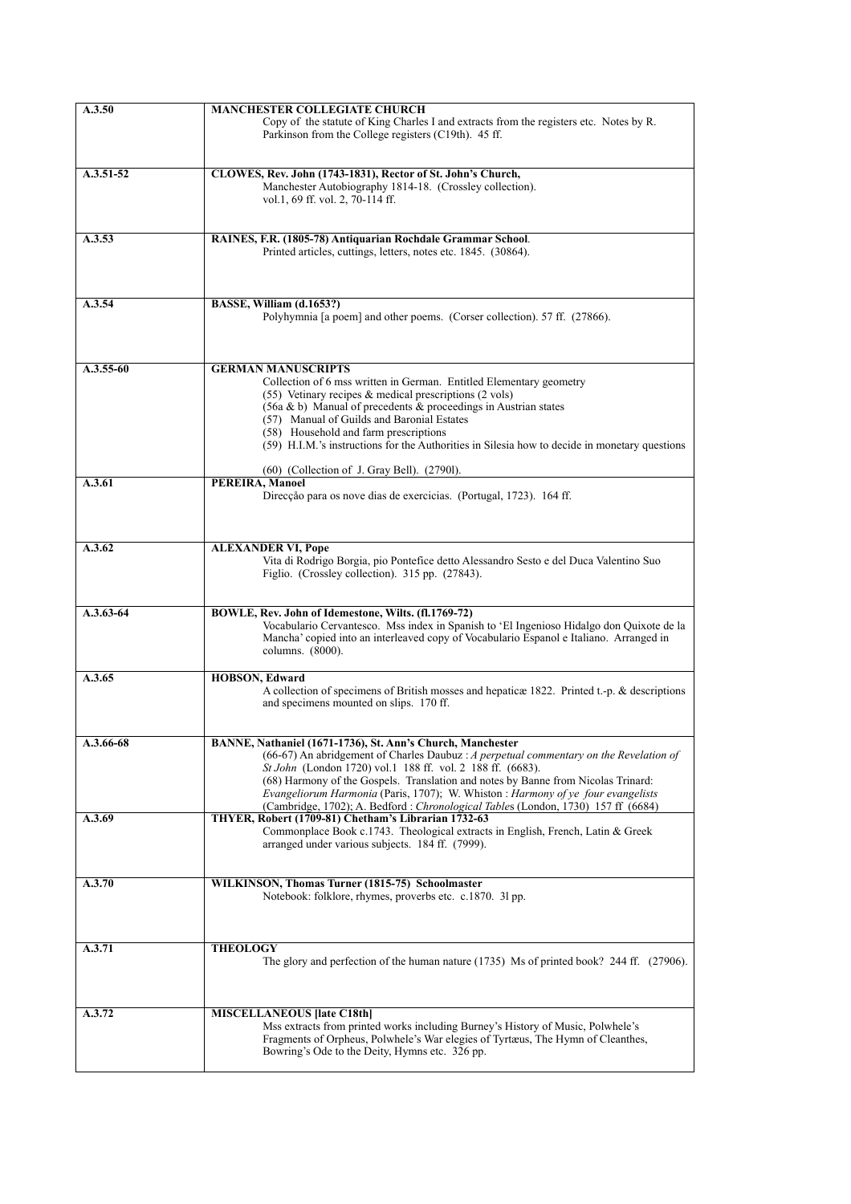| | |
|---|---|
| **A.3.50** | **MANCHESTER COLLEGIATE CHURCH**<br>Copy of the statute of King Charles I and extracts from the registers etc. Notes by R. Parkinson from the College registers (C19th). 45 ff. |
| **A.3.51-52** | **CLOWES, Rev. John (1743-1831), Rector of St. John's Church,**<br>Manchester Autobiography 1814-18. (Crossley collection).<br>vol.1, 69 ff. vol. 2, 70-114 ff. |
| **A.3.53** | **RAINES, F.R. (1805-78) Antiquarian Rochdale Grammar School**.<br>Printed articles, cuttings, letters, notes etc. 1845. (30864). |
| **A.3.54** | **BASSE, William (d.1653?)**<br>Polyhymnia [a poem] and other poems. (Corser collection). 57 ff. (27866). |
| **A.3.55-60** | **GERMAN MANUSCRIPTS**<br>Collection of 6 mss written in German. Entitled Elementary geometry<br>(55) Vetinary recipes & medical prescriptions (2 vols)<br>(56a & b) Manual of precedents & proceedings in Austrian states<br>(57) Manual of Guilds and Baronial Estates<br>(58) Household and farm prescriptions<br>(59) H.I.M.'s instructions for the Authorities in Silesia how to decide in monetary questions<br><br>(60) (Collection of J. Gray Bell). (2790l). |
| **A.3.61** | **PEREIRA, Manoel**<br>Direcção para os nove dias de exercicias. (Portugal, 1723). 164 ff. |
| **A.3.62** | **ALEXANDER VI, Pope**<br>Vita di Rodrigo Borgia, pio Pontefice detto Alessandro Sesto e del Duca Valentino Suo Figlio. (Crossley collection). 315 pp. (27843). |
| **A.3.63-64** | **BOWLE, Rev. John of Idemestone, Wilts. (fl.1769-72)**<br>Vocabulario Cervantesco. Mss index in Spanish to 'El Ingenioso Hidalgo don Quixote de la Mancha' copied into an interleaved copy of Vocabulario Espanol e Italiano. Arranged in columns. (8000). |
| **A.3.65** | **HOBSON, Edward**<br>A collection of specimens of British mosses and hepaticæ 1822. Printed t.-p. & descriptions and specimens mounted on slips. 170 ff. |
| **A.3.66-68** | **BANNE, Nathaniel (1671-1736), St. Ann's Church, Manchester**<br>(66-67) An abridgement of Charles Daubuz : *A perpetual commentary on the Revelation of St John* (London 1720) vol.1 188 ff. vol. 2 188 ff. (6683).<br>(68) Harmony of the Gospels. Translation and notes by Banne from Nicolas Trinard: *Evangeliorum Harmonia* (Paris, 1707); W. Whiston : *Harmony of ye four evangelists* (Cambridge, 1702); A. Bedford : *Chronological Table*s (London, 1730) 157 ff (6684) |
| **A.3.69** | **THYER, Robert (1709-81) Chetham's Librarian 1732-63**<br>Commonplace Book c.1743. Theological extracts in English, French, Latin & Greek arranged under various subjects. 184 ff. (7999). |
| **A.3.70** | **WILKINSON, Thomas Turner (1815-75) Schoolmaster**<br>Notebook: folklore, rhymes, proverbs etc. c.1870. 3l pp. |
| **A.3.71** | **THEOLOGY**<br>The glory and perfection of the human nature (1735) Ms of printed book? 244 ff. (27906). |
| **A.3.72** | **MISCELLANEOUS [late C18th]**<br>Mss extracts from printed works including Burney's History of Music, Polwhele's Fragments of Orpheus, Polwhele's War elegies of Tyrtæus, The Hymn of Cleanthes, Bowring's Ode to the Deity, Hymns etc. 326 pp. |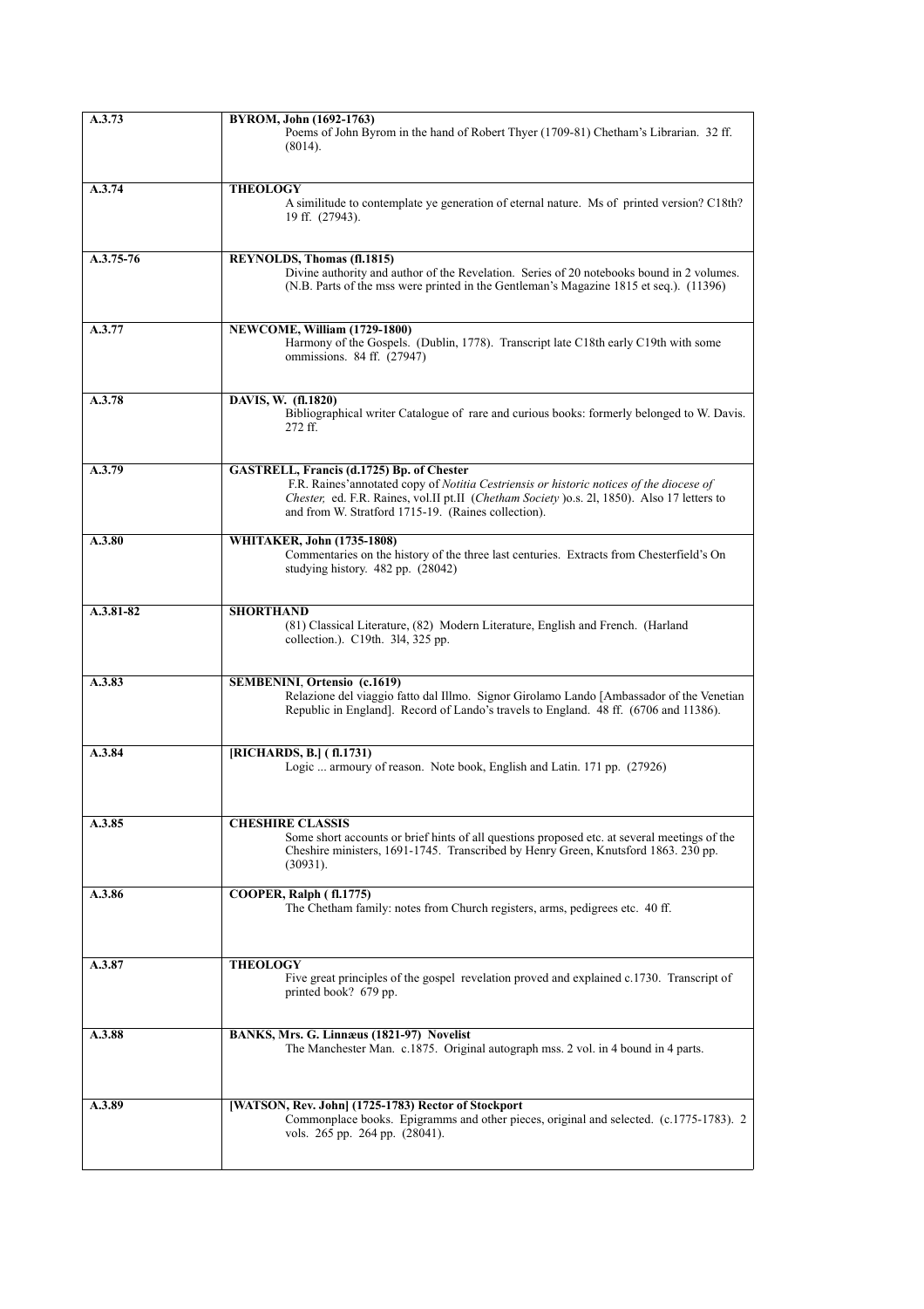| | |
|---|---|
| A.3.73 | **BYROM, John (1692-1763)**<br>Poems of John Byrom in the hand of Robert Thyer (1709-81) Chetham's Librarian. 32 ff. (8014). |
| A.3.74 | **THEOLOGY**<br>A similitude to contemplate ye generation of eternal nature. Ms of printed version? C18th? 19 ff. (27943). |
| A.3.75-76 | **REYNOLDS, Thomas (fl.1815)**<br>Divine authority and author of the Revelation. Series of 20 notebooks bound in 2 volumes. (N.B. Parts of the mss were printed in the Gentleman's Magazine 1815 et seq.). (11396) |
| A.3.77 | **NEWCOME, William (1729-1800)**<br>Harmony of the Gospels. (Dublin, 1778). Transcript late C18th early C19th with some ommissions. 84 ff. (27947) |
| A.3.78 | **DAVIS, W. (fl.1820)**<br>Bibliographical writer Catalogue of rare and curious books: formerly belonged to W. Davis. 272 ff. |
| A.3.79 | **GASTRELL, Francis (d.1725) Bp. of Chester**<br>F.R. Raines'annotated copy of *Notitia Cestriensis or historic notices of the diocese of Chester,* ed. F.R. Raines, vol.II pt.II (*Chetham Society* )o.s. 2l, 1850). Also 17 letters to and from W. Stratford 1715-19. (Raines collection). |
| A.3.80 | **WHITAKER, John (1735-1808)**<br>Commentaries on the history of the three last centuries. Extracts from Chesterfield's On studying history. 482 pp. (28042) |
| A.3.81-82 | **SHORTHAND**<br>(81) Classical Literature, (82) Modern Literature, English and French. (Harland collection.). C19th. 3l4, 325 pp. |
| A.3.83 | **SEMBENINI, Ortensio (c.1619)**<br>Relazione del viaggio fatto dal Illmo. Signor Girolamo Lando [Ambassador of the Venetian Republic in England]. Record of Lando's travels to England. 48 ff. (6706 and 11386). |
| A.3.84 | **[RICHARDS, B.] ( fl.1731)**<br>Logic ... armoury of reason. Note book, English and Latin. 171 pp. (27926) |
| A.3.85 | **CHESHIRE CLASSIS**<br>Some short accounts or brief hints of all questions proposed etc. at several meetings of the Cheshire ministers, 1691-1745. Transcribed by Henry Green, Knutsford 1863. 230 pp. (30931). |
| A.3.86 | **COOPER, Ralph ( fl.1775)**<br>The Chetham family: notes from Church registers, arms, pedigrees etc. 40 ff. |
| A.3.87 | **THEOLOGY**<br>Five great principles of the gospel revelation proved and explained c.1730. Transcript of printed book? 679 pp. |
| A.3.88 | **BANKS, Mrs. G. Linnæus (1821-97) Novelist**<br>The Manchester Man. c.1875. Original autograph mss. 2 vol. in 4 bound in 4 parts. |
| A.3.89 | **[WATSON, Rev. John] (1725-1783) Rector of Stockport**<br>Commonplace books. Epigramms and other pieces, original and selected. (c.1775-1783). 2 vols. 265 pp. 264 pp. (28041). |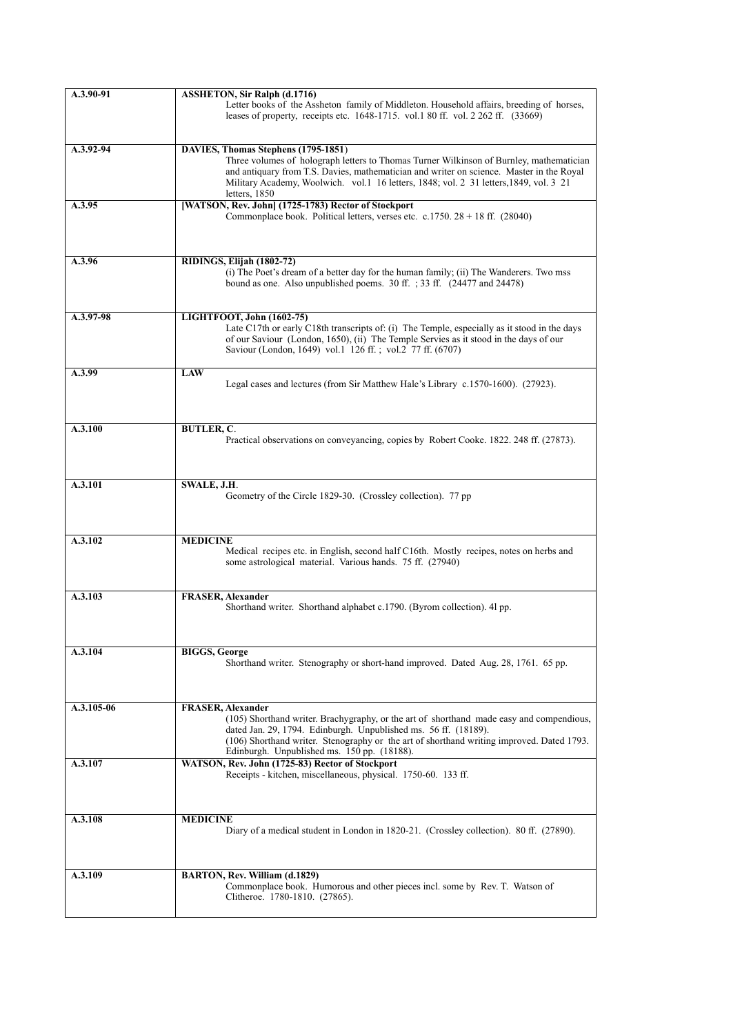| | |
|---|---|
| A.3.90-91 | **ASSHETON, Sir Ralph (d.1716)**<br>Letter books of the Assheton family of Middleton. Household affairs, breeding of horses, leases of property, receipts etc. 1648-1715. vol.1 80 ff. vol. 2 262 ff. (33669) |
| A.3.92-94 | **DAVIES, Thomas Stephens (1795-1851)**<br>Three volumes of holograph letters to Thomas Turner Wilkinson of Burnley, mathematician and antiquary from T.S. Davies, mathematician and writer on science. Master in the Royal Military Academy, Woolwich. vol.1 16 letters, 1848; vol. 2 31 letters,1849, vol. 3 21 letters, 1850 |
| A.3.95 | **[WATSON, Rev. John] (1725-1783) Rector of Stockport**<br>Commonplace book. Political letters, verses etc. c.1750. 28 + 18 ff. (28040) |
| A.3.96 | **RIDINGS, Elijah (1802-72)**<br>(i) The Poet's dream of a better day for the human family; (ii) The Wanderers. Two mss bound as one. Also unpublished poems. 30 ff. ; 33 ff. (24477 and 24478) |
| A.3.97-98 | **LIGHTFOOT, John (1602-75)**<br>Late C17th or early C18th transcripts of: (i) The Temple, especially as it stood in the days of our Saviour (London, 1650), (ii) The Temple Servies as it stood in the days of our Saviour (London, 1649) vol.1 126 ff. ; vol.2 77 ff. (6707) |
| A.3.99 | **LAW**<br>Legal cases and lectures (from Sir Matthew Hale's Library c.1570-1600). (27923). |
| A.3.100 | **BUTLER, C**.<br>Practical observations on conveyancing, copies by Robert Cooke. 1822. 248 ff. (27873). |
| A.3.101 | **SWALE, J.H**.<br>Geometry of the Circle 1829-30. (Crossley collection). 77 pp |
| A.3.102 | **MEDICINE**<br>Medical recipes etc. in English, second half C16th. Mostly recipes, notes on herbs and some astrological material. Various hands. 75 ff. (27940) |
| A.3.103 | **FRASER, Alexander**<br>Shorthand writer. Shorthand alphabet c.1790. (Byrom collection). 4l pp. |
| A.3.104 | **BIGGS, George**<br>Shorthand writer. Stenography or short-hand improved. Dated Aug. 28, 1761. 65 pp. |
| A.3.105-06 | **FRASER, Alexander**<br>(105) Shorthand writer. Brachygraphy, or the art of shorthand made easy and compendious, dated Jan. 29, 1794. Edinburgh. Unpublished ms. 56 ff. (18189).<br>(106) Shorthand writer. Stenography or the art of shorthand writing improved. Dated 1793. Edinburgh. Unpublished ms. 150 pp. (18188). |
| A.3.107 | **WATSON, Rev. John (1725-83) Rector of Stockport**<br>Receipts - kitchen, miscellaneous, physical. 1750-60. 133 ff. |
| A.3.108 | **MEDICINE**<br>Diary of a medical student in London in 1820-21. (Crossley collection). 80 ff. (27890). |
| A.3.109 | **BARTON, Rev. William (d.1829)**<br>Commonplace book. Humorous and other pieces incl. some by Rev. T. Watson of Clitheroe. 1780-1810. (27865). |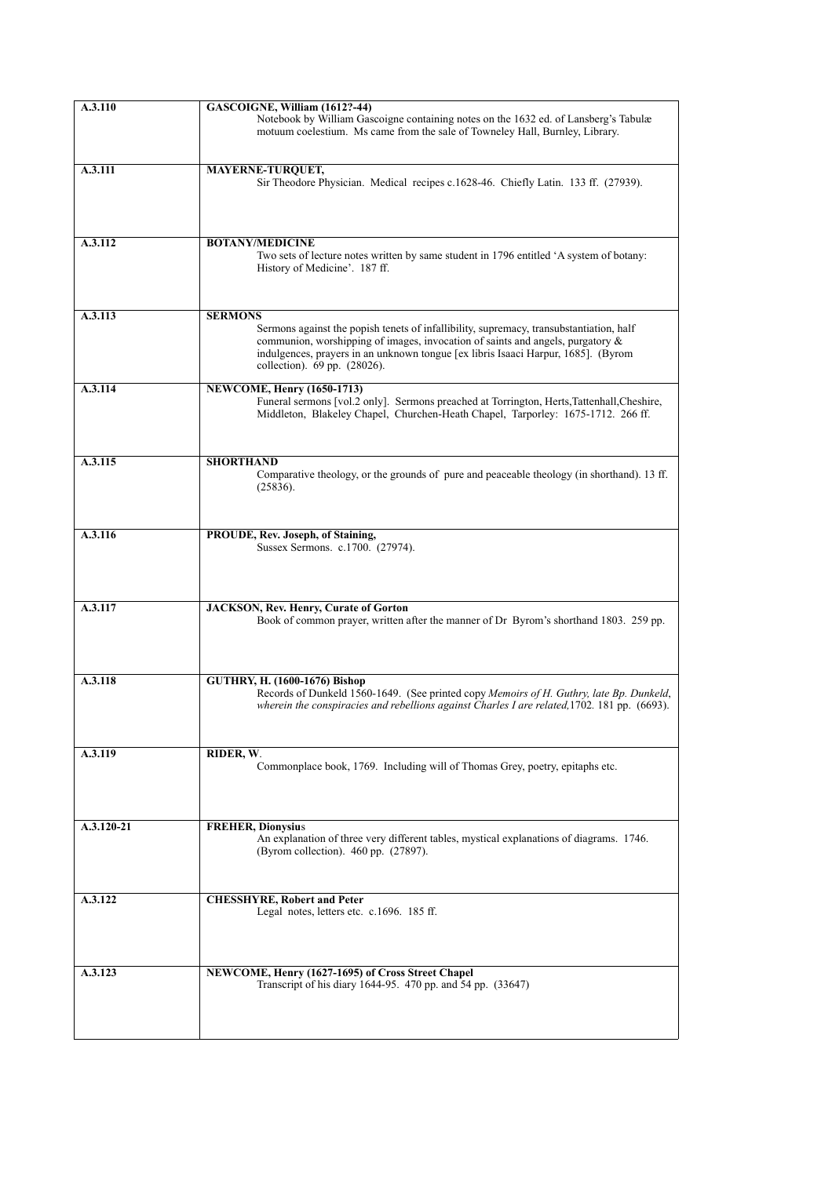| | |
|---|---|
| **A.3.110** | **GASCOIGNE, William (1612?-44)**<br>Notebook by William Gascoigne containing notes on the 1632 ed. of Lansberg's Tabulæ motuum coelestium. Ms came from the sale of Towneley Hall, Burnley, Library. |
| **A.3.111** | **MAYERNE-TURQUET,**<br>Sir Theodore Physician. Medical recipes c.1628-46. Chiefly Latin. 133 ff. (27939). |
| **A.3.112** | **BOTANY/MEDICINE**<br>Two sets of lecture notes written by same student in 1796 entitled 'A system of botany: History of Medicine'. 187 ff. |
| **A.3.113** | **SERMONS**<br>Sermons against the popish tenets of infallibility, supremacy, transubstantiation, half communion, worshipping of images, invocation of saints and angels, purgatory & indulgences, prayers in an unknown tongue [ex libris Isaaci Harpur, 1685]. (Byrom collection). 69 pp. (28026). |
| **A.3.114** | **NEWCOME, Henry (1650-1713)**<br>Funeral sermons [vol.2 only]. Sermons preached at Torrington, Herts,Tattenhall,Cheshire, Middleton, Blakeley Chapel, Churchen-Heath Chapel, Tarporley: 1675-1712. 266 ff. |
| **A.3.115** | **SHORTHAND**<br>Comparative theology, or the grounds of pure and peaceable theology (in shorthand). 13 ff. (25836). |
| **A.3.116** | **PROUDE, Rev. Joseph, of Staining,**<br>Sussex Sermons. c.1700. (27974). |
| **A.3.117** | **JACKSON, Rev. Henry, Curate of Gorton**<br>Book of common prayer, written after the manner of Dr Byrom's shorthand 1803. 259 pp. |
| **A.3.118** | **GUTHRY, H. (1600-1676) Bishop**<br>Records of Dunkeld 1560-1649. (See printed copy *Memoirs of H. Guthry, late Bp. Dunkeld, wherein the conspiracies and rebellions against Charles I are related,*1702. 181 pp. (6693). |
| **A.3.119** | **RIDER, W**.<br>Commonplace book, 1769. Including will of Thomas Grey, poetry, epitaphs etc. |
| **A.3.120-21** | **FREHER, Dionysius**<br>An explanation of three very different tables, mystical explanations of diagrams. 1746. (Byrom collection). 460 pp. (27897). |
| **A.3.122** | **CHESSHYRE, Robert and Peter**<br>Legal notes, letters etc. c.1696. 185 ff. |
| **A.3.123** | **NEWCOME, Henry (1627-1695) of Cross Street Chapel**<br>Transcript of his diary 1644-95. 470 pp. and 54 pp. (33647) |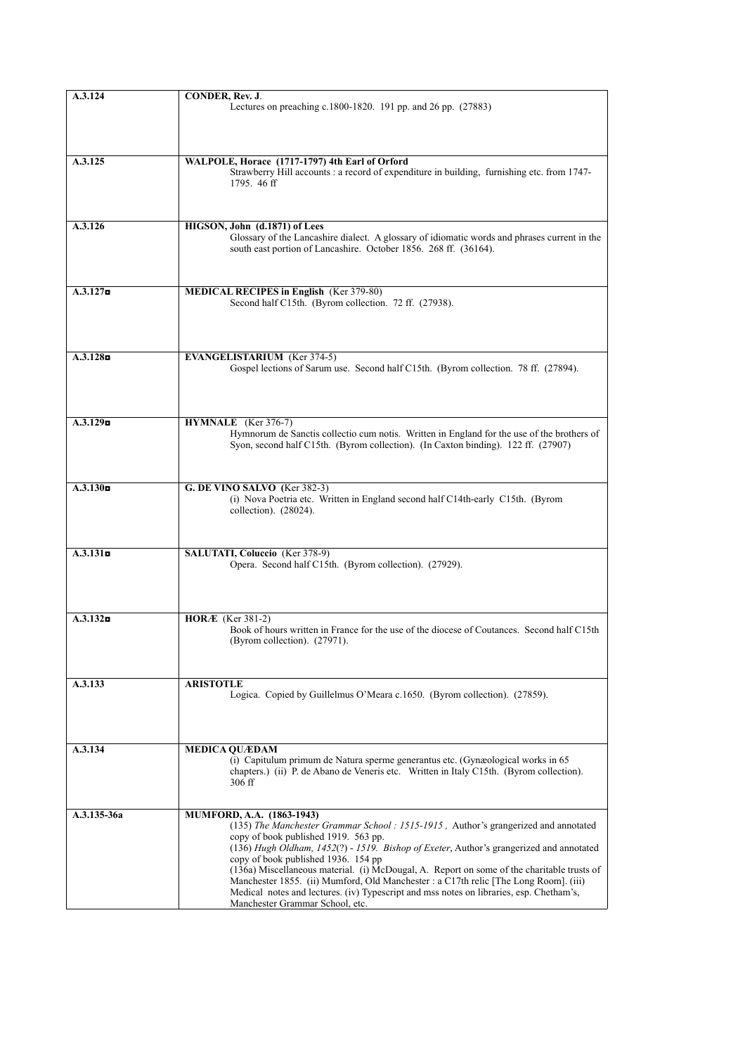| | |
|---|---|
| **A.3.124** | **CONDER, Rev. J**.<br>Lectures on preaching c.1800-1820. 191 pp. and 26 pp. (27883) |
| **A.3.125** | **WALPOLE, Horace (1717-1797) 4th Earl of Orford**<br>Strawberry Hill accounts : a record of expenditure in building, furnishing etc. from 1747-1795. 46 ff |
| **A.3.126** | **HIGSON, John (d.1871) of Lees**<br>Glossary of the Lancashire dialect. A glossary of idiomatic words and phrases current in the south east portion of Lancashire. October 1856. 268 ff. (36164). |
| **A.3.127◘** | **MEDICAL RECIPES in English** (Ker 379-80)<br>Second half C15th. (Byrom collection. 72 ff. (27938). |
| **A.3.128◘** | **EVANGELISTARIUM** (Ker 374-5)<br>Gospel lections of Sarum use. Second half C15th. (Byrom collection. 78 ff. (27894). |
| **A.3.129◘** | **HYMNALE** (Ker 376-7)<br>Hymnorum de Sanctis collectio cum notis. Written in England for the use of the brothers of Syon, second half C15th. (Byrom collection). (In Caxton binding). 122 ff. (27907) |
| **A.3.130◘** | **G. DE VINO SALVO (**Ker 382-3)<br>(i) Nova Poetria etc. Written in England second half C14th-early C15th. (Byrom collection). (28024). |
| **A.3.131◘** | **SALUTATI, Coluccio** (Ker 378-9)<br>Opera. Second half C15th. (Byrom collection). (27929). |
| **A.3.132◘** | **HORÆ** (Ker 381-2)<br>Book of hours written in France for the use of the diocese of Coutances. Second half C15th (Byrom collection). (27971). |
| **A.3.133** | **ARISTOTLE**<br>Logica. Copied by Guillelmus O'Meara c.1650. (Byrom collection). (27859). |
| **A.3.134** | **MEDICA QUÆDAM**<br>(i) Capitulum primum de Natura sperme generantus etc. (Gynæological works in 65 chapters.) (ii) P. de Abano de Veneris etc. Written in Italy C15th. (Byrom collection). 306 ff |
| **A.3.135-36a** | **MUMFORD, A.A. (1863-1943)**<br>(135) *The Manchester Grammar School : 1515-1915* , Author's grangerized and annotated copy of book published 1919. 563 pp.<br>(136) *Hugh Oldham, 1452*(?) *- 1519. Bishop of Exeter*, Author's grangerized and annotated copy of book published 1936. 154 pp<br>(136a) Miscellaneous material. (i) McDougal, A. Report on some of the charitable trusts of Manchester 1855. (ii) Mumford, Old Manchester : a C17th relic [The Long Room]. (iii) Medical notes and lectures. (iv) Typescript and mss notes on libraries, esp. Chetham's, Manchester Grammar School, etc. |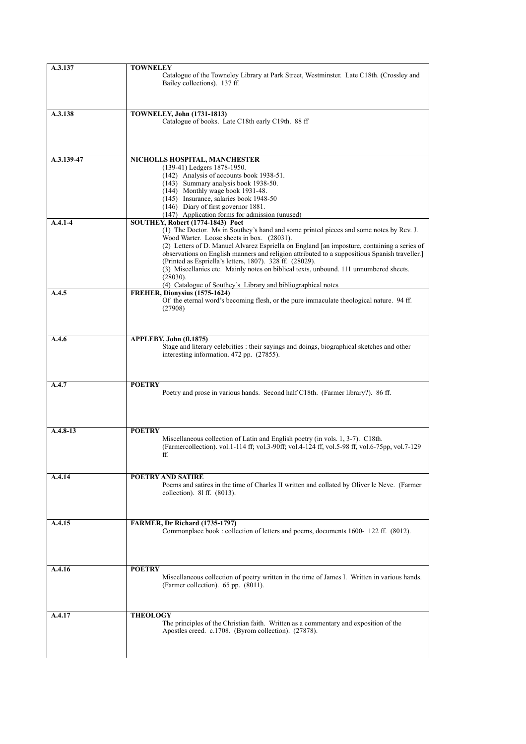| | |
|---|---|
| **A.3.137** | **TOWNELEY**<br>Catalogue of the Towneley Library at Park Street, Westminster. Late C18th. (Crossley and Bailey collections). 137 ff. |
| **A.3.138** | **TOWNELEY, John (1731-1813)**<br>Catalogue of books. Late C18th early C19th. 88 ff |
| **A.3.139-47** | **NICHOLLS HOSPITAL, MANCHESTER**<br>(139-41) Ledgers 1878-1950.<br>(142) Analysis of accounts book 1938-51.<br>(143) Summary analysis book 1938-50.<br>(144) Monthly wage book 1931-48.<br>(145) Insurance, salaries book 1948-50<br>(146) Diary of first governor 1881.<br>(147) Application forms for admission (unused) |
| **A.4.1-4** | **SOUTHEY, Robert (1774-1843) Poet**<br>(1) The Doctor. Ms in Southey's hand and some printed pieces and some notes by Rev. J. Wood Warter. Loose sheets in box. (28031).<br>(2) Letters of D. Manuel Alvarez Espriella on England [an imposture, containing a series of observations on English manners and religion attributed to a suppositious Spanish traveller.] (Printed as Espriella's letters, 1807). 328 ff. (28029).<br>(3) Miscellanies etc. Mainly notes on biblical texts, unbound. 111 unnumbered sheets. (28030).<br>(4) Catalogue of Southey's Library and bibliographical notes |
| **A.4.5** | **FREHER, Dionysius (1575-1624)**<br>Of the eternal word's becoming flesh, or the pure immaculate theological nature. 94 ff. (27908) |
| **A.4.6** | **APPLEBY, John (fl.1875)**<br>Stage and literary celebrities : their sayings and doings, biographical sketches and other interesting information. 472 pp. (27855). |
| **A.4.7** | **POETRY**<br>Poetry and prose in various hands. Second half C18th. (Farmer library?). 86 ff. |
| **A.4.8-13** | **POETRY**<br>Miscellaneous collection of Latin and English poetry (in vols. 1, 3-7). C18th. (Farmercollection). vol.1-114 ff; vol.3-90ff; vol.4-124 ff, vol.5-98 ff, vol.6-75pp, vol.7-129 ff. |
| **A.4.14** | **POETRY AND SATIRE**<br>Poems and satires in the time of Charles II written and collated by Oliver le Neve. (Farmer collection). 8l ff. (8013). |
| **A.4.15** | **FARMER, Dr Richard (1735-1797)**<br>Commonplace book : collection of letters and poems, documents 1600- 122 ff. (8012). |
| **A.4.16** | **POETRY**<br>Miscellaneous collection of poetry written in the time of James I. Written in various hands. (Farmer collection). 65 pp. (8011). |
| **A.4.17** | **THEOLOGY**<br>The principles of the Christian faith. Written as a commentary and exposition of the Apostles creed. c.1708. (Byrom collection). (27878). |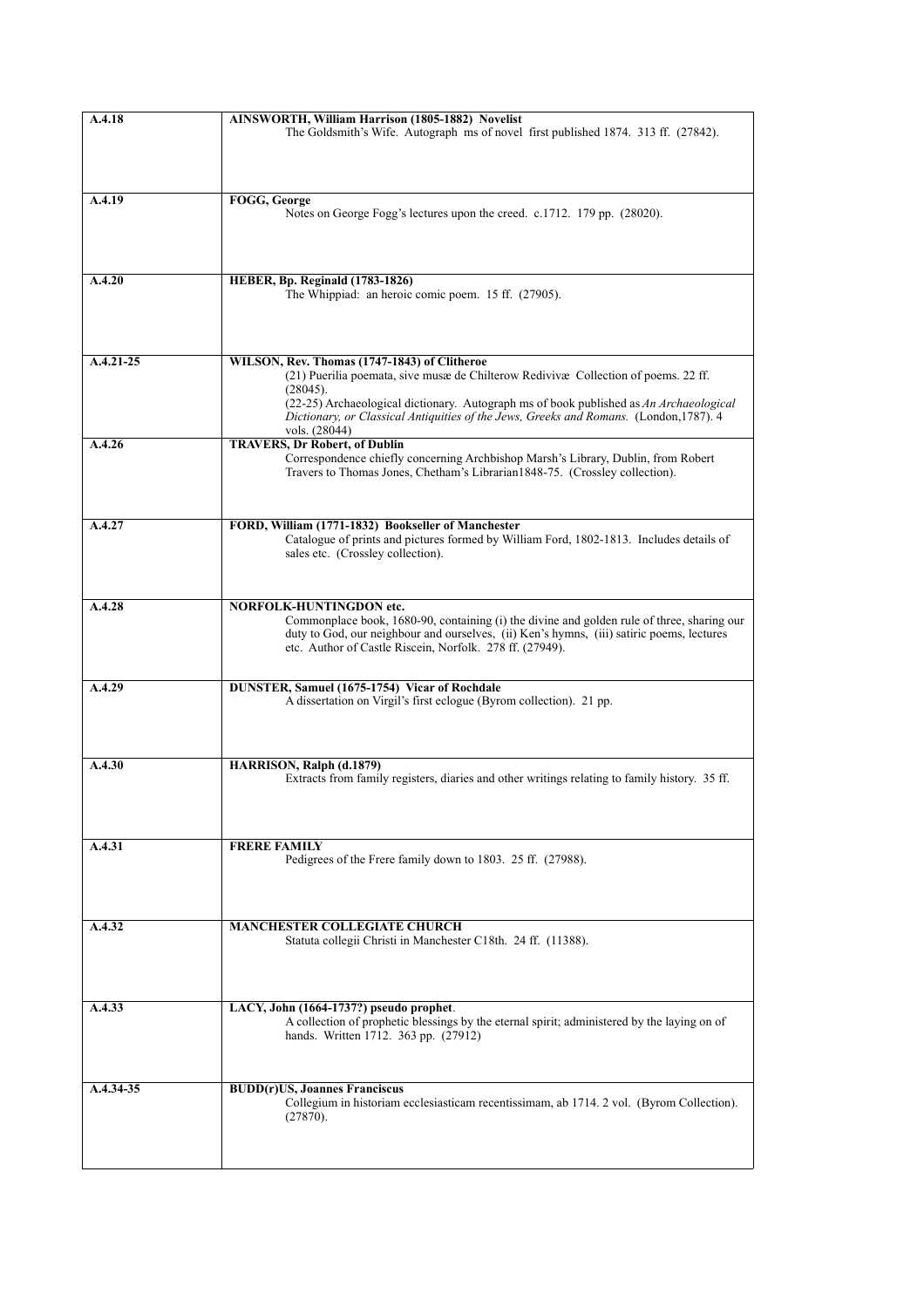| | |
|---|---|
| A.4.18 | **AINSWORTH, William Harrison (1805-1882) Novelist**<br>The Goldsmith's Wife. Autograph ms of novel first published 1874. 313 ff. (27842). |
| A.4.19 | **FOGG, George**<br>Notes on George Fogg's lectures upon the creed. c.1712. 179 pp. (28020). |
| A.4.20 | **HEBER, Bp. Reginald (1783-1826)**<br>The Whippiad: an heroic comic poem. 15 ff. (27905). |
| A.4.21-25 | **WILSON, Rev. Thomas (1747-1843) of Clitheroe**<br>(21) Puerilia poemata, sive musæ de Chilterow Rediviva​e Collection of poems. 22 ff. (28045).<br>(22-25) Archaeological dictionary. Autograph ms of book published as *An Archaeological Dictionary, or Classical Antiquities of the Jews, Greeks and Romans.* (London,1787). 4 vols. (28044) |
| A.4.26 | **TRAVERS, Dr Robert, of Dublin**<br>Correspondence chiefly concerning Archbishop Marsh's Library, Dublin, from Robert Travers to Thomas Jones, Chetham's Librarian1848-75. (Crossley collection). |
| A.4.27 | **FORD, William (1771-1832) Bookseller of Manchester**<br>Catalogue of prints and pictures formed by William Ford, 1802-1813. Includes details of sales etc. (Crossley collection). |
| A.4.28 | **NORFOLK-HUNTINGDON etc.**<br>Commonplace book, 1680-90, containing (i) the divine and golden rule of three, sharing our duty to God, our neighbour and ourselves, (ii) Ken's hymns, (iii) satiric poems, lectures etc. Author of Castle Riscein, Norfolk. 278 ff. (27949). |
| A.4.29 | **DUNSTER, Samuel (1675-1754) Vicar of Rochdale**<br>A dissertation on Virgil's first eclogue (Byrom collection). 21 pp. |
| A.4.30 | **HARRISON, Ralph (d.1879)**<br>Extracts from family registers, diaries and other writings relating to family history. 35 ff. |
| A.4.31 | **FRERE FAMILY**<br>Pedigrees of the Frere family down to 1803. 25 ff. (27988). |
| A.4.32 | **MANCHESTER COLLEGIATE CHURCH**<br>Statuta collegii Christi in Manchester C18th. 24 ff. (11388). |
| A.4.33 | **LACY, John (1664-1737?) pseudo prophet**.<br>A collection of prophetic blessings by the eternal spirit; administered by the laying on of hands. Written 1712. 363 pp. (27912) |
| A.4.34-35 | **BUDD(r)US, Joannes Franciscus**<br>Collegium in historiam ecclesiasticam recentissimam, ab 1714. 2 vol. (Byrom Collection). (27870). |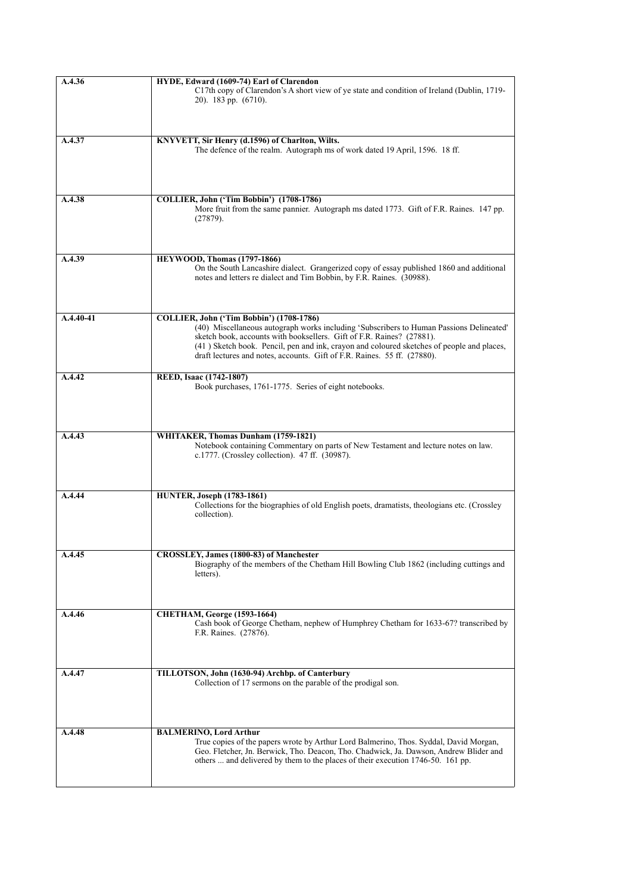| | |
|---|---|
| **A.4.36** | **HYDE, Edward (1609-74) Earl of Clarendon**<br>C17th copy of Clarendon's A short view of ye state and condition of Ireland (Dublin, 1719-20). 183 pp. (6710). |
| **A.4.37** | **KNYVETT, Sir Henry (d.1596) of Charlton, Wilts.**<br>The defence of the realm. Autograph ms of work dated 19 April, 1596. 18 ff. |
| **A.4.38** | **COLLIER, John ('Tim Bobbin') (1708-1786)**<br>More fruit from the same pannier. Autograph ms dated 1773. Gift of F.R. Raines. 147 pp. (27879). |
| **A.4.39** | **HEYWOOD, Thomas (1797-1866)**<br>On the South Lancashire dialect. Grangerized copy of essay published 1860 and additional notes and letters re dialect and Tim Bobbin, by F.R. Raines. (30988). |
| **A.4.40-41** | **COLLIER, John ('Tim Bobbin') (1708-1786)**<br>(40) Miscellaneous autograph works including 'Subscribers to Human Passions Delineated' sketch book, accounts with booksellers. Gift of F.R. Raines? (27881).<br>(41 ) Sketch book. Pencil, pen and ink, crayon and coloured sketches of people and places, draft lectures and notes, accounts. Gift of F.R. Raines. 55 ff. (27880). |
| **A.4.42** | **REED, Isaac (1742-1807)**<br>Book purchases, 1761-1775. Series of eight notebooks. |
| **A.4.43** | **WHITAKER, Thomas Dunham (1759-1821)**<br>Notebook containing Commentary on parts of New Testament and lecture notes on law. c.1777. (Crossley collection). 47 ff. (30987). |
| **A.4.44** | **HUNTER, Joseph (1783-1861)**<br>Collections for the biographies of old English poets, dramatists, theologians etc. (Crossley collection). |
| **A.4.45** | **CROSSLEY, James (1800-83) of Manchester**<br>Biography of the members of the Chetham Hill Bowling Club 1862 (including cuttings and letters). |
| **A.4.46** | **CHETHAM, George (1593-1664)**<br>Cash book of George Chetham, nephew of Humphrey Chetham for 1633-67? transcribed by F.R. Raines. (27876). |
| **A.4.47** | **TILLOTSON, John (1630-94) Archbp. of Canterbury**<br>Collection of 17 sermons on the parable of the prodigal son. |
| **A.4.48** | **BALMERINO, Lord Arthur**<br>True copies of the papers wrote by Arthur Lord Balmerino, Thos. Syddal, David Morgan, Geo. Fletcher, Jn. Berwick, Tho. Deacon, Tho. Chadwick, Ja. Dawson, Andrew Blider and others ... and delivered by them to the places of their execution 1746-50. 161 pp. |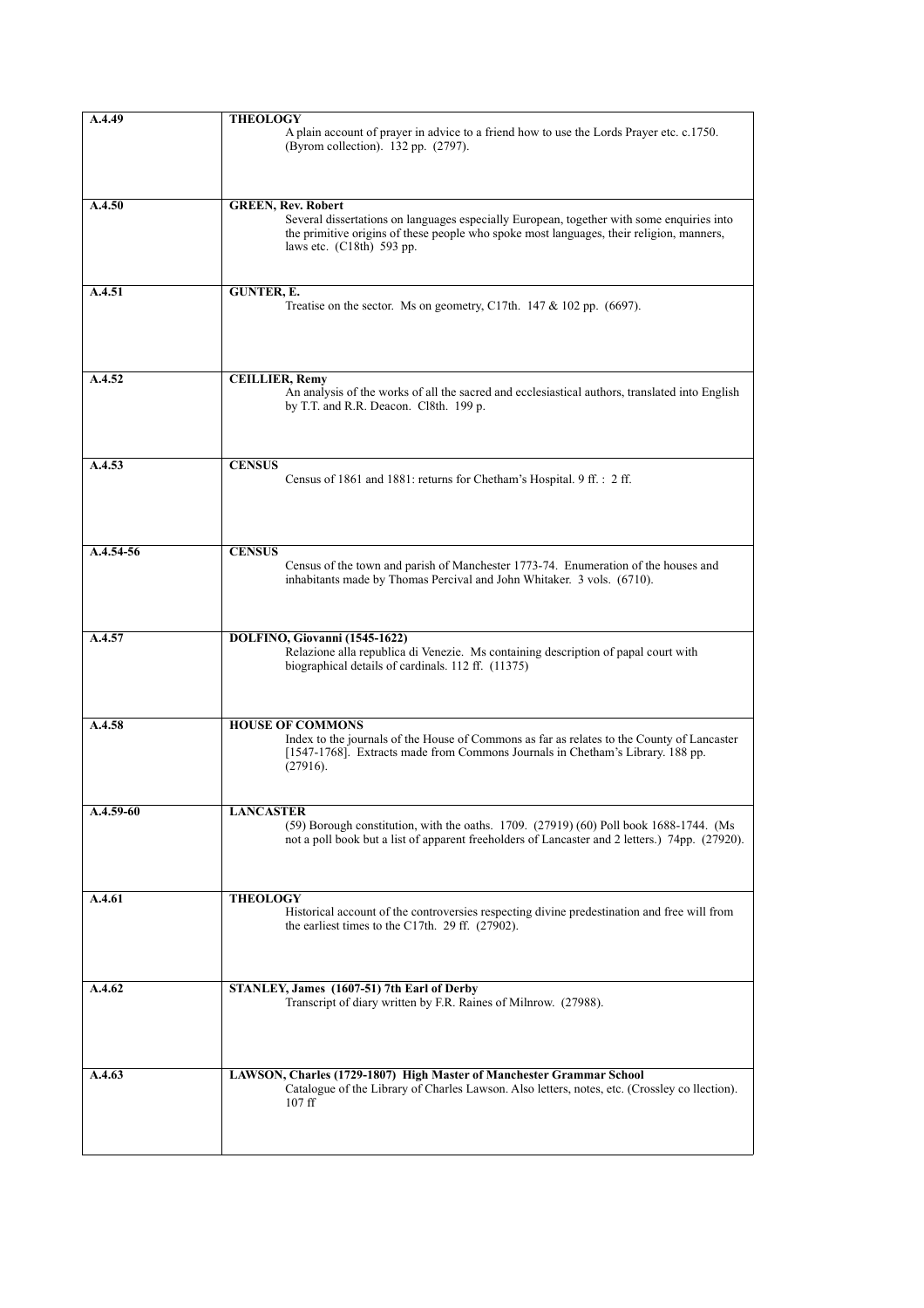| | |
|---|---|
| **A.4.49** | **THEOLOGY**<br>A plain account of prayer in advice to a friend how to use the Lords Prayer etc. c.1750. (Byrom collection). 132 pp. (2797). |
| **A.4.50** | **GREEN, Rev. Robert**<br>Several dissertations on languages especially European, together with some enquiries into the primitive origins of these people who spoke most languages, their religion, manners, laws etc. (C18th) 593 pp. |
| **A.4.51** | **GUNTER, E.**<br>Treatise on the sector. Ms on geometry, C17th. 147 & 102 pp. (6697). |
| **A.4.52** | **CEILLIER, Remy**<br>An analysis of the works of all the sacred and ecclesiastical authors, translated into English by T.T. and R.R. Deacon. Cl8th. 199 p. |
| **A.4.53** | **CENSUS**<br>Census of 1861 and 1881: returns for Chetham's Hospital. 9 ff. : 2 ff. |
| **A.4.54-56** | **CENSUS**<br>Census of the town and parish of Manchester 1773-74. Enumeration of the houses and inhabitants made by Thomas Percival and John Whitaker. 3 vols. (6710). |
| **A.4.57** | **DOLFINO, Giovanni (1545-1622)**<br>Relazione alla republica di Venezie. Ms containing description of papal court with biographical details of cardinals. 112 ff. (11375) |
| **A.4.58** | **HOUSE OF COMMONS**<br>Index to the journals of the House of Commons as far as relates to the County of Lancaster [1547-1768]. Extracts made from Commons Journals in Chetham's Library. 188 pp. (27916). |
| **A.4.59-60** | **LANCASTER**<br>(59) Borough constitution, with the oaths. 1709. (27919) (60) Poll book 1688-1744. (Ms not a poll book but a list of apparent freeholders of Lancaster and 2 letters.) 74pp. (27920). |
| **A.4.61** | **THEOLOGY**<br>Historical account of the controversies respecting divine predestination and free will from the earliest times to the C17th. 29 ff. (27902). |
| **A.4.62** | **STANLEY, James (1607-51) 7th Earl of Derby**<br>Transcript of diary written by F.R. Raines of Milnrow. (27988). |
| **A.4.63** | **LAWSON, Charles (1729-1807) High Master of Manchester Grammar School**<br>Catalogue of the Library of Charles Lawson. Also letters, notes, etc. (Crossley co llection). 107 ff |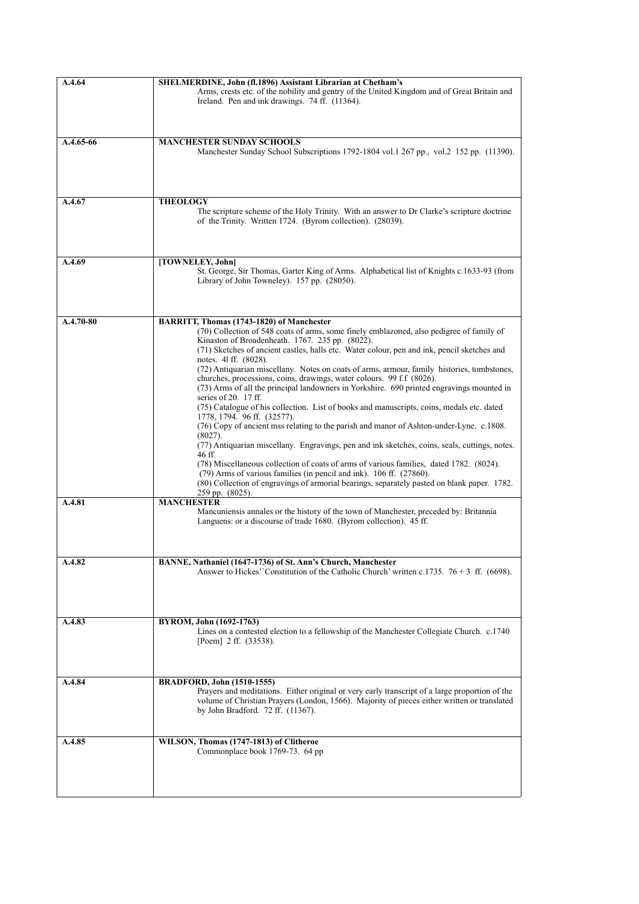| | |
|---|---|
| **A.4.64** | **SHELMERDINE, John (fl.1896) Assistant Librarian at Chetham's**<br>Arms, crests etc. of the nobility and gentry of the United Kingdom and of Great Britain and Ireland. Pen and ink drawings. 74 ff. (11364). |
| **A.4.65-66** | **MANCHESTER SUNDAY SCHOOLS**<br>Manchester Sunday School Subscriptions 1792-1804 vol.1 267 pp., vol.2 152 pp. (11390). |
| **A.4.67** | **THEOLOGY**<br>The scripture scheme of the Holy Trinity. With an answer to Dr Clarke's scripture doctrine of the Trinity. Written 1724. (Byrom collection). (28039). |
| **A.4.69** | **[TOWNELEY, John]**<br>St. George, Sir Thomas, Garter King of Arms. Alphabetical list of Knights c.1633-93 (from Library of John Towneley). 157 pp. (28050). |
| **A.4.70-80** | **BARRITT, Thomas (1743-1820) of Manchester**<br>(70) Collection of 548 coats of arms, some finely emblazoned, also pedigree of family of Kinaston of Broadenheath. 1767. 235 pp. (8022).<br>(71) Sketches of ancient castles, halls etc. Water colour, pen and ink, pencil sketches and notes. 4l ff. (8028).<br>(72) Antiquarian miscellany. Notes on coats of arms, armour, family histories, tombstones, churches, processions, coins, drawings, water colours. 99 f.f (8026).<br>(73) Arms of all the principal landowners in Yorkshire. 690 printed engravings mounted in series of 20. 17 ff.<br>(75) Catalogue of his collection. List of books and manuscripts, coins, medals etc. dated 1778, 1794. 96 ff. (32577).<br>(76) Copy of ancient mss relating to the parish and manor of Ashton-under-Lyne. c.1808. (8027).<br>(77) Antiquarian miscellany. Engravings, pen and ink sketches, coins, seals, cuttings, notes. 46 ff.<br>(78) Miscellaneous collection of coats of arms of various families, dated 1782. (8024).<br>(79) Arms of various families (in pencil and ink). 106 ff. (27860).<br>(80) Collection of engravings of armorial bearings, separately pasted on blank paper. 1782. 259 pp. (8025). |
| **A.4.81** | **MANCHESTER**<br>Mancuniensis annales or the history of the town of Manchester, preceded by: Britannia Languens: or a discourse of trade 1680. (Byrom collection). 45 ff. |
| **A.4.82** | **BANNE, Nathaniel (1647-1736) of St. Ann's Church, Manchester**<br>Answer to Hickes'`Constitution of the Catholic Church' written c.1735. 76 + 3 ff. (6698). |
| **A.4.83** | **BYROM, John (1692-1763)**<br>Lines on a contested election to a fellowship of the Manchester Collegiate Church. c.1740 [Poem] 2 ff. (33538). |
| **A.4.84** | **BRADFORD, John (1510-1555)**<br>Prayers and meditations. Either original or very early transcript of a large proportion of the volume of Christian Prayers (London, 1566). Majority of pieces either written or translated by John Bradford. 72 ff. (11367). |
| **A.4.85** | **WILSON, Thomas (1747-1813) of Clitheroe**<br>Commonplace book 1769-73. 64 pp |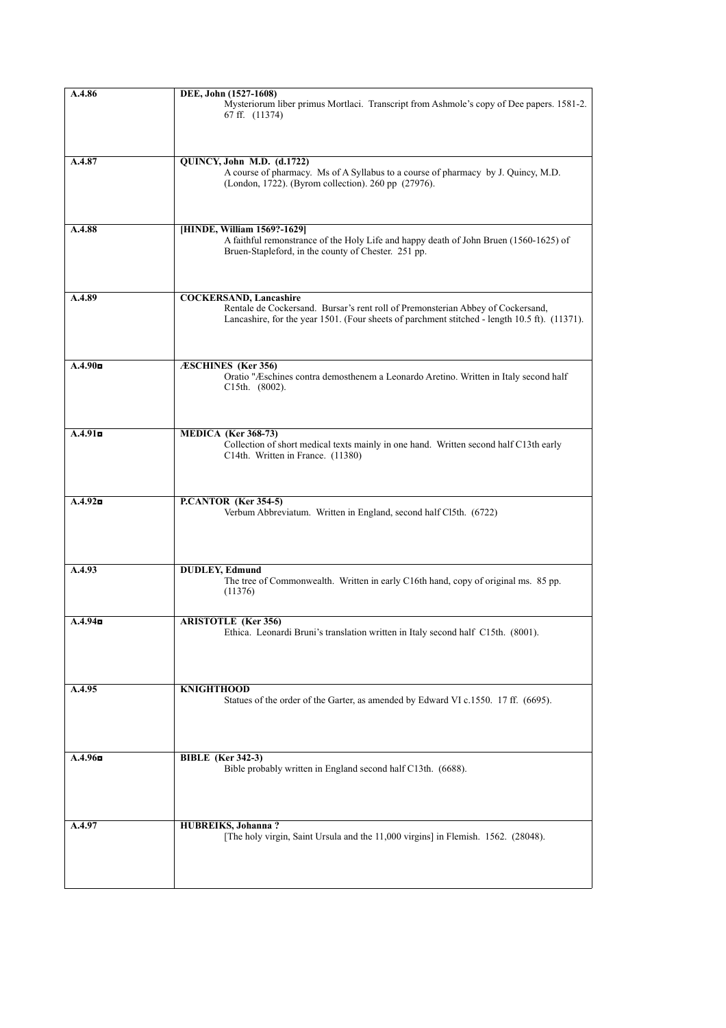| | |
|---|---|
| A.4.86 | **DEE, John (1527-1608)**<br>Mysteriorum liber primus Mortlaci. Transcript from Ashmole's copy of Dee papers. 1581-2. 67 ff. (11374) |
| A.4.87 | **QUINCY, John M.D. (d.1722)**<br>A course of pharmacy. Ms of A Syllabus to a course of pharmacy by J. Quincy, M.D. (London, 1722). (Byrom collection). 260 pp (27976). |
| A.4.88 | **[HINDE, William 1569?-1629]**<br>A faithful remonstrance of the Holy Life and happy death of John Bruen (1560-1625) of Bruen-Stapleford, in the county of Chester. 251 pp. |
| A.4.89 | **COCKERSAND, Lancashire**<br>Rentale de Cockersand. Bursar's rent roll of Premonsterian Abbey of Cockersand, Lancashire, for the year 1501. (Four sheets of parchment stitched - length 10.5 ft). (11371). |
| A.4.90◘ | **ÆSCHINES (Ker 356)**<br>Oratio "Æschines contra demosthenem a Leonardo Aretino. Written in Italy second half C15th. (8002). |
| A.4.91◘ | **MEDICA (Ker 368-73)**<br>Collection of short medical texts mainly in one hand. Written second half C13th early C14th. Written in France. (11380) |
| A.4.92◘ | **P.CANTOR (Ker 354-5)**<br>Verbum Abbreviatum. Written in England, second half Cl5th. (6722) |
| A.4.93 | **DUDLEY, Edmund**<br>The tree of Commonwealth. Written in early C16th hand, copy of original ms. 85 pp. (11376) |
| A.4.94◘ | **ARISTOTLE (Ker 356)**<br>Ethica. Leonardi Bruni's translation written in Italy second half C15th. (8001). |
| A.4.95 | **KNIGHTHOOD**<br>Statues of the order of the Garter, as amended by Edward VI c.1550. 17 ff. (6695). |
| A.4.96◘ | **BIBLE (Ker 342-3)**<br>Bible probably written in England second half C13th. (6688). |
| A.4.97 | **HUBREIKS, Johanna ?**<br>[The holy virgin, Saint Ursula and the 11,000 virgins] in Flemish. 1562. (28048). |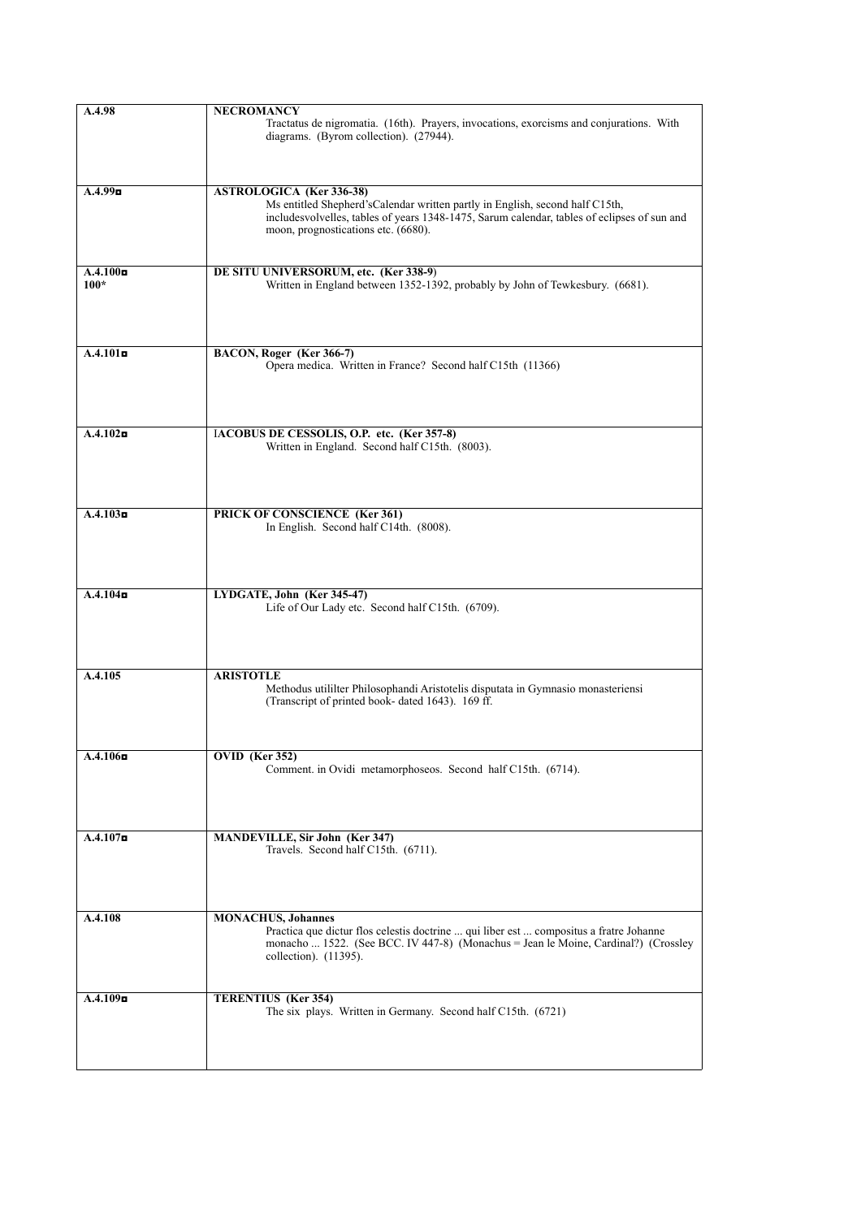| | |
|---|---|
| **A.4.98** | **NECROMANCY**<br>Tractatus de nigromatia. (16th). Prayers, invocations, exorcisms and conjurations. With diagrams. (Byrom collection). (27944). |
| **A.4.99◘** | **ASTROLOGICA (Ker 336-38)**<br>Ms entitled Shepherd'sCalendar written partly in English, second half C15th, includesvolvelles, tables of years 1348-1475, Sarum calendar, tables of eclipses of sun and moon, prognostications etc. (6680). |
| **A.4.100◘**<br>**100*** | **DE SITU UNIVERSORUM, etc. (Ker 338-9)**<br>Written in England between 1352-1392, probably by John of Tewkesbury. (6681). |
| **A.4.101◘** | **BACON, Roger (Ker 366-7)**<br>Opera medica. Written in France? Second half C15th (11366) |
| **A.4.102◘** | **IACOBUS DE CESSOLIS, O.P. etc. (Ker 357-8)**<br>Written in England. Second half C15th. (8003). |
| **A.4.103◘** | **PRICK OF CONSCIENCE (Ker 361)**<br>In English. Second half C14th. (8008). |
| **A.4.104◘** | **LYDGATE, John (Ker 345-47)**<br>Life of Our Lady etc. Second half C15th. (6709). |
| **A.4.105** | **ARISTOTLE**<br>Methodus utililter Philosophandi Aristotelis disputata in Gymnasio monasteriensi (Transcript of printed book- dated 1643). 169 ff. |
| **A.4.106◘** | **OVID (Ker 352)**<br>Comment. in Ovidi metamorphoseos. Second half C15th. (6714). |
| **A.4.107◘** | **MANDEVILLE, Sir John (Ker 347)**<br>Travels. Second half C15th. (6711). |
| **A.4.108** | **MONACHUS, Johannes**<br>Practica que dictur flos celestis doctrine ... qui liber est ... compositus a fratre Johanne monacho ... 1522. (See BCC. IV 447-8) (Monachus = Jean le Moine, Cardinal?) (Crossley collection). (11395). |
| **A.4.109◘** | **TERENTIUS (Ker 354)**<br>The six plays. Written in Germany. Second half C15th. (6721) |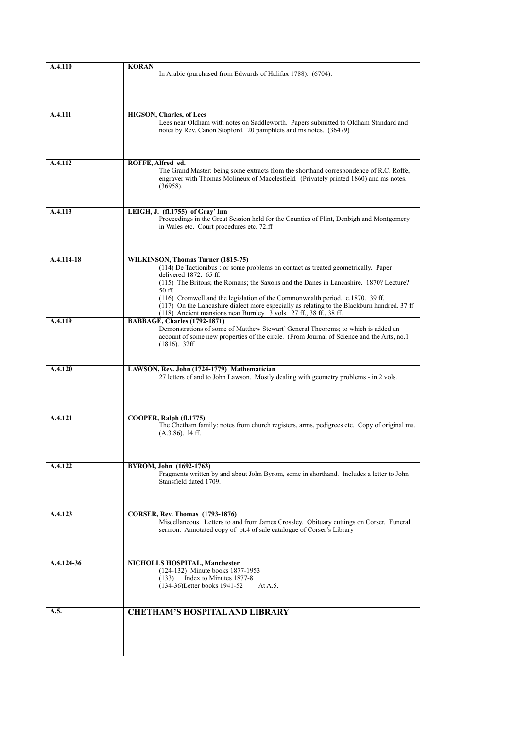| | |
|---|---|
| **A.4.110** | **KORAN**<br>In Arabic (purchased from Edwards of Halifax 1788). (6704). |
| **A.4.111** | **HIGSON, Charles, of Lees**<br>Lees near Oldham with notes on Saddleworth. Papers submitted to Oldham Standard and notes by Rev. Canon Stopford. 20 pamphlets and ms notes. (36479) |
| **A.4.112** | **ROFFE, Alfred ed.**<br>The Grand Master: being some extracts from the shorthand correspondence of R.C. Roffe, engraver with Thomas Molineux of Macclesfield. (Privately printed 1860) and ms notes. (36958). |
| **A.4.113** | **LEIGH, J. (fl.1755) of Gray' Inn**<br>Proceedings in the Great Session held for the Counties of Flint, Denbigh and Montgomery in Wales etc. Court procedures etc. 72.ff |
| **A.4.114-18** | **WILKINSON, Thomas Turner (1815-75)**<br>(114) De Tactionibus : or some problems on contact as treated geometrically. Paper delivered 1872. 65 ff.<br>(115) The Britons; the Romans; the Saxons and the Danes in Lancashire. 1870? Lecture? 50 ff.<br>(116) Cromwell and the legislation of the Commonwealth period. c.1870. 39 ff.<br>(117) On the Lancashire dialect more especially as relating to the Blackburn hundred. 37 ff<br>(118) Ancient mansions near Burnley. 3 vols. 27 ff., 38 ff., 38 ff. |
| **A.4.119** | **BABBAGE, Charles (1792-1871)**<br>Demonstrations of some of Matthew Stewart' General Theorems; to which is added an account of some new properties of the circle. (From Journal of Science and the Arts, no.1 (1816). 32ff |
| **A.4.120** | **LAWSON, Rev. John (1724-1779) Mathematician**<br>27 letters of and to John Lawson. Mostly dealing with geometry problems - in 2 vols. |
| **A.4.121** | **COOPER, Ralph (fl.1775)**<br>The Chetham family: notes from church registers, arms, pedigrees etc. Copy of original ms. (A.3.86). l4 ff. |
| **A.4.122** | **BYROM, John (1692-1763)**<br>Fragments written by and about John Byrom, some in shorthand. Includes a letter to John Stansfield dated 1709. |
| **A.4.123** | **CORSER, Rev. Thomas (1793-1876)**<br>Miscellaneous. Letters to and from James Crossley. Obituary cuttings on Corser. Funeral sermon. Annotated copy of pt.4 of sale catalogue of Corser's Library |
| **A.4.124-36** | **NICHOLLS HOSPITAL, Manchester**<br>(124-132) Minute books 1877-1953<br>(133) Index to Minutes 1877-8<br>(134-36)Letter books 1941-52 At A.5. |
| **A.5.** | **CHETHAM'S HOSPITAL AND LIBRARY** |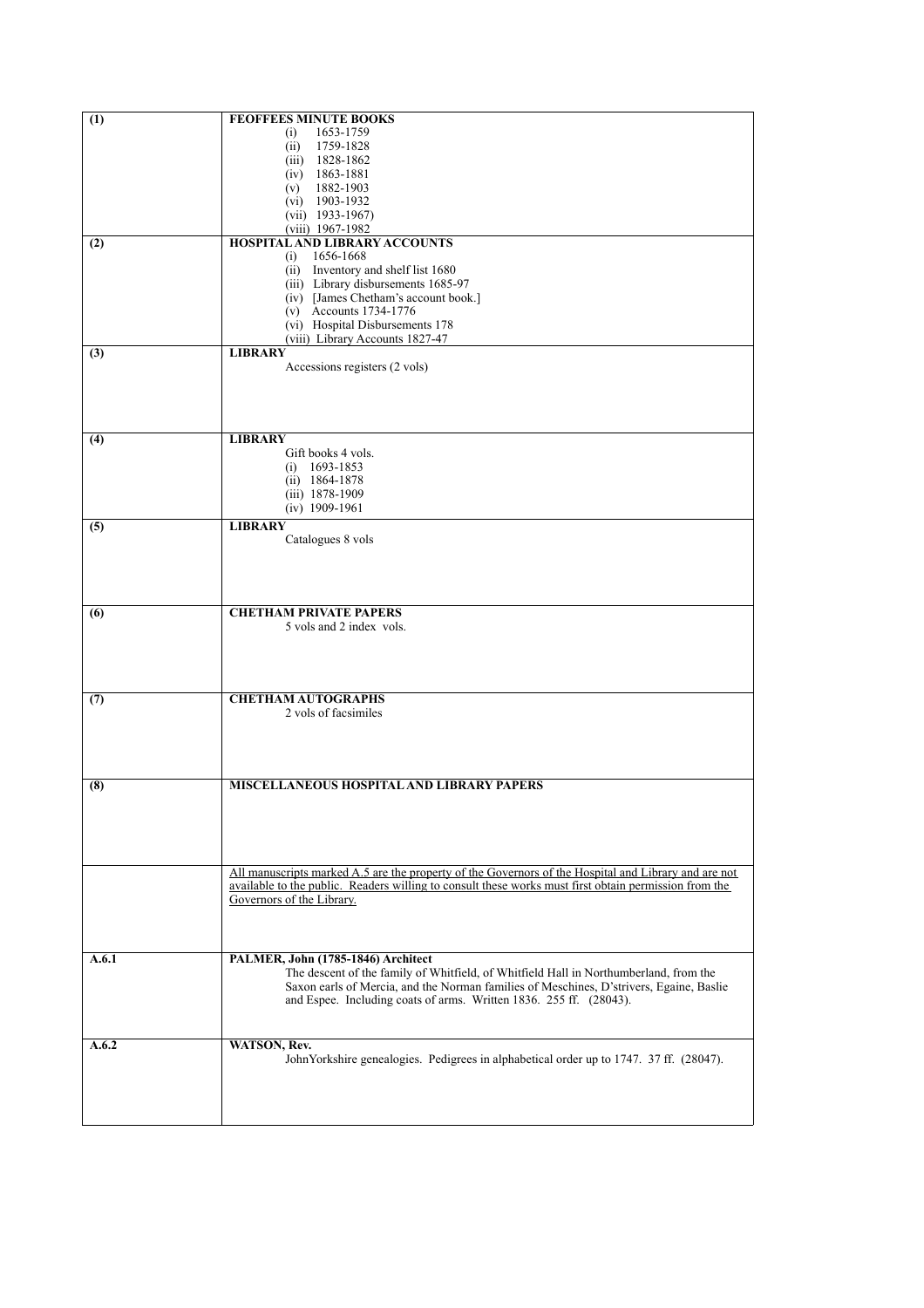| | |
|---|---|
| **(1)** | **FEOFFEES MINUTE BOOKS**<br>(i) 1653-1759<br>(ii) 1759-1828<br>(iii) 1828-1862<br>(iv) 1863-1881<br>(v) 1882-1903<br>(vi) 1903-1932<br>(vii) 1933-1967)<br>(viii) 1967-1982 |
| **(2)** | **HOSPITAL AND LIBRARY ACCOUNTS**<br>(i) 1656-1668<br>(ii) Inventory and shelf list 1680<br>(iii) Library disbursements 1685-97<br>(iv) [James Chetham's account book.]<br>(v) Accounts 1734-1776<br>(vi) Hospital Disbursements 178<br>(viii) Library Accounts 1827-47 |
| **(3)** | **LIBRARY**<br>Accessions registers (2 vols) |
| **(4)** | **LIBRARY**<br>Gift books 4 vols.<br>(i) 1693-1853<br>(ii) 1864-1878<br>(iii) 1878-1909<br>(iv) 1909-1961 |
| **(5)** | **LIBRARY**<br>Catalogues 8 vols |
| **(6)** | **CHETHAM PRIVATE PAPERS**<br>5 vols and 2 index vols. |
| **(7)** | **CHETHAM AUTOGRAPHS**<br>2 vols of facsimiles |
| **(8)** | **MISCELLANEOUS HOSPITAL AND LIBRARY PAPERS** |
| | <u>All manuscripts marked A.5 are the property of the Governors of the Hospital and Library and are not available to the public. Readers willing to consult these works must first obtain permission from the Governors of the Library.</u> |
| **A.6.1** | **PALMER, John (1785-1846) Architect**<br>The descent of the family of Whitfield, of Whitfield Hall in Northumberland, from the Saxon earls of Mercia, and the Norman families of Meschines, D'strivers, Egaine, Baslie and Espee. Including coats of arms. Written 1836. 255 ff. (28043). |
| **A.6.2** | **WATSON, Rev.**<br>JohnYorkshire genealogies. Pedigrees in alphabetical order up to 1747. 37 ff. (28047). |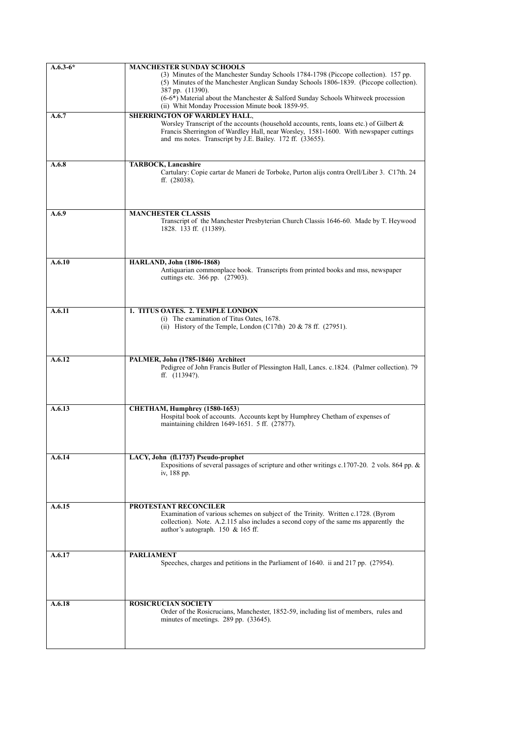| | |
|---|---|
| **A.6.3-6*** | **MANCHESTER SUNDAY SCHOOLS**<br>(3) Minutes of the Manchester Sunday Schools 1784-1798 (Piccope collection). 157 pp.<br>(5) Minutes of the Manchester Anglican Sunday Schools 1806-1839. (Piccope collection). 387 pp. (11390).<br>(6-6*) Material about the Manchester & Salford Sunday Schools Whitweek procession<br>(ii) Whit Monday Procession Minute book 1859-95. |
| **A.6.7** | **SHERRINGTON OF WARDLEY HALL**,<br>Worsley Transcript of the accounts (household accounts, rents, loans etc.) of Gilbert & Francis Sherrington of Wardley Hall, near Worsley, 1581-1600. With newspaper cuttings and ms notes. Transcript by J.E. Bailey. 172 ff. (33655). |
| **A.6.8** | **TARBOCK, Lancashire**<br>Cartulary: Copie cartar de Maneri de Torboke, Purton alijs contra Orell/Liber 3. C17th. 24 ff. (28038). |
| **A.6.9** | **MANCHESTER CLASSIS**<br>Transcript of the Manchester Presbyterian Church Classis 1646-60. Made by T. Heywood 1828. 133 ff. (11389). |
| **A.6.10** | **HARLAND, John (1806-1868)**<br>Antiquarian commonplace book. Transcripts from printed books and mss, newspaper cuttings etc. 366 pp. (27903). |
| **A.6.11** | **1. TITUS OATES. 2. TEMPLE LONDON**<br>(i) The examination of Titus Oates, 1678.<br>(ii) History of the Temple, London (C17th) 20 & 78 ff. (27951). |
| **A.6.12** | **PALMER, John (1785-1846) Architect**<br>Pedigree of John Francis Butler of Plessington Hall, Lancs. c.1824. (Palmer collection). 79 ff. (11394?). |
| **A.6.13** | **CHETHAM, Humphrey (1580-1653)**<br>Hospital book of accounts. Accounts kept by Humphrey Chetham of expenses of maintaining children 1649-1651. 5 ff. (27877). |
| **A.6.14** | **LACY, John (fl.1737) Pseudo-prophet**<br>Expositions of several passages of scripture and other writings c.1707-20. 2 vols. 864 pp. & iv, 188 pp. |
| **A.6.15** | **PROTESTANT RECONCILER**<br>Examination of various schemes on subject of the Trinity. Written c.1728. (Byrom collection). Note. A.2.115 also includes a second copy of the same ms apparently the author's autograph. 150 & 165 ff. |
| **A.6.17** | **PARLIAMENT**<br>Speeches, charges and petitions in the Parliament of 1640. ii and 217 pp. (27954). |
| **A.6.18** | **ROSICRUCIAN SOCIETY**<br>Order of the Rosicrucians, Manchester, 1852-59, including list of members, rules and minutes of meetings. 289 pp. (33645). |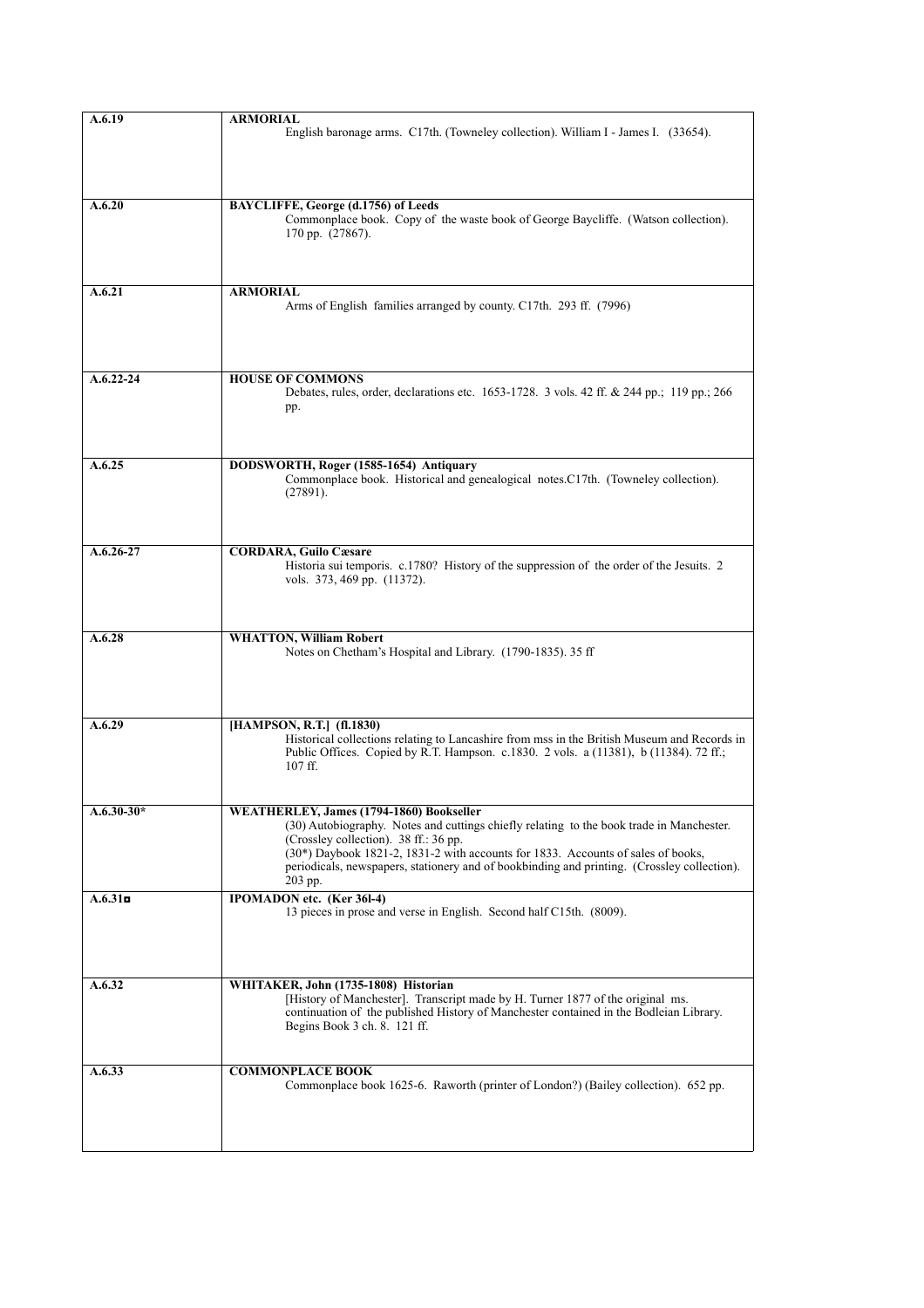| | |
|---|---|
| **A.6.19** | **ARMORIAL**<br>English baronage arms. C17th. (Towneley collection). William I - James I. (33654). |
| **A.6.20** | **BAYCLIFFE, George (d.1756) of Leeds**<br>Commonplace book. Copy of the waste book of George Baycliffe. (Watson collection). 170 pp. (27867). |
| **A.6.21** | **ARMORIAL**<br>Arms of English families arranged by county. C17th. 293 ff. (7996) |
| **A.6.22-24** | **HOUSE OF COMMONS**<br>Debates, rules, order, declarations etc. 1653-1728. 3 vols. 42 ff. & 244 pp.; 119 pp.; 266 pp. |
| **A.6.25** | **DODSWORTH, Roger (1585-1654) Antiquary**<br>Commonplace book. Historical and genealogical notes.C17th. (Towneley collection). (27891). |
| **A.6.26-27** | **CORDARA, Guilo Cæsare**<br>Historia sui temporis. c.1780? History of the suppression of the order of the Jesuits. 2 vols. 373, 469 pp. (11372). |
| **A.6.28** | **WHATTON, William Robert**<br>Notes on Chetham's Hospital and Library. (1790-1835). 35 ff |
| **A.6.29** | **[HAMPSON, R.T.] (fl.1830)**<br>Historical collections relating to Lancashire from mss in the British Museum and Records in Public Offices. Copied by R.T. Hampson. c.1830. 2 vols. a (11381), b (11384). 72 ff.; 107 ff. |
| **A.6.30-30*** | **WEATHERLEY, James (1794-1860) Bookseller**<br>(30) Autobiography. Notes and cuttings chiefly relating to the book trade in Manchester. (Crossley collection). 38 ff.: 36 pp.<br>(30*) Daybook 1821-2, 1831-2 with accounts for 1833. Accounts of sales of books, periodicals, newspapers, stationery and of bookbinding and printing. (Crossley collection). 203 pp. |
| **A.6.31◘** | **IPOMADON etc. (Ker 36l-4)**<br>13 pieces in prose and verse in English. Second half C15th. (8009). |
| **A.6.32** | **WHITAKER, John (1735-1808) Historian**<br>[History of Manchester]. Transcript made by H. Turner 1877 of the original ms. continuation of the published History of Manchester contained in the Bodleian Library. Begins Book 3 ch. 8. 121 ff. |
| **A.6.33** | **COMMONPLACE BOOK**<br>Commonplace book 1625-6. Raworth (printer of London?) (Bailey collection). 652 pp. |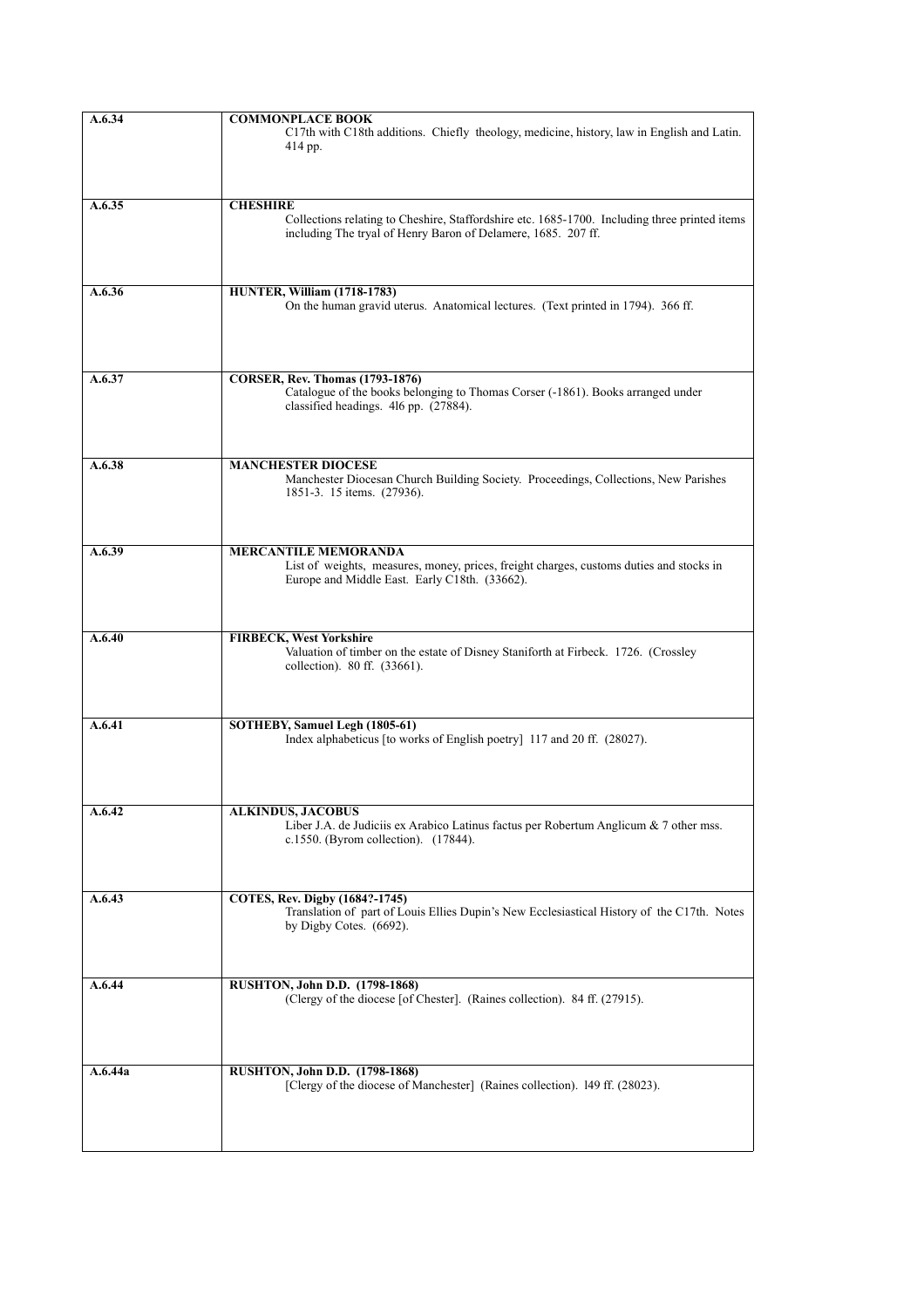| | |
|---|---|
| **A.6.34** | **COMMONPLACE BOOK**<br>C17th with C18th additions. Chiefly theology, medicine, history, law in English and Latin. 414 pp. |
| **A.6.35** | **CHESHIRE**<br>Collections relating to Cheshire, Staffordshire etc. 1685-1700. Including three printed items including The tryal of Henry Baron of Delamere, 1685. 207 ff. |
| **A.6.36** | **HUNTER, William (1718-1783)**<br>On the human gravid uterus. Anatomical lectures. (Text printed in 1794). 366 ff. |
| **A.6.37** | **CORSER, Rev. Thomas (1793-1876)**<br>Catalogue of the books belonging to Thomas Corser (-1861). Books arranged under classified headings. 4l6 pp. (27884). |
| **A.6.38** | **MANCHESTER DIOCESE**<br>Manchester Diocesan Church Building Society. Proceedings, Collections, New Parishes 1851-3. 15 items. (27936). |
| **A.6.39** | **MERCANTILE MEMORANDA**<br>List of weights, measures, money, prices, freight charges, customs duties and stocks in Europe and Middle East. Early C18th. (33662). |
| **A.6.40** | **FIRBECK, West Yorkshire**<br>Valuation of timber on the estate of Disney Staniforth at Firbeck. 1726. (Crossley collection). 80 ff. (33661). |
| **A.6.41** | **SOTHEBY, Samuel Legh (1805-61)**<br>Index alphabeticus [to works of English poetry] 117 and 20 ff. (28027). |
| **A.6.42** | **ALKINDUS, JACOBUS**<br>Liber J.A. de Judiciis ex Arabico Latinus factus per Robertum Anglicum & 7 other mss. c.1550. (Byrom collection). (17844). |
| **A.6.43** | **COTES, Rev. Digby (1684?-1745)**<br>Translation of part of Louis Ellies Dupin's New Ecclesiastical History of the C17th. Notes by Digby Cotes. (6692). |
| **A.6.44** | **RUSHTON, John D.D. (1798-1868)**<br>(Clergy of the diocese [of Chester]. (Raines collection). 84 ff. (27915). |
| **A.6.44a** | **RUSHTON, John D.D. (1798-1868)**<br>[Clergy of the diocese of Manchester] (Raines collection). l49 ff. (28023). |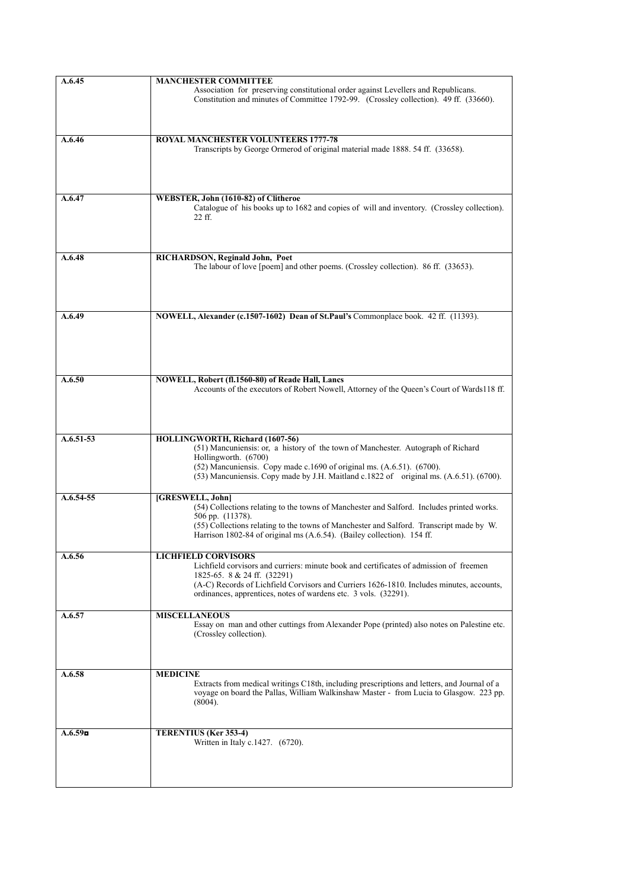| | |
|---|---|
| **A.6.45** | **MANCHESTER COMMITTEE**<br>Association for preserving constitutional order against Levellers and Republicans. Constitution and minutes of Committee 1792-99. (Crossley collection). 49 ff. (33660). |
| **A.6.46** | **ROYAL MANCHESTER VOLUNTEERS 1777-78**<br>Transcripts by George Ormerod of original material made 1888. 54 ff. (33658). |
| **A.6.47** | **WEBSTER, John (1610-82) of Clitheroe**<br>Catalogue of his books up to 1682 and copies of will and inventory. (Crossley collection). 22 ff. |
| **A.6.48** | **RICHARDSON, Reginald John, Poet**<br>The labour of love [poem] and other poems. (Crossley collection). 86 ff. (33653). |
| **A.6.49** | **NOWELL, Alexander (c.1507-1602) Dean of St.Paul's** Commonplace book. 42 ff. (11393). |
| **A.6.50** | **NOWELL, Robert (fl.1560-80) of Reade Hall, Lancs**<br>Accounts of the executors of Robert Nowell, Attorney of the Queen's Court of Wards118 ff. |
| **A.6.51-53** | **HOLLINGWORTH, Richard (1607-56)**<br>(51) Mancuniensis: or, a history of the town of Manchester. Autograph of Richard Hollingworth. (6700)<br>(52) Mancuniensis. Copy made c.1690 of original ms. (A.6.51). (6700).<br>(53) Mancuniensis. Copy made by J.H. Maitland c.1822 of original ms. (A.6.51). (6700). |
| **A.6.54-55** | **[GRESWELL, John]**<br>(54) Collections relating to the towns of Manchester and Salford. Includes printed works. 506 pp. (11378).<br>(55) Collections relating to the towns of Manchester and Salford. Transcript made by W. Harrison 1802-84 of original ms (A.6.54). (Bailey collection). 154 ff. |
| **A.6.56** | **LICHFIELD CORVISORS**<br>Lichfield corvisors and curriers: minute book and certificates of admission of freemen 1825-65. 8 & 24 ff. (32291)<br>(A-C) Records of Lichfield Corvisors and Curriers 1626-1810. Includes minutes, accounts, ordinances, apprentices, notes of wardens etc. 3 vols. (32291). |
| **A.6.57** | **MISCELLANEOUS**<br>Essay on man and other cuttings from Alexander Pope (printed) also notes on Palestine etc. (Crossley collection). |
| **A.6.58** | **MEDICINE**<br>Extracts from medical writings C18th, including prescriptions and letters, and Journal of a voyage on board the Pallas, William Walkinshaw Master - from Lucia to Glasgow. 223 pp. (8004). |
| **A.6.59¤** | **TERENTIUS (Ker 353-4)**<br>Written in Italy c.1427. (6720). |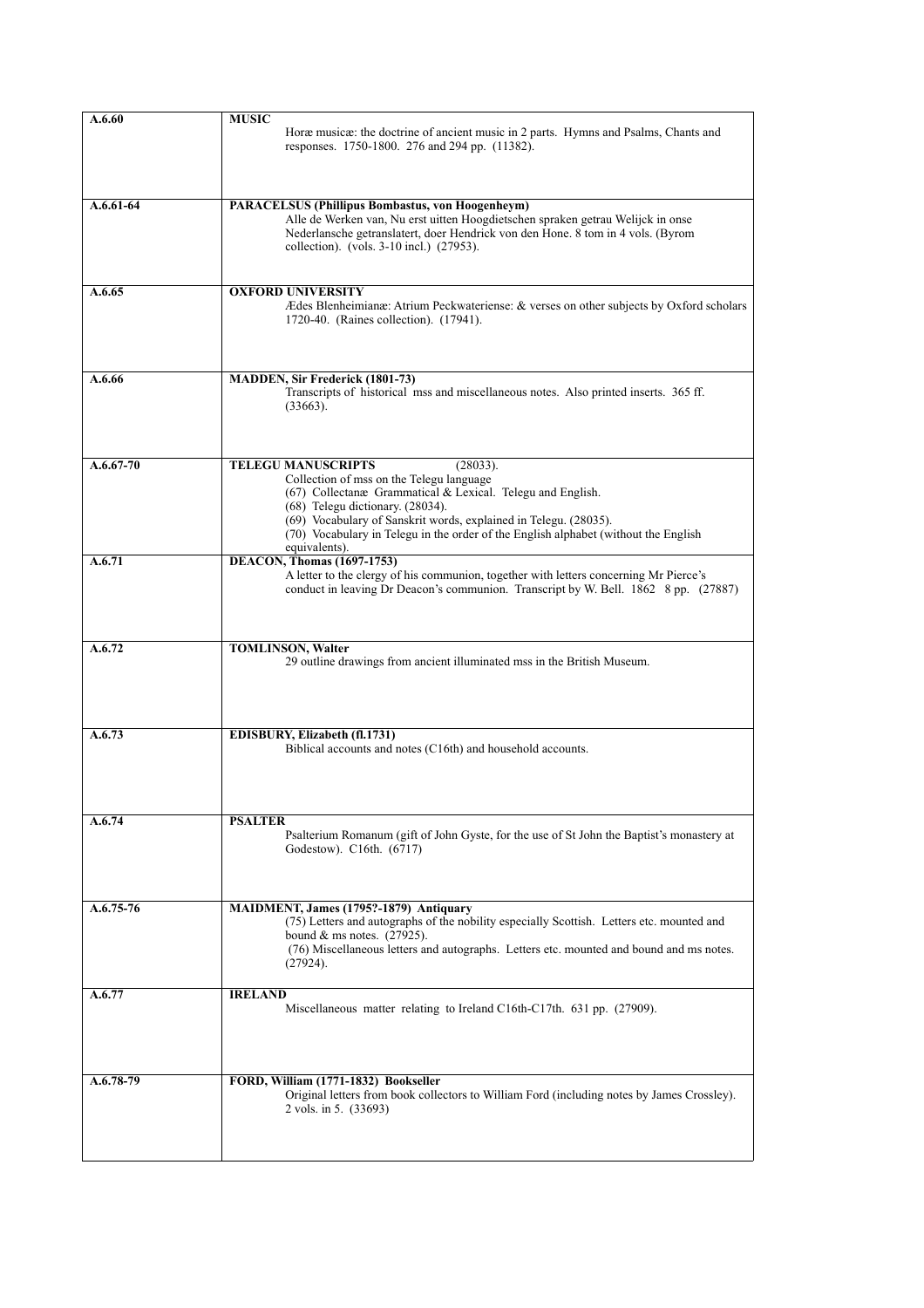| | |
|---|---|
| **A.6.60** | **MUSIC**<br>Horæ musicæ: the doctrine of ancient music in 2 parts. Hymns and Psalms, Chants and responses. 1750-1800. 276 and 294 pp. (11382). |
| **A.6.61-64** | **PARACELSUS (Phillipus Bombastus, von Hoogenheym)**<br>Alle de Werken van, Nu erst uitten Hoogdietschen spraken getrau Welijck in onse Nederlansche getranslatert, doer Hendrick von den Hone. 8 tom in 4 vols. (Byrom collection). (vols. 3-10 incl.) (27953). |
| **A.6.65** | **OXFORD UNIVERSITY**<br>Ædes Blenheimianæ: Atrium Peckwateriense: & verses on other subjects by Oxford scholars 1720-40. (Raines collection). (17941). |
| **A.6.66** | **MADDEN, Sir Frederick (1801-73)**<br>Transcripts of historical mss and miscellaneous notes. Also printed inserts. 365 ff. (33663). |
| **A.6.67-70** | **TELEGU MANUSCRIPTS** (28033).<br>Collection of mss on the Telegu language<br>(67) Collectanæ Grammatical & Lexical. Telegu and English.<br>(68) Telegu dictionary. (28034).<br>(69) Vocabulary of Sanskrit words, explained in Telegu. (28035).<br>(70) Vocabulary in Telegu in the order of the English alphabet (without the English equivalents). |
| **A.6.71** | **DEACON, Thomas (1697-1753)**<br>A letter to the clergy of his communion, together with letters concerning Mr Pierce's conduct in leaving Dr Deacon's communion. Transcript by W. Bell. 1862 8 pp. (27887) |
| **A.6.72** | **TOMLINSON, Walter**<br>29 outline drawings from ancient illuminated mss in the British Museum. |
| **A.6.73** | **EDISBURY, Elizabeth (fl.1731)**<br>Biblical accounts and notes (C16th) and household accounts. |
| **A.6.74** | **PSALTER**<br>Psalterium Romanum (gift of John Gyste, for the use of St John the Baptist's monastery at Godestow). C16th. (6717) |
| **A.6.75-76** | **MAIDMENT, James (1795?-1879) Antiquary**<br>(75) Letters and autographs of the nobility especially Scottish. Letters etc. mounted and bound & ms notes. (27925).<br>(76) Miscellaneous letters and autographs. Letters etc. mounted and bound and ms notes. (27924). |
| **A.6.77** | **IRELAND**<br>Miscellaneous matter relating to Ireland C16th-C17th. 631 pp. (27909). |
| **A.6.78-79** | **FORD, William (1771-1832) Bookseller**<br>Original letters from book collectors to William Ford (including notes by James Crossley). 2 vols. in 5. (33693) |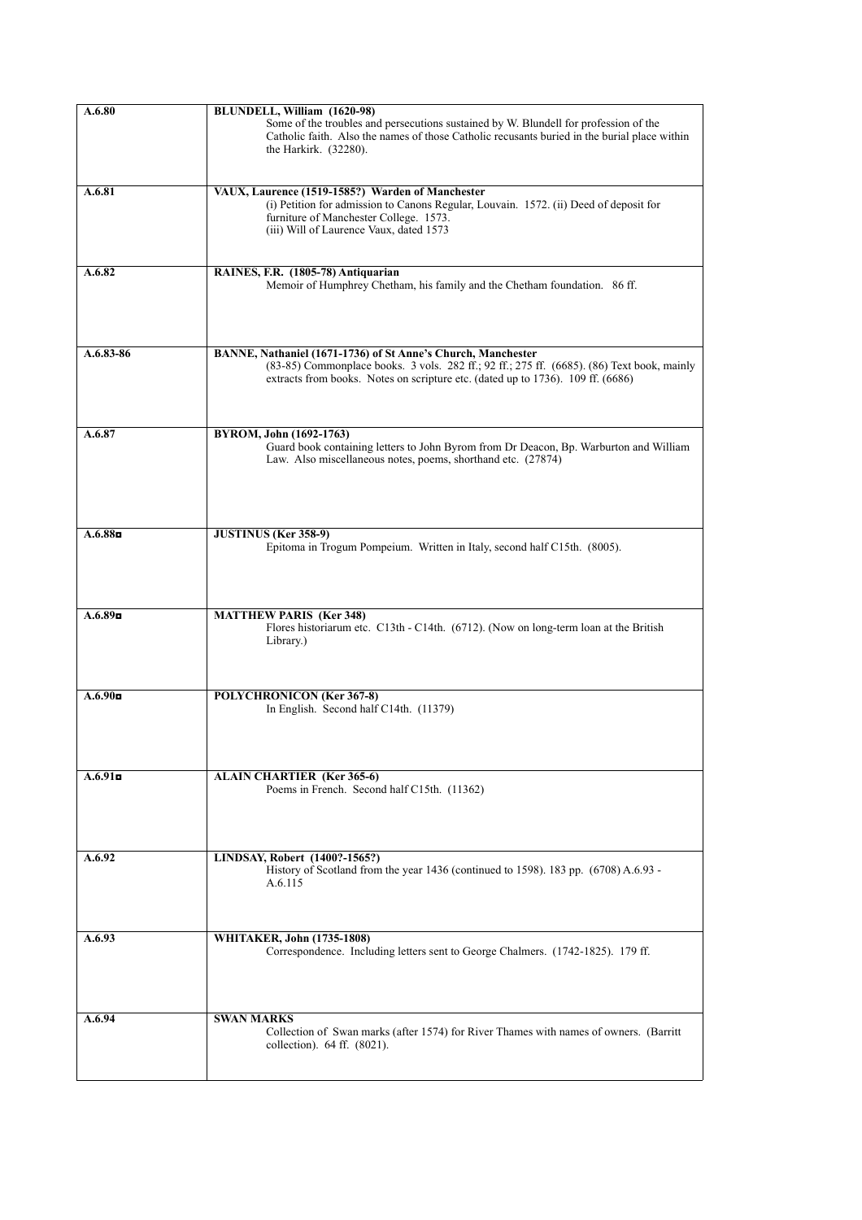| | |
|---|---|
| **A.6.80** | **BLUNDELL, William (1620-98)**<br>Some of the troubles and persecutions sustained by W. Blundell for profession of the Catholic faith. Also the names of those Catholic recusants buried in the burial place within the Harkirk. (32280). |
| **A.6.81** | **VAUX, Laurence (1519-1585?) Warden of Manchester**<br>(i) Petition for admission to Canons Regular, Louvain. 1572. (ii) Deed of deposit for furniture of Manchester College. 1573.<br>(iii) Will of Laurence Vaux, dated 1573 |
| **A.6.82** | **RAINES, F.R. (1805-78) Antiquarian**<br>Memoir of Humphrey Chetham, his family and the Chetham foundation. 86 ff. |
| **A.6.83-86** | **BANNE, Nathaniel (1671-1736) of St Anne's Church, Manchester**<br>(83-85) Commonplace books. 3 vols. 282 ff.; 92 ff.; 275 ff. (6685). (86) Text book, mainly extracts from books. Notes on scripture etc. (dated up to 1736). 109 ff. (6686) |
| **A.6.87** | **BYROM, John (1692-1763)**<br>Guard book containing letters to John Byrom from Dr Deacon, Bp. Warburton and William Law. Also miscellaneous notes, poems, shorthand etc. (27874) |
| **A.6.88◘** | **JUSTINUS (Ker 358-9)**<br>Epitoma in Trogum Pompeium. Written in Italy, second half C15th. (8005). |
| **A.6.89◘** | **MATTHEW PARIS (Ker 348)**<br>Flores historiarum etc. C13th - C14th. (6712). (Now on long-term loan at the British Library.) |
| **A.6.90◘** | **POLYCHRONICON (Ker 367-8)**<br>In English. Second half C14th. (11379) |
| **A.6.91◘** | **ALAIN CHARTIER (Ker 365-6)**<br>Poems in French. Second half C15th. (11362) |
| **A.6.92** | **LINDSAY, Robert (1400?-1565?)**<br>History of Scotland from the year 1436 (continued to 1598). 183 pp. (6708) A.6.93 - A.6.115 |
| **A.6.93** | **WHITAKER, John (1735-1808)**<br>Correspondence. Including letters sent to George Chalmers. (1742-1825). 179 ff. |
| **A.6.94** | **SWAN MARKS**<br>Collection of Swan marks (after 1574) for River Thames with names of owners. (Barritt collection). 64 ff. (8021). |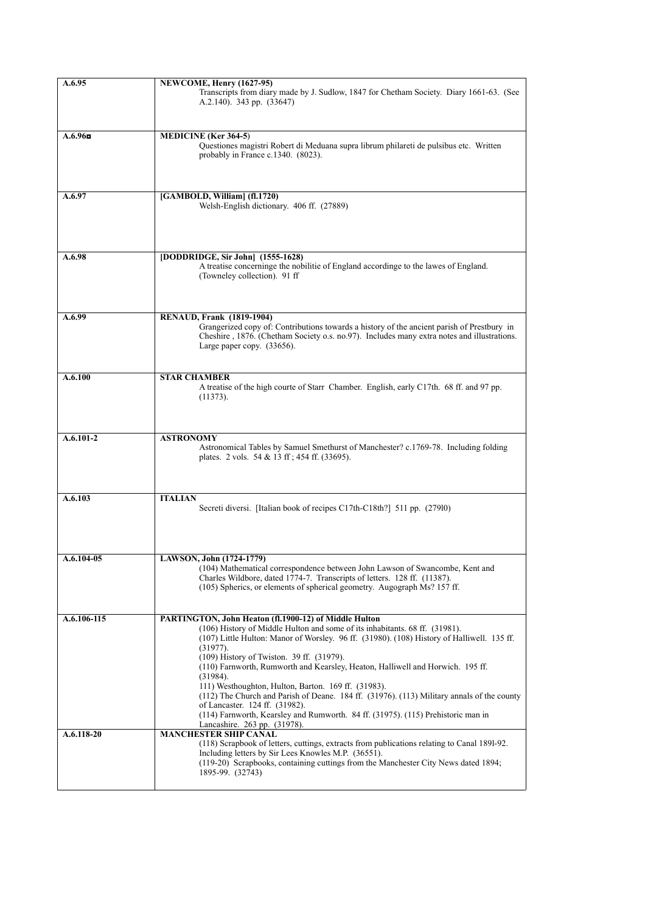| | |
|---|---|
| **A.6.95** | **NEWCOME, Henry (1627-95)**<br>Transcripts from diary made by J. Sudlow, 1847 for Chetham Society. Diary 1661-63. (See A.2.140). 343 pp. (33647) |
| **A.6.96◘** | **MEDICINE (Ker 364-5)**<br>Questiones magistri Robert di Meduana supra librum philareti de pulsibus etc. Written probably in France c.1340. (8023). |
| **A.6.97** | **[GAMBOLD, William] (fl.1720)**<br>Welsh-English dictionary. 406 ff. (27889) |
| **A.6.98** | **[DODDRIDGE, Sir John] (1555-1628)**<br>A treatise concerninge the nobilitie of England accordinge to the lawes of England. (Towneley collection). 91 ff |
| **A.6.99** | **RENAUD, Frank (1819-1904)**<br>Grangerized copy of: Contributions towards a history of the ancient parish of Prestbury in Cheshire , 1876. (Chetham Society o.s. no.97). Includes many extra notes and illustrations. Large paper copy. (33656). |
| **A.6.100** | **STAR CHAMBER**<br>A treatise of the high courte of Starr Chamber. English, early C17th. 68 ff. and 97 pp. (11373). |
| **A.6.101-2** | **ASTRONOMY**<br>Astronomical Tables by Samuel Smethurst of Manchester? c.1769-78. Including folding plates. 2 vols. 54 & 13 ff ; 454 ff. (33695). |
| **A.6.103** | **ITALIAN**<br>Secreti diversi. [Italian book of recipes C17th-C18th?] 511 pp. (279l0) |
| **A.6.104-05** | **LAWSON, John (1724-1779)**<br>(104) Mathematical correspondence between John Lawson of Swancombe, Kent and Charles Wildbore, dated 1774-7. Transcripts of letters. 128 ff. (11387).<br>(105) Spherics, or elements of spherical geometry. Augograph Ms? 157 ff. |
| **A.6.106-115** | **PARTINGTON, John Heaton (fl.1900-12) of Middle Hulton**<br>(106) History of Middle Hulton and some of its inhabitants. 68 ff. (31981).<br>(107) Little Hulton: Manor of Worsley. 96 ff. (31980). (108) History of Halliwell. 135 ff. (31977).<br>(109) History of Twiston. 39 ff. (31979).<br>(110) Farnworth, Rumworth and Kearsley, Heaton, Halliwell and Horwich. 195 ff. (31984).<br>111) Westhoughton, Hulton, Barton. 169 ff. (31983).<br>(112) The Church and Parish of Deane. 184 ff. (31976). (113) Military annals of the county of Lancaster. 124 ff. (31982).<br>(114) Farnworth, Kearsley and Rumworth. 84 ff. (31975). (115) Prehistoric man in Lancashire. 263 pp. (31978). |
| **A.6.118-20** | **MANCHESTER SHIP CANAL**<br>(118) Scrapbook of letters, cuttings, extracts from publications relating to Canal 189l-92. Including letters by Sir Lees Knowles M.P. (36551).<br>(119-20) Scrapbooks, containing cuttings from the Manchester City News dated 1894; 1895-99. (32743) |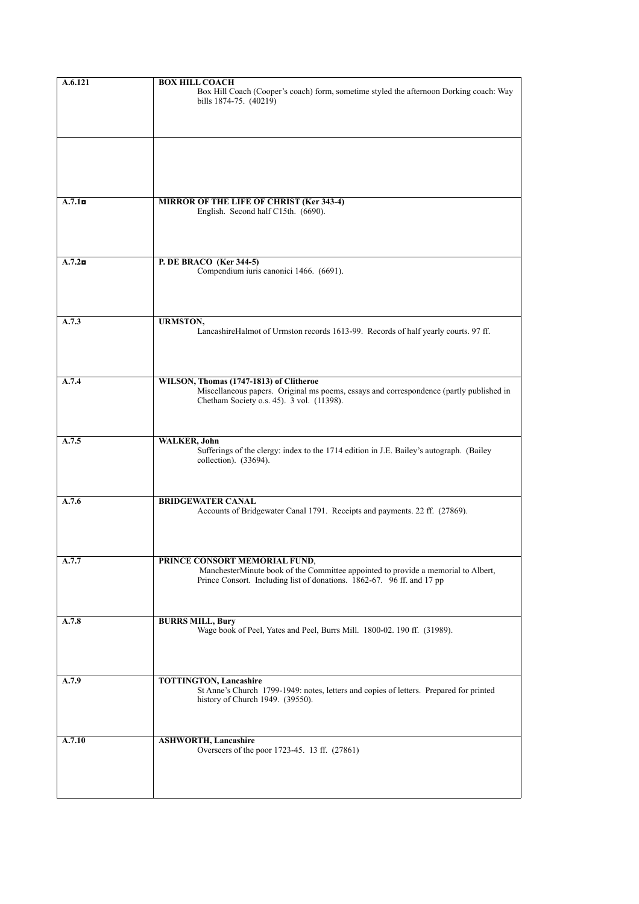| | |
|---|---|
| **A.6.121** | **BOX HILL COACH**<br>Box Hill Coach (Cooper's coach) form, sometime styled the afternoon Dorking coach: Way bills 1874-75. (40219) |
| | |
| **A.7.1◘** | **MIRROR OF THE LIFE OF CHRIST (Ker 343-4)**<br>English. Second half C15th. (6690). |
| **A.7.2◘** | **P. DE BRACO (Ker 344-5)**<br>Compendium iuris canonici 1466. (6691). |
| **A.7.3** | **URMSTON,**<br>LancashireHalmot of Urmston records 1613-99. Records of half yearly courts. 97 ff. |
| **A.7.4** | **WILSON, Thomas (1747-1813) of Clitheroe**<br>Miscellaneous papers. Original ms poems, essays and correspondence (partly published in Chetham Society o.s. 45). 3 vol. (11398). |
| **A.7.5** | **WALKER, John**<br>Sufferings of the clergy: index to the 1714 edition in J.E. Bailey's autograph. (Bailey collection). (33694). |
| **A.7.6** | **BRIDGEWATER CANAL**<br>Accounts of Bridgewater Canal 1791. Receipts and payments. 22 ff. (27869). |
| **A.7.7** | **PRINCE CONSORT MEMORIAL FUND**,<br>ManchesterMinute book of the Committee appointed to provide a memorial to Albert, Prince Consort. Including list of donations. 1862-67. 96 ff. and 17 pp |
| **A.7.8** | **BURRS MILL, Bury**<br>Wage book of Peel, Yates and Peel, Burrs Mill. 1800-02. 190 ff. (31989). |
| **A.7.9** | **TOTTINGTON, Lancashire**<br>St Anne's Church 1799-1949: notes, letters and copies of letters. Prepared for printed history of Church 1949. (39550). |
| **A.7.10** | **ASHWORTH, Lancashire**<br>Overseers of the poor 1723-45. 13 ff. (27861) |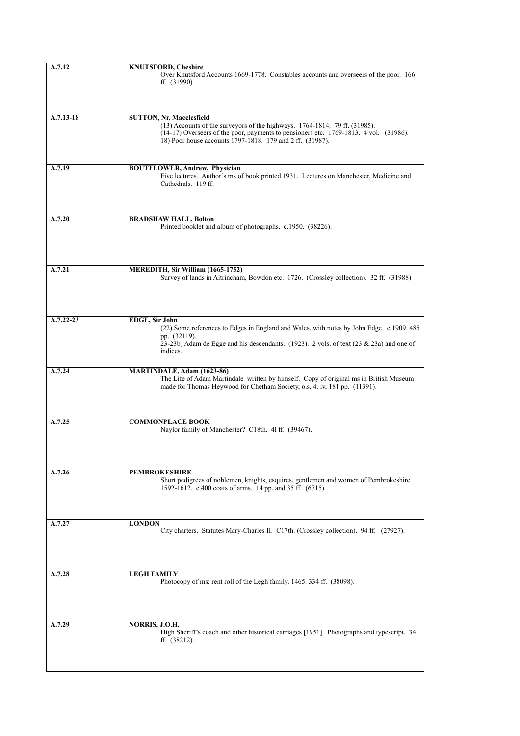| | |
|---|---|
| **A.7.12** | **KNUTSFORD, Cheshire**<br>Over Knutsford Accounts 1669-1778. Constables accounts and overseers of the poor. 166 ff. (31990) |
| **A.7.13-18** | **SUTTON, Nr. Macclesfield**<br>(13) Accounts of the surveyors of the highways. 1764-1814. 79 ff. (31985).<br>(14-17) Overseers of the poor, payments to pensioners etc. 1769-1813. 4 vol. (31986).<br>18) Poor house accounts 1797-1818. 179 and 2 ff. (31987). |
| **A.7.19** | **BOUTFLOWER, Andrew, Physician**<br>Five lectures. Author's ms of book printed 1931. Lectures on Manchester, Medicine and Cathedrals. 119 ff. |
| **A.7.20** | **BRADSHAW HALL, Bolton**<br>Printed booklet and album of photographs. c.1950. (38226). |
| **A.7.21** | **MEREDITH, Sir William (1665-1752)**<br>Survey of lands in Altrincham, Bowdon etc. 1726. (Crossley collection). 32 ff. (31988) |
| **A.7.22-23** | **EDGE, Sir John**<br>(22) Some references to Edges in England and Wales, with notes by John Edge. c.1909. 485 pp. (32119).<br>23-23b) Adam de Egge and his descendants. (1923). 2 vols. of text (23 & 23a) and one of indices. |
| **A.7.24** | **MARTINDALE, Adam (1623-86)**<br>The Life of Adam Martindale written by himself. Copy of original ms in British Museum made for Thomas Heywood for Chetham Society, o.s. 4. iv, 181 pp. (11391). |
| **A.7.25** | **COMMONPLACE BOOK**<br>Naylor family of Manchester? C18th. 41 ff. (39467). |
| **A.7.26** | **PEMBROKESHIRE**<br>Short pedigrees of noblemen, knights, esquires, gentlemen and women of Pembrokeshire 1592-1612. c.400 coats of arms. 14 pp. and 35 ff. (6715). |
| **A.7.27** | **LONDON**<br>City charters. Statutes Mary-Charles II. C17th. (Crossley collection). 94 ff. (27927). |
| **A.7.28** | **LEGH FAMILY**<br>Photocopy of ms: rent roll of the Legh family. 1465. 334 ff. (38098). |
| **A.7.29** | **NORRIS, J.O.H.**<br>High Sheriff's coach and other historical carriages [1951]. Photographs and typescript. 34 ff. (38212). |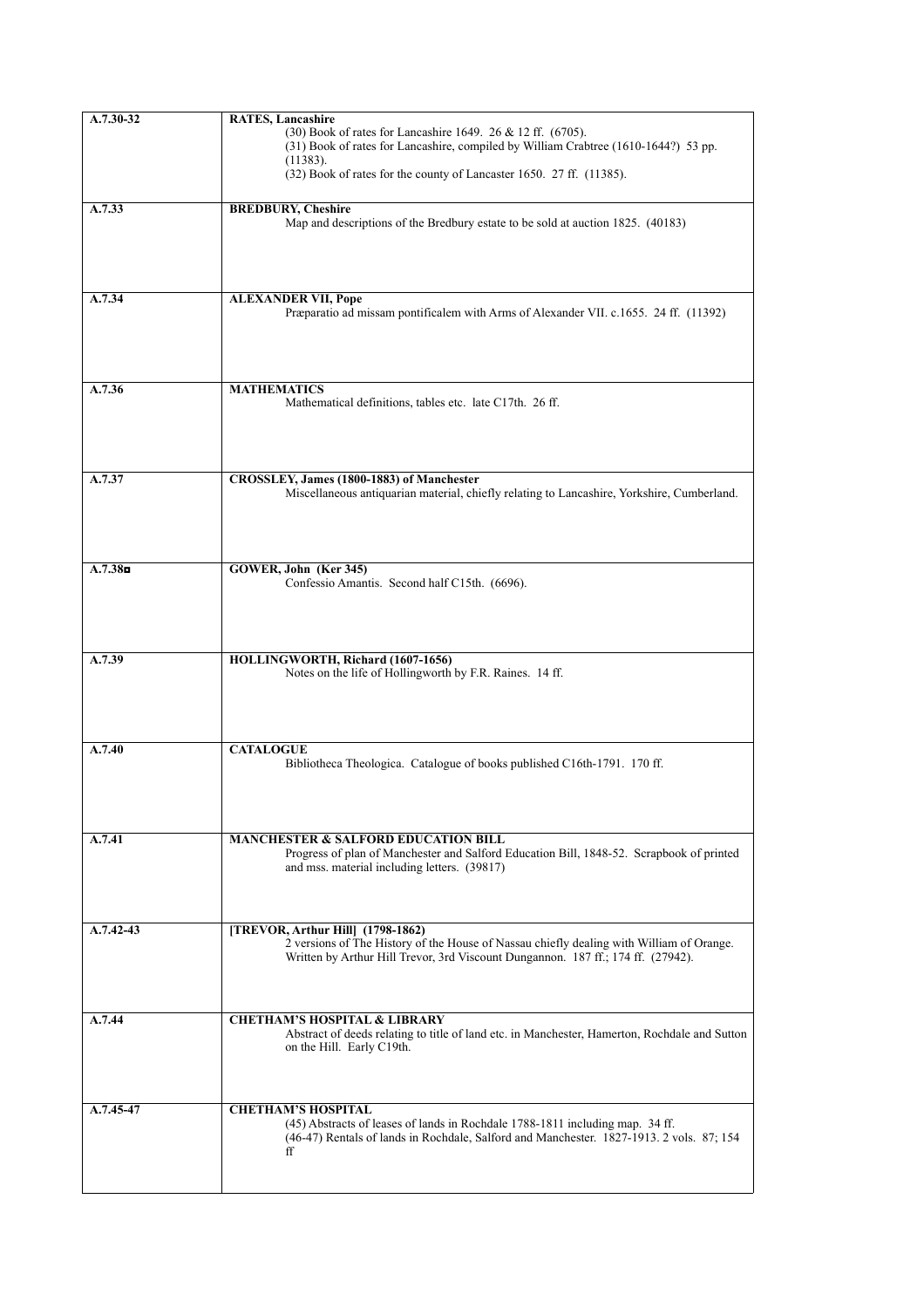| | |
|---|---|
| A.7.30-32 | **RATES, Lancashire**<br>(30) Book of rates for Lancashire 1649. 26 & 12 ff. (6705).<br>(31) Book of rates for Lancashire, compiled by William Crabtree (1610-1644?) 53 pp. (11383).<br>(32) Book of rates for the county of Lancaster 1650. 27 ff. (11385). |
| A.7.33 | **BREDBURY, Cheshire**<br>Map and descriptions of the Bredbury estate to be sold at auction 1825. (40183) |
| A.7.34 | **ALEXANDER VII, Pope**<br>Præparatio ad missam pontificalem with Arms of Alexander VII. c.1655. 24 ff. (11392) |
| A.7.36 | **MATHEMATICS**<br>Mathematical definitions, tables etc. late C17th. 26 ff. |
| A.7.37 | **CROSSLEY, James (1800-1883) of Manchester**<br>Miscellaneous antiquarian material, chiefly relating to Lancashire, Yorkshire, Cumberland. |
| A.7.38◘ | **GOWER, John (Ker 345)**<br>Confessio Amantis. Second half C15th. (6696). |
| A.7.39 | **HOLLINGWORTH, Richard (1607-1656)**<br>Notes on the life of Hollingworth by F.R. Raines. 14 ff. |
| A.7.40 | **CATALOGUE**<br>Bibliotheca Theologica. Catalogue of books published C16th-1791. 170 ff. |
| A.7.41 | **MANCHESTER & SALFORD EDUCATION BILL**<br>Progress of plan of Manchester and Salford Education Bill, 1848-52. Scrapbook of printed and mss. material including letters. (39817) |
| A.7.42-43 | **[TREVOR, Arthur Hill] (1798-1862)**<br>2 versions of The History of the House of Nassau chiefly dealing with William of Orange. Written by Arthur Hill Trevor, 3rd Viscount Dungannon. 187 ff.; 174 ff. (27942). |
| A.7.44 | **CHETHAM'S HOSPITAL & LIBRARY**<br>Abstract of deeds relating to title of land etc. in Manchester, Hamerton, Rochdale and Sutton on the Hill. Early C19th. |
| A.7.45-47 | **CHETHAM'S HOSPITAL**<br>(45) Abstracts of leases of lands in Rochdale 1788-1811 including map. 34 ff.<br>(46-47) Rentals of lands in Rochdale, Salford and Manchester. 1827-1913. 2 vols. 87; 154 ff |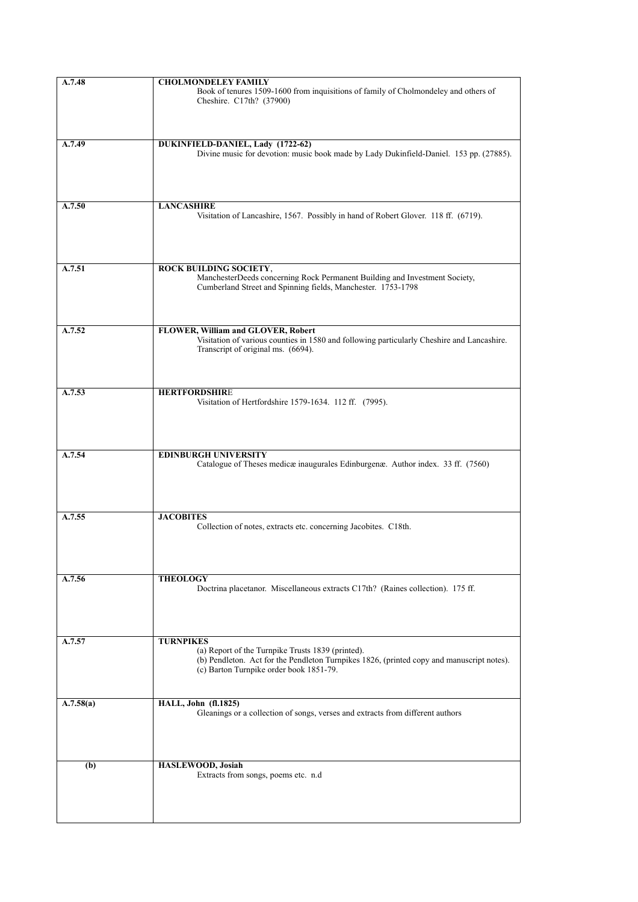| | |
|---|---|
| **A.7.48** | **CHOLMONDELEY FAMILY**<br>Book of tenures 1509-1600 from inquisitions of family of Cholmondeley and others of Cheshire. C17th? (37900) |
| **A.7.49** | **DUKINFIELD-DANIEL, Lady (1722-62)**<br>Divine music for devotion: music book made by Lady Dukinfield-Daniel. 153 pp. (27885). |
| **A.7.50** | **LANCASHIRE**<br>Visitation of Lancashire, 1567. Possibly in hand of Robert Glover. 118 ff. (6719). |
| **A.7.51** | **ROCK BUILDING SOCIETY**,<br>ManchesterDeeds concerning Rock Permanent Building and Investment Society, Cumberland Street and Spinning fields, Manchester. 1753-1798 |
| **A.7.52** | **FLOWER, William and GLOVER, Robert**<br>Visitation of various counties in 1580 and following particularly Cheshire and Lancashire. Transcript of original ms. (6694). |
| **A.7.53** | **HERTFORDSHIRE**<br>Visitation of Hertfordshire 1579-1634. 112 ff. (7995). |
| **A.7.54** | **EDINBURGH UNIVERSITY**<br>Catalogue of Theses medicæ inaugurales Edinburgenæ. Author index. 33 ff. (7560) |
| **A.7.55** | **JACOBITES**<br>Collection of notes, extracts etc. concerning Jacobites. C18th. |
| **A.7.56** | **THEOLOGY**<br>Doctrina placetanor. Miscellaneous extracts C17th? (Raines collection). 175 ff. |
| **A.7.57** | **TURNPIKES**<br>(a) Report of the Turnpike Trusts 1839 (printed).<br>(b) Pendleton. Act for the Pendleton Turnpikes 1826, (printed copy and manuscript notes).<br>(c) Barton Turnpike order book 1851-79. |
| **A.7.58(a)** | **HALL, John (fl.1825)**<br>Gleanings or a collection of songs, verses and extracts from different authors |
| **(b)** | **HASLEWOOD, Josiah**<br>Extracts from songs, poems etc. n.d |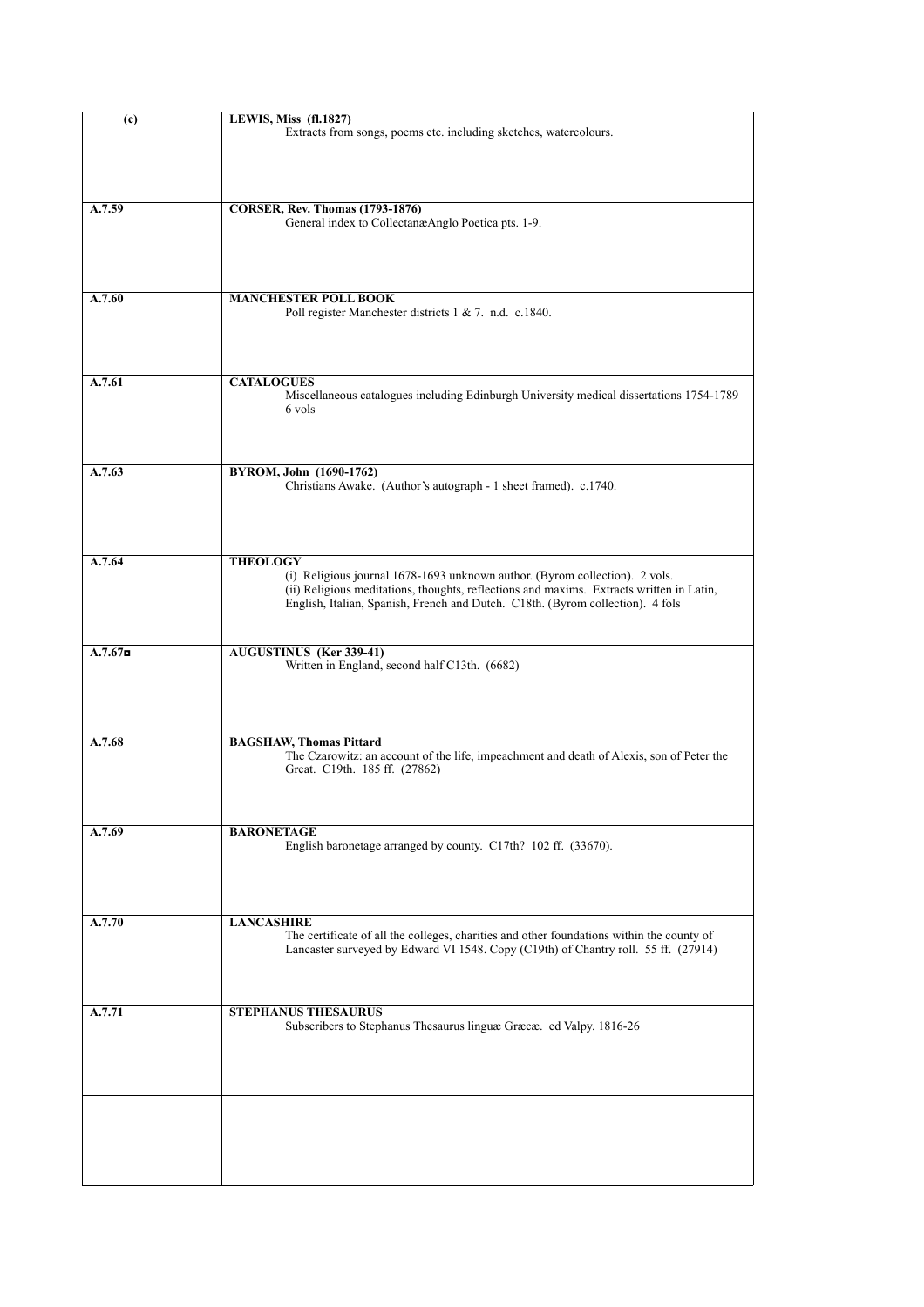| | |
|---|---|
| **(c)** | **LEWIS, Miss (fl.1827)**<br>Extracts from songs, poems etc. including sketches, watercolours. |
| **A.7.59** | **CORSER, Rev. Thomas (1793-1876)**<br>General index to CollectanæAnglo Poetica pts. 1-9. |
| **A.7.60** | **MANCHESTER POLL BOOK**<br>Poll register Manchester districts 1 & 7. n.d. c.1840. |
| **A.7.61** | **CATALOGUES**<br>Miscellaneous catalogues including Edinburgh University medical dissertations 1754-1789 6 vols |
| **A.7.63** | **BYROM, John (1690-1762)**<br>Christians Awake. (Author's autograph - 1 sheet framed). c.1740. |
| **A.7.64** | **THEOLOGY**<br>(i) Religious journal 1678-1693 unknown author. (Byrom collection). 2 vols.<br>(ii) Religious meditations, thoughts, reflections and maxims. Extracts written in Latin, English, Italian, Spanish, French and Dutch. C18th. (Byrom collection). 4 fols |
| **A.7.67◘** | **AUGUSTINUS (Ker 339-41)**<br>Written in England, second half C13th. (6682) |
| **A.7.68** | **BAGSHAW, Thomas Pittard**<br>The Czarowitz: an account of the life, impeachment and death of Alexis, son of Peter the Great. C19th. 185 ff. (27862) |
| **A.7.69** | **BARONETAGE**<br>English baronetage arranged by county. C17th? 102 ff. (33670). |
| **A.7.70** | **LANCASHIRE**<br>The certificate of all the colleges, charities and other foundations within the county of Lancaster surveyed by Edward VI 1548. Copy (C19th) of Chantry roll. 55 ff. (27914) |
| **A.7.71** | **STEPHANUS THESAURUS**<br>Subscribers to Stephanus Thesaurus linguæ Græcæ. ed Valpy. 1816-26 |
| | |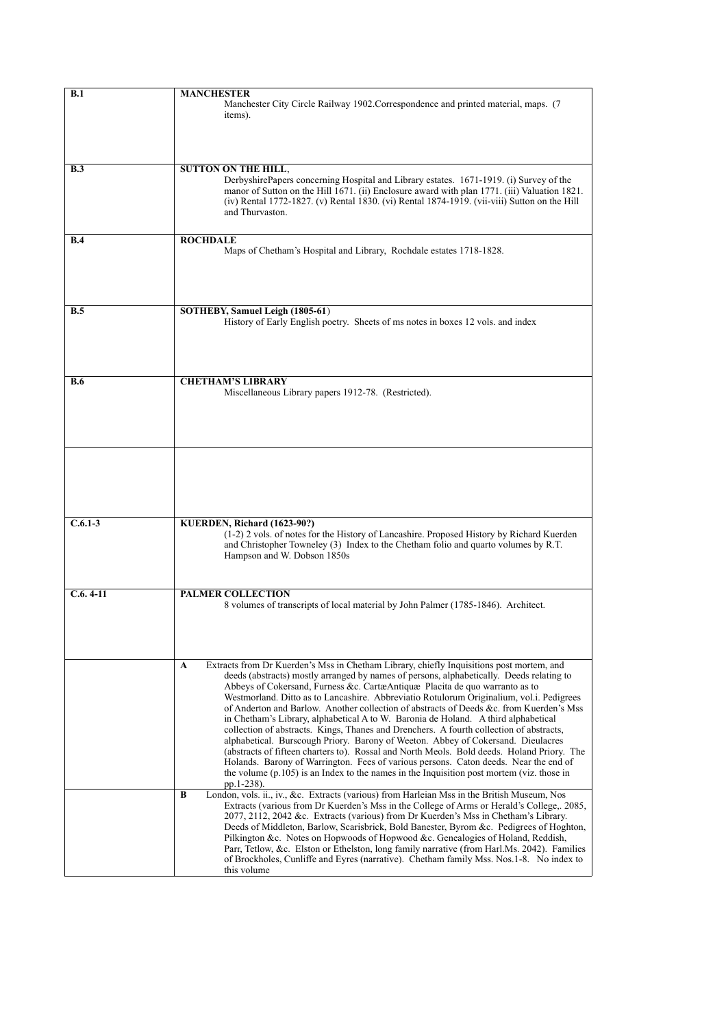| | |
|---|---|
| **B.1** | **MANCHESTER**<br>Manchester City Circle Railway 1902.Correspondence and printed material, maps. (7 items). |
| **B.3** | **SUTTON ON THE HILL**,<br>DerbyshirePapers concerning Hospital and Library estates. 1671-1919. (i) Survey of the manor of Sutton on the Hill 1671. (ii) Enclosure award with plan 1771. (iii) Valuation 1821. (iv) Rental 1772-1827. (v) Rental 1830. (vi) Rental 1874-1919. (vii-viii) Sutton on the Hill and Thurvaston. |
| **B.4** | **ROCHDALE**<br>Maps of Chetham's Hospital and Library, Rochdale estates 1718-1828. |
| **B.5** | **SOTHEBY, Samuel Leigh (1805-61)**<br>History of Early English poetry. Sheets of ms notes in boxes 12 vols. and index |
| **B.6** | **CHETHAM'S LIBRARY**<br>Miscellaneous Library papers 1912-78. (Restricted). |
| | |
| **C.6.1-3** | **KUERDEN, Richard (1623-90?)**<br>(1-2) 2 vols. of notes for the History of Lancashire. Proposed History by Richard Kuerden and Christopher Towneley (3) Index to the Chetham folio and quarto volumes by R.T. Hampson and W. Dobson 1850s |
| **C.6. 4-11** | **PALMER COLLECTION**<br>8 volumes of transcripts of local material by John Palmer (1785-1846). Architect. |
| | **A** Extracts from Dr Kuerden's Mss in Chetham Library, chiefly Inquisitions post mortem, and deeds (abstracts) mostly arranged by names of persons, alphabetically. Deeds relating to Abbeys of Cokersand, Furness &c. CartæAntiquæ Placita de quo warranto as to Westmorland. Ditto as to Lancashire. Abbreviatio Rotulorum Originalium, vol.i. Pedigrees of Anderton and Barlow. Another collection of abstracts of Deeds &c. from Kuerden's Mss in Chetham's Library, alphabetical A to W. Baronia de Holand. A third alphabetical collection of abstracts. Kings, Thanes and Drenchers. A fourth collection of abstracts, alphabetical. Burscough Priory. Barony of Weeton. Abbey of Cokersand. Dieulacres (abstracts of fifteen charters to). Rossal and North Meols. Bold deeds. Holand Priory. The Holands. Barony of Warrington. Fees of various persons. Caton deeds. Near the end of the volume (p.105) is an Index to the names in the Inquisition post mortem (viz. those in pp.1-238). |
| | **B** London, vols. ii., iv., &c. Extracts (various) from Harleian Mss in the British Museum, Nos Extracts (various from Dr Kuerden's Mss in the College of Arms or Herald's College,. 2085, 2077, 2112, 2042 &c. Extracts (various) from Dr Kuerden's Mss in Chetham's Library. Deeds of Middleton, Barlow, Scarisbrick, Bold Banester, Byrom &c. Pedigrees of Hoghton, Pilkington &c. Notes on Hopwoods of Hopwood &c. Genealogies of Holand, Reddish, Parr, Tetlow, &c. Elston or Ethelston, long family narrative (from Harl.Ms. 2042). Families of Brockholes, Cunliffe and Eyres (narrative). Chetham family Mss. Nos.1-8. No index to this volume |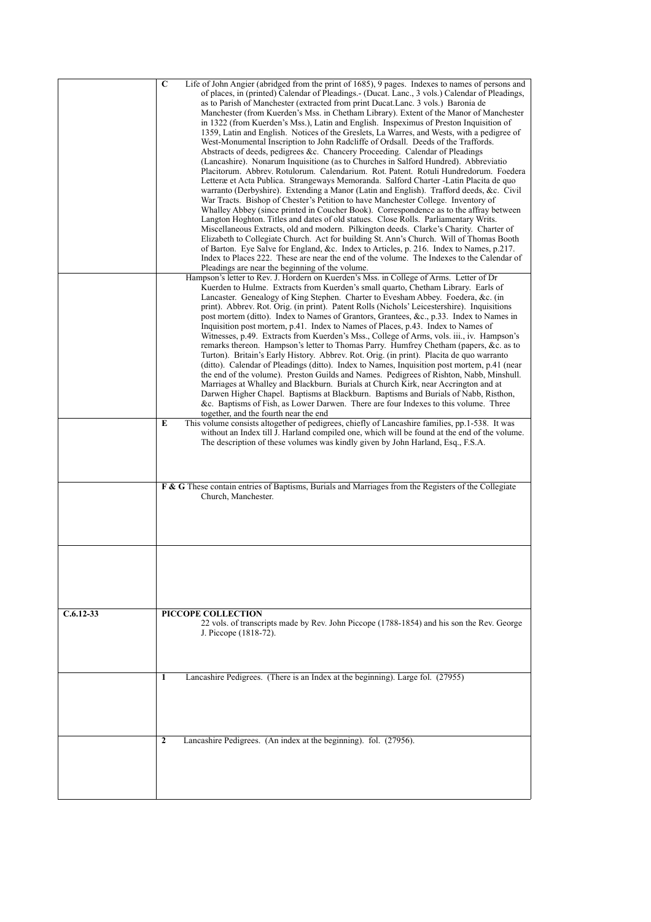| | |
|---|---|
| | **C** Life of John Angier (abridged from the print of 1685), 9 pages. Indexes to names of persons and of places, in (printed) Calendar of Pleadings.- (Ducat. Lanc., 3 vols.) Calendar of Pleadings, as to Parish of Manchester (extracted from print Ducat.Lanc. 3 vols.) Baronia de Manchester (from Kuerden's Mss. in Chetham Library). Extent of the Manor of Manchester in 1322 (from Kuerden's Mss.), Latin and English. Inspeximus of Preston Inquisition of 1359, Latin and English. Notices of the Greslets, La Warres, and Wests, with a pedigree of West-Monumental Inscription to John Radcliffe of Ordsall. Deeds of the Traffords. Abstracts of deeds, pedigrees &c. Chancery Proceeding. Calendar of Pleadings (Lancashire). Nonarum Inquisitione (as to Churches in Salford Hundred). Abbreviatio Placitorum. Abbrev. Rotulorum. Calendarium. Rot. Patent. Rotuli Hundredorum. Foedera Letteræ et Acta Publica. Strangeways Memoranda. Salford Charter -Latin Placita de quo warranto (Derbyshire). Extending a Manor (Latin and English). Trafford deeds, &c. Civil War Tracts. Bishop of Chester's Petition to have Manchester College. Inventory of Whalley Abbey (since printed in Coucher Book). Correspondence as to the affray between Langton Hoghton. Titles and dates of old statues. Close Rolls. Parliamentary Writs. Miscellaneous Extracts, old and modern. Pilkington deeds. Clarke's Charity. Charter of Elizabeth to Collegiate Church. Act for building St. Ann's Church. Will of Thomas Booth of Barton. Eye Salve for England, &c. Index to Articles, p. 216. Index to Names, p.217. Index to Places 222. These are near the end of the volume. The Indexes to the Calendar of Pleadings are near the beginning of the volume. |
| | Hampson's letter to Rev. J. Hordern on Kuerden's Mss. in College of Arms. Letter of Dr Kuerden to Hulme. Extracts from Kuerden's small quarto, Chetham Library. Earls of Lancaster. Genealogy of King Stephen. Charter to Evesham Abbey. Foedera, &c. (in print). Abbrev. Rot. Orig. (in print). Patent Rolls (Nichols' Leicestershire). Inquisitions post mortem (ditto). Index to Names of Grantors, Grantees, &c., p.33. Index to Names in Inquisition post mortem, p.41. Index to Names of Places, p.43. Index to Names of Witnesses, p.49. Extracts from Kuerden's Mss., College of Arms, vols. iii., iv. Hampson's remarks thereon. Hampson's letter to Thomas Parry. Humfrey Chetham (papers, &c. as to Turton). Britain's Early History. Abbrev. Rot. Orig. (in print). Placita de quo warranto (ditto). Calendar of Pleadings (ditto). Index to Names, Inquisition post mortem, p.41 (near the end of the volume). Preston Guilds and Names. Pedigrees of Rishton, Nabb, Minshull. Marriages at Whalley and Blackburn. Burials at Church Kirk, near Accrington and at Darwen Higher Chapel. Baptisms at Blackburn. Baptisms and Burials of Nabb, Risthon, &c. Baptisms of Fish, as Lower Darwen. There are four Indexes to this volume. Three together, and the fourth near the end |
| | **E** This volume consists altogether of pedigrees, chiefly of Lancashire families, pp.1-538. It was without an Index till J. Harland compiled one, which will be found at the end of the volume. The description of these volumes was kindly given by John Harland, Esq., F.S.A. |
| | **F & G** These contain entries of Baptisms, Burials and Marriages from the Registers of the Collegiate Church, Manchester. |
| | |
| **C.6.12-33** | **PICCOPE COLLECTION**<br>22 vols. of transcripts made by Rev. John Piccope (1788-1854) and his son the Rev. George J. Piccope (1818-72). |
| | **1** Lancashire Pedigrees. (There is an Index at the beginning). Large fol. (27955) |
| | **2** Lancashire Pedigrees. (An index at the beginning). fol. (27956). |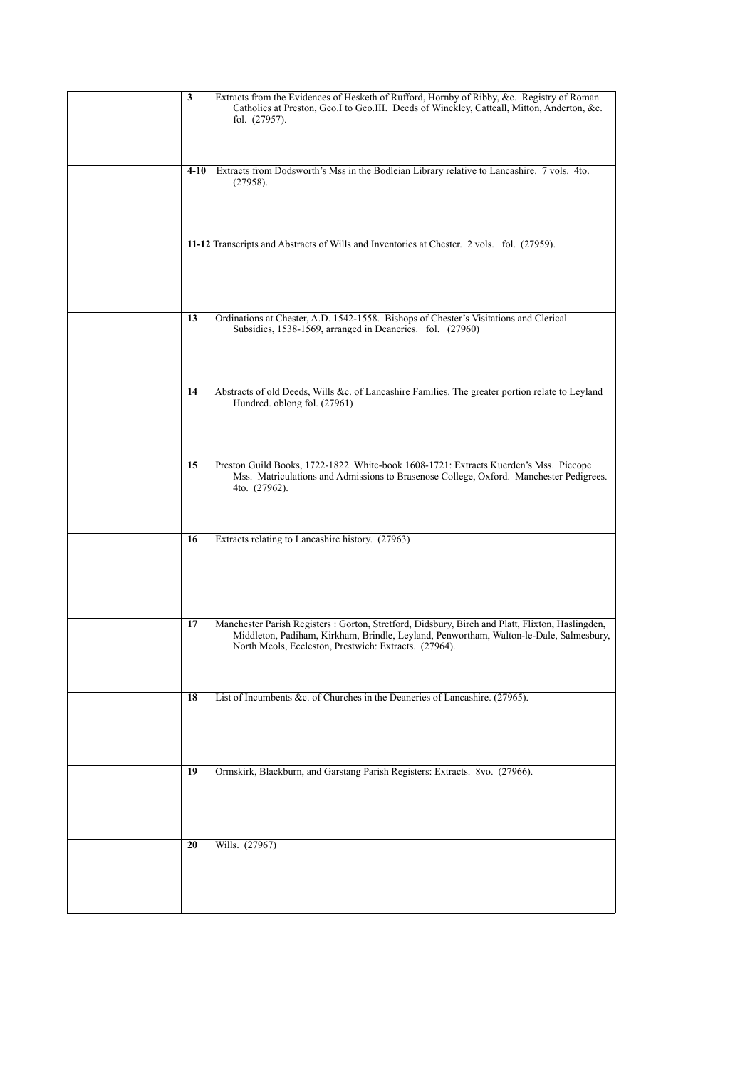| | |
|---|---|
| | **3** Extracts from the Evidences of Hesketh of Rufford, Hornby of Ribby, &c. Registry of Roman Catholics at Preston, Geo.I to Geo.III. Deeds of Winckley, Catteall, Mitton, Anderton, &c. fol. (27957). |
| | **4-10** Extracts from Dodsworth's Mss in the Bodleian Library relative to Lancashire. 7 vols. 4to. (27958). |
| | **11-12** Transcripts and Abstracts of Wills and Inventories at Chester. 2 vols. fol. (27959). |
| | **13** Ordinations at Chester, A.D. 1542-1558. Bishops of Chester's Visitations and Clerical Subsidies, 1538-1569, arranged in Deaneries. fol. (27960) |
| | **14** Abstracts of old Deeds, Wills &c. of Lancashire Families. The greater portion relate to Leyland Hundred. oblong fol. (27961) |
| | **15** Preston Guild Books, 1722-1822. White-book 1608-1721: Extracts Kuerden's Mss. Piccope Mss. Matriculations and Admissions to Brasenose College, Oxford. Manchester Pedigrees. 4to. (27962). |
| | **16** Extracts relating to Lancashire history. (27963) |
| | **17** Manchester Parish Registers : Gorton, Stretford, Didsbury, Birch and Platt, Flixton, Haslingden, Middleton, Padiham, Kirkham, Brindle, Leyland, Penwortham, Walton-le-Dale, Salmesbury, North Meols, Eccleston, Prestwich: Extracts. (27964). |
| | **18** List of Incumbents &c. of Churches in the Deaneries of Lancashire. (27965). |
| | **19** Ormskirk, Blackburn, and Garstang Parish Registers: Extracts. 8vo. (27966). |
| | **20** Wills. (27967) |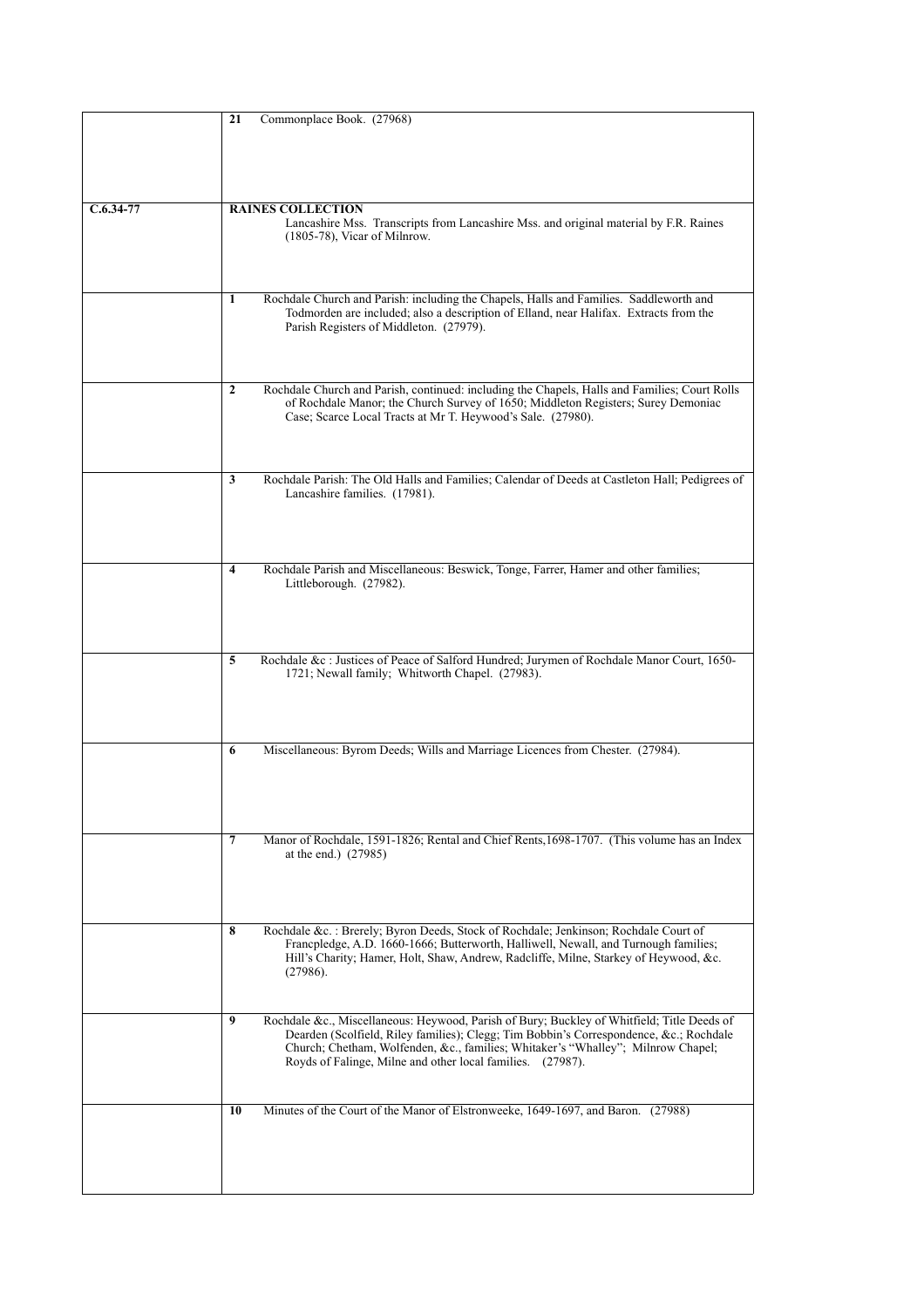| | |
|---|---|
| | **21** Commonplace Book. (27968) |
| **C.6.34-77** | **RAINES COLLECTION**<br>Lancashire Mss. Transcripts from Lancashire Mss. and original material by F.R. Raines (1805-78), Vicar of Milnrow. |
| | **1** Rochdale Church and Parish: including the Chapels, Halls and Families. Saddleworth and Todmorden are included; also a description of Elland, near Halifax. Extracts from the Parish Registers of Middleton. (27979). |
| | **2** Rochdale Church and Parish, continued: including the Chapels, Halls and Families; Court Rolls of Rochdale Manor; the Church Survey of 1650; Middleton Registers; Surey Demoniac Case; Scarce Local Tracts at Mr T. Heywood's Sale. (27980). |
| | **3** Rochdale Parish: The Old Halls and Families; Calendar of Deeds at Castleton Hall; Pedigrees of Lancashire families. (17981). |
| | **4** Rochdale Parish and Miscellaneous: Beswick, Tonge, Farrer, Hamer and other families; Littleborough. (27982). |
| | **5** Rochdale &c : Justices of Peace of Salford Hundred; Jurymen of Rochdale Manor Court, 1650-1721; Newall family; Whitworth Chapel. (27983). |
| | **6** Miscellaneous: Byrom Deeds; Wills and Marriage Licences from Chester. (27984). |
| | **7** Manor of Rochdale, 1591-1826; Rental and Chief Rents,1698-1707. (This volume has an Index at the end.) (27985) |
| | **8** Rochdale &c. : Brerely; Byron Deeds, Stock of Rochdale; Jenkinson; Rochdale Court of Francpledge, A.D. 1660-1666; Butterworth, Halliwell, Newall, and Turnough families; Hill's Charity; Hamer, Holt, Shaw, Andrew, Radcliffe, Milne, Starkey of Heywood, &c. (27986). |
| | **9** Rochdale &c., Miscellaneous: Heywood, Parish of Bury; Buckley of Whitfield; Title Deeds of Dearden (Scolfield, Riley families); Clegg; Tim Bobbin's Correspondence, &c.; Rochdale Church; Chetham, Wolfenden, &c., families; Whitaker's "Whalley"; Milnrow Chapel; Royds of Falinge, Milne and other local families. (27987). |
| | **10** Minutes of the Court of the Manor of Elstronweeke, 1649-1697, and Baron. (27988) |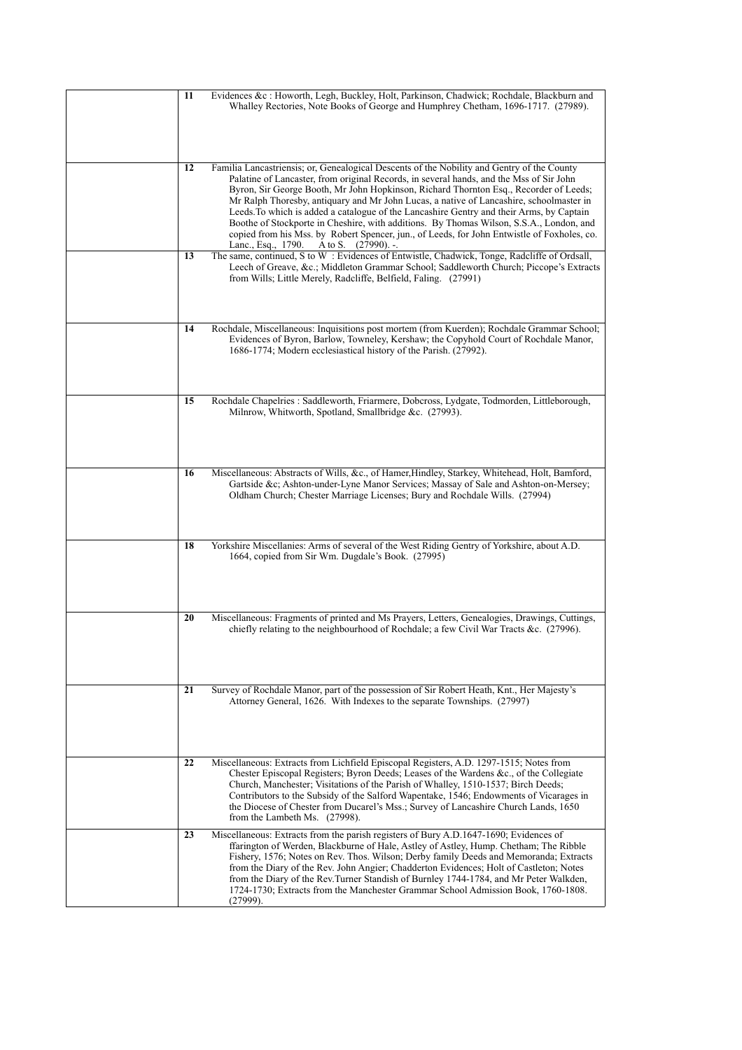| | | |
|---|---|---|
| | **11** | Evidences &c : Howorth, Legh, Buckley, Holt, Parkinson, Chadwick; Rochdale, Blackburn and Whalley Rectories, Note Books of George and Humphrey Chetham, 1696-1717. (27989). |
| | **12** | Familia Lancastriensis; or, Genealogical Descents of the Nobility and Gentry of the County Palatine of Lancaster, from original Records, in several hands, and the Mss of Sir John Byron, Sir George Booth, Mr John Hopkinson, Richard Thornton Esq., Recorder of Leeds; Mr Ralph Thoresby, antiquary and Mr John Lucas, a native of Lancashire, schoolmaster in Leeds.To which is added a catalogue of the Lancashire Gentry and their Arms, by Captain Boothe of Stockporte in Cheshire, with additions. By Thomas Wilson, S.S.A., London, and copied from his Mss. by Robert Spencer, jun., of Leeds, for John Entwistle of Foxholes, co. Lanc., Esq., 1790. A to S. (27990). -. |
| | **13** | The same, continued, S to W : Evidences of Entwistle, Chadwick, Tonge, Radcliffe of Ordsall, Leech of Greave, &c.; Middleton Grammar School; Saddleworth Church; Piccope's Extracts from Wills; Little Merely, Radcliffe, Belfield, Faling. (27991) |
| | **14** | Rochdale, Miscellaneous: Inquisitions post mortem (from Kuerden); Rochdale Grammar School; Evidences of Byron, Barlow, Towneley, Kershaw; the Copyhold Court of Rochdale Manor, 1686-1774; Modern ecclesiastical history of the Parish. (27992). |
| | **15** | Rochdale Chapelries : Saddleworth, Friarmere, Dobcross, Lydgate, Todmorden, Littleborough, Milnrow, Whitworth, Spotland, Smallbridge &c. (27993). |
| | **16** | Miscellaneous: Abstracts of Wills, &c., of Hamer,Hindley, Starkey, Whitehead, Holt, Bamford, Gartside &c; Ashton-under-Lyne Manor Services; Massay of Sale and Ashton-on-Mersey; Oldham Church; Chester Marriage Licenses; Bury and Rochdale Wills. (27994) |
| | **18** | Yorkshire Miscellanies: Arms of several of the West Riding Gentry of Yorkshire, about A.D. 1664, copied from Sir Wm. Dugdale's Book. (27995) |
| | **20** | Miscellaneous: Fragments of printed and Ms Prayers, Letters, Genealogies, Drawings, Cuttings, chiefly relating to the neighbourhood of Rochdale; a few Civil War Tracts &c. (27996). |
| | **21** | Survey of Rochdale Manor, part of the possession of Sir Robert Heath, Knt., Her Majesty's Attorney General, 1626. With Indexes to the separate Townships. (27997) |
| | **22** | Miscellaneous: Extracts from Lichfield Episcopal Registers, A.D. 1297-1515; Notes from Chester Episcopal Registers; Byron Deeds; Leases of the Wardens &c., of the Collegiate Church, Manchester; Visitations of the Parish of Whalley, 1510-1537; Birch Deeds; Contributors to the Subsidy of the Salford Wapentake, 1546; Endowments of Vicarages in the Diocese of Chester from Ducarel's Mss.; Survey of Lancashire Church Lands, 1650 from the Lambeth Ms. (27998). |
| | **23** | Miscellaneous: Extracts from the parish registers of Bury A.D.1647-1690; Evidences of ffarington of Werden, Blackburne of Hale, Astley of Astley, Hump. Chetham; The Ribble Fishery, 1576; Notes on Rev. Thos. Wilson; Derby family Deeds and Memoranda; Extracts from the Diary of the Rev. John Angier; Chadderton Evidences; Holt of Castleton; Notes from the Diary of the Rev.Turner Standish of Burnley 1744-1784, and Mr Peter Walkden, 1724-1730; Extracts from the Manchester Grammar School Admission Book, 1760-1808. (27999). |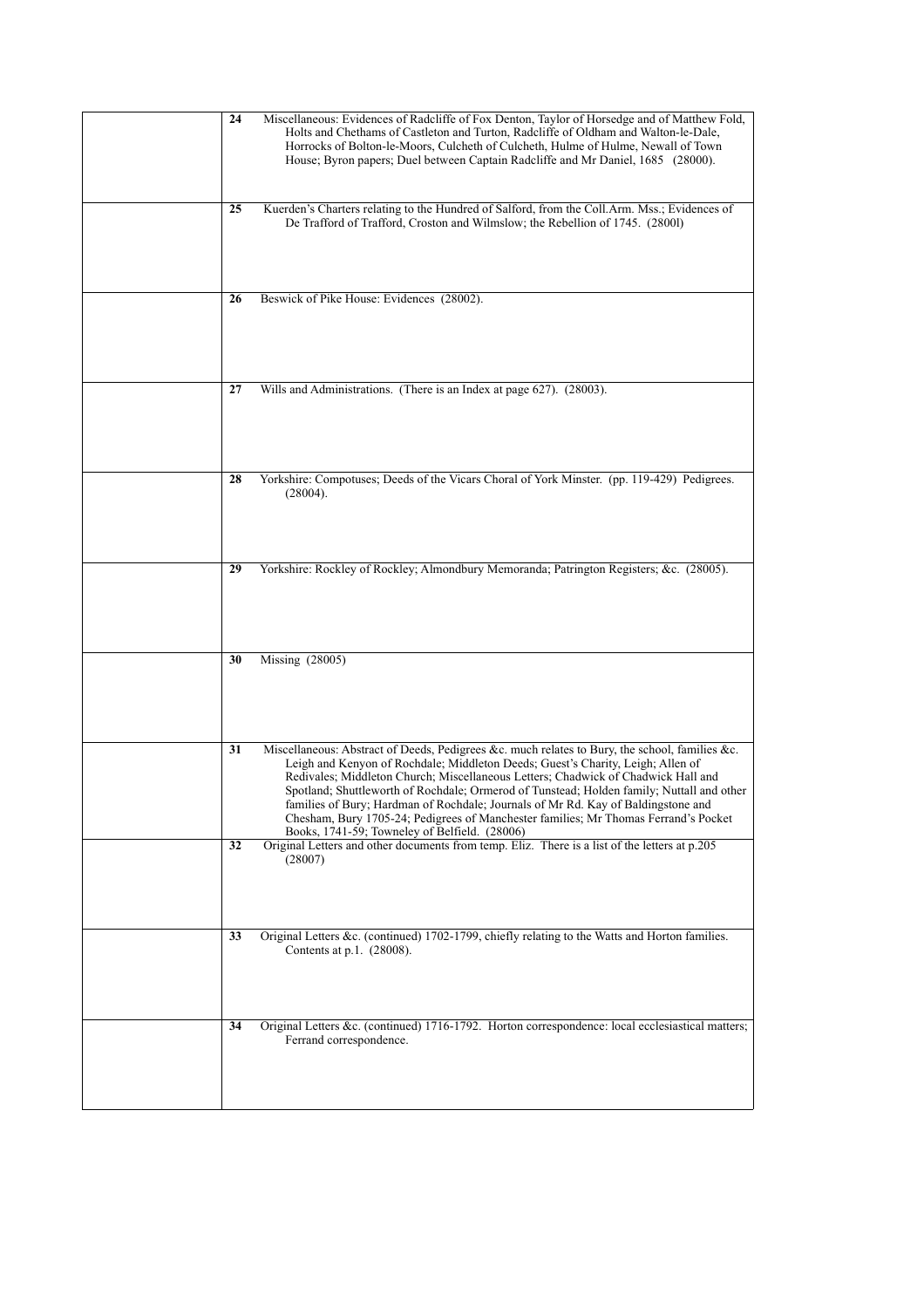| | |
|---|---|
| | **24** Miscellaneous: Evidences of Radcliffe of Fox Denton, Taylor of Horsedge and of Matthew Fold, Holts and Chethams of Castleton and Turton, Radcliffe of Oldham and Walton-le-Dale, Horrocks of Bolton-le-Moors, Culcheth of Culcheth, Hulme of Hulme, Newall of Town House; Byron papers; Duel between Captain Radcliffe and Mr Daniel, 1685 (28000). |
| | **25** Kuerden's Charters relating to the Hundred of Salford, from the Coll.Arm. Mss.; Evidences of De Trafford of Trafford, Croston and Wilmslow; the Rebellion of 1745. (2800l) |
| | **26** Beswick of Pike House: Evidences (28002). |
| | **27** Wills and Administrations. (There is an Index at page 627). (28003). |
| | **28** Yorkshire: Compotuses; Deeds of the Vicars Choral of York Minster. (pp. 119-429) Pedigrees. (28004). |
| | **29** Yorkshire: Rockley of Rockley; Almondbury Memoranda; Patrington Registers; &c. (28005). |
| | **30** Missing (28005) |
| | **31** Miscellaneous: Abstract of Deeds, Pedigrees &c. much relates to Bury, the school, families &c. Leigh and Kenyon of Rochdale; Middleton Deeds; Guest's Charity, Leigh; Allen of Redivales; Middleton Church; Miscellaneous Letters; Chadwick of Chadwick Hall and Spotland; Shuttleworth of Rochdale; Ormerod of Tunstead; Holden family; Nuttall and other families of Bury; Hardman of Rochdale; Journals of Mr Rd. Kay of Baldingstone and Chesham, Bury 1705-24; Pedigrees of Manchester families; Mr Thomas Ferrand's Pocket Books, 1741-59; Towneley of Belfield. (28006) |
| | **32** Original Letters and other documents from temp. Eliz. There is a list of the letters at p.205 (28007) |
| | **33** Original Letters &c. (continued) 1702-1799, chiefly relating to the Watts and Horton families. Contents at p.1. (28008). |
| | **34** Original Letters &c. (continued) 1716-1792. Horton correspondence: local ecclesiastical matters; Ferrand correspondence. |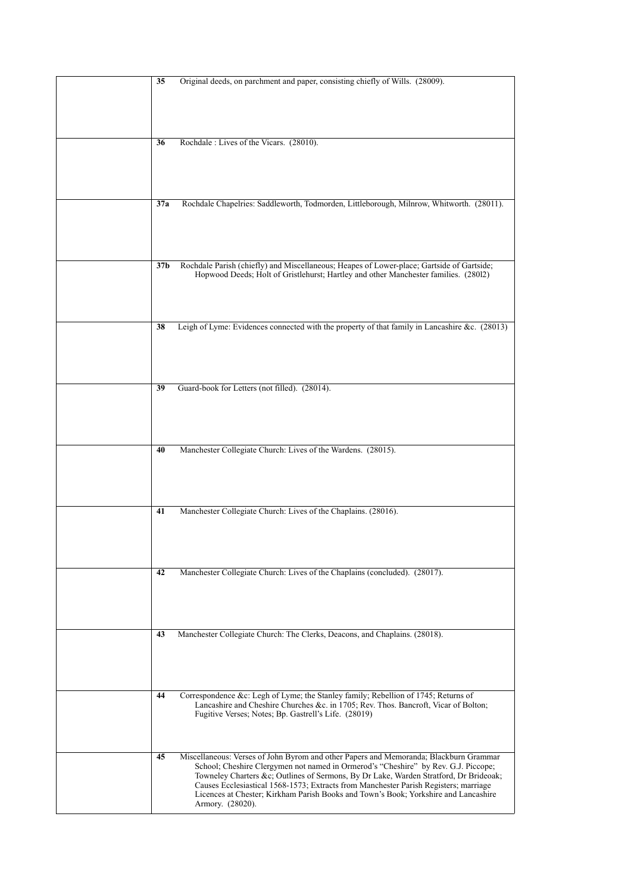| | |
|---|---|
| | **35** Original deeds, on parchment and paper, consisting chiefly of Wills. (28009). |
| | **36** Rochdale : Lives of the Vicars. (28010). |
| | **37a** Rochdale Chapelries: Saddleworth, Todmorden, Littleborough, Milnrow, Whitworth. (28011). |
| | **37b** Rochdale Parish (chiefly) and Miscellaneous; Heapes of Lower-place; Gartside of Gartside; Hopwood Deeds; Holt of Gristlehurst; Hartley and other Manchester families. (280l2) |
| | **38** Leigh of Lyme: Evidences connected with the property of that family in Lancashire &c. (28013) |
| | **39** Guard-book for Letters (not filled). (28014). |
| | **40** Manchester Collegiate Church: Lives of the Wardens. (28015). |
| | **41** Manchester Collegiate Church: Lives of the Chaplains. (28016). |
| | **42** Manchester Collegiate Church: Lives of the Chaplains (concluded). (28017). |
| | **43** Manchester Collegiate Church: The Clerks, Deacons, and Chaplains. (28018). |
| | **44** Correspondence &c: Legh of Lyme; the Stanley family; Rebellion of 1745; Returns of Lancashire and Cheshire Churches &c. in 1705; Rev. Thos. Bancroft, Vicar of Bolton; Fugitive Verses; Notes; Bp. Gastrell's Life. (28019) |
| | **45** Miscellaneous: Verses of John Byrom and other Papers and Memoranda; Blackburn Grammar School; Cheshire Clergymen not named in Ormerod's "Cheshire" by Rev. G.J. Piccope; Towneley Charters &c; Outlines of Sermons, By Dr Lake, Warden Stratford, Dr Brideoak; Causes Ecclesiastical 1568-1573; Extracts from Manchester Parish Registers; marriage Licences at Chester; Kirkham Parish Books and Town's Book; Yorkshire and Lancashire Armory. (28020). |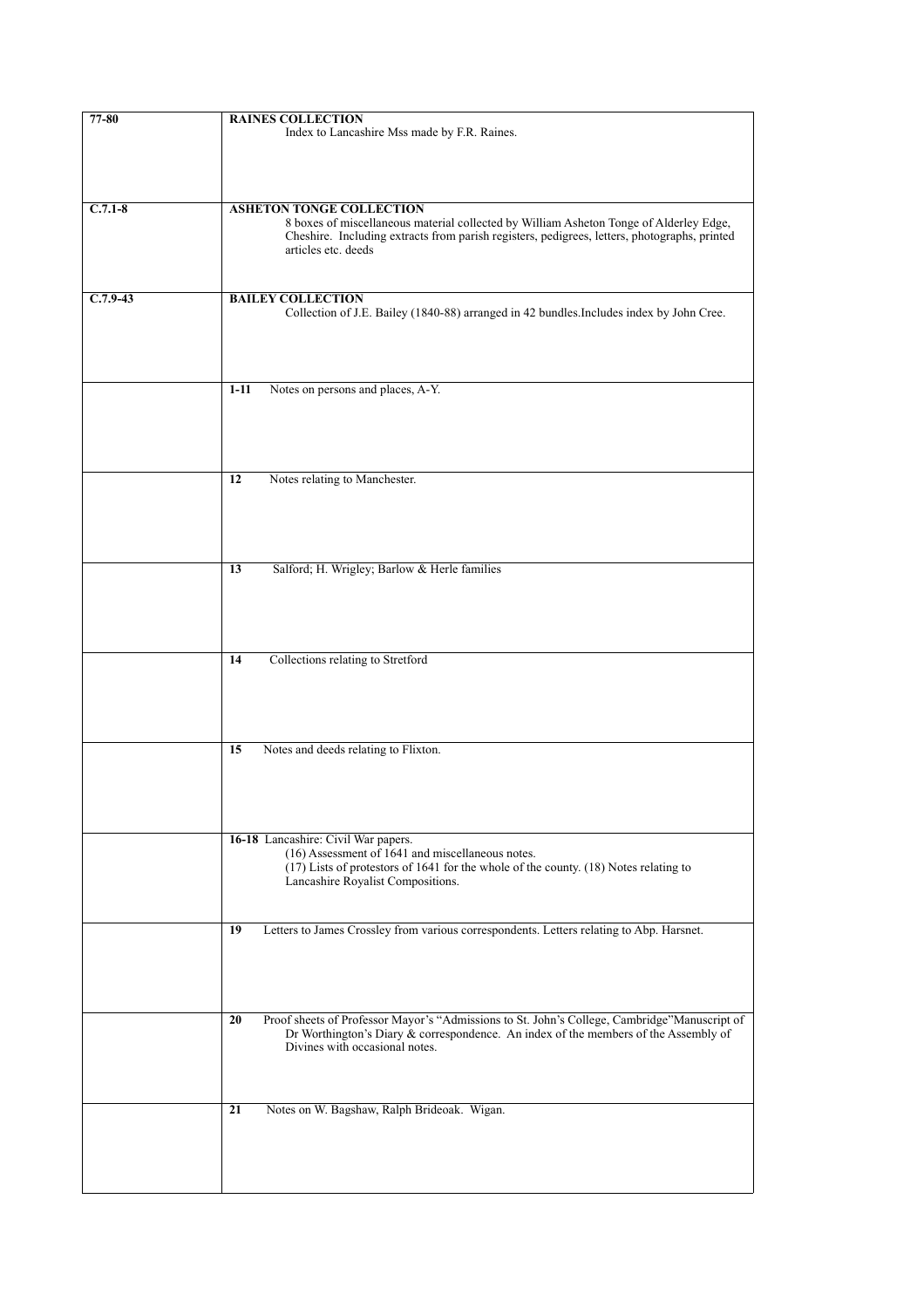| | |
|---|---|
| **77-80** | **RAINES COLLECTION**<br>Index to Lancashire Mss made by F.R. Raines. |
| **C.7.1-8** | **ASHETON TONGE COLLECTION**<br>8 boxes of miscellaneous material collected by William Asheton Tonge of Alderley Edge, Cheshire. Including extracts from parish registers, pedigrees, letters, photographs, printed articles etc. deeds |
| **C.7.9-43** | **BAILEY COLLECTION**<br>Collection of J.E. Bailey (1840-88) arranged in 42 bundles.Includes index by John Cree. |
| | **1-11** Notes on persons and places, A-Y. |
| | **12** Notes relating to Manchester. |
| | **13** Salford; H. Wrigley; Barlow & Herle families |
| | **14** Collections relating to Stretford |
| | **15** Notes and deeds relating to Flixton. |
| | **16-18** Lancashire: Civil War papers.<br>(16) Assessment of 1641 and miscellaneous notes.<br>(17) Lists of protestors of 1641 for the whole of the county. (18) Notes relating to Lancashire Royalist Compositions. |
| | **19** Letters to James Crossley from various correspondents. Letters relating to Abp. Harsnet. |
| | **20** Proof sheets of Professor Mayor's "Admissions to St. John's College, Cambridge"Manuscript of Dr Worthington's Diary & correspondence. An index of the members of the Assembly of Divines with occasional notes. |
| | **21** Notes on W. Bagshaw, Ralph Brideoak. Wigan. |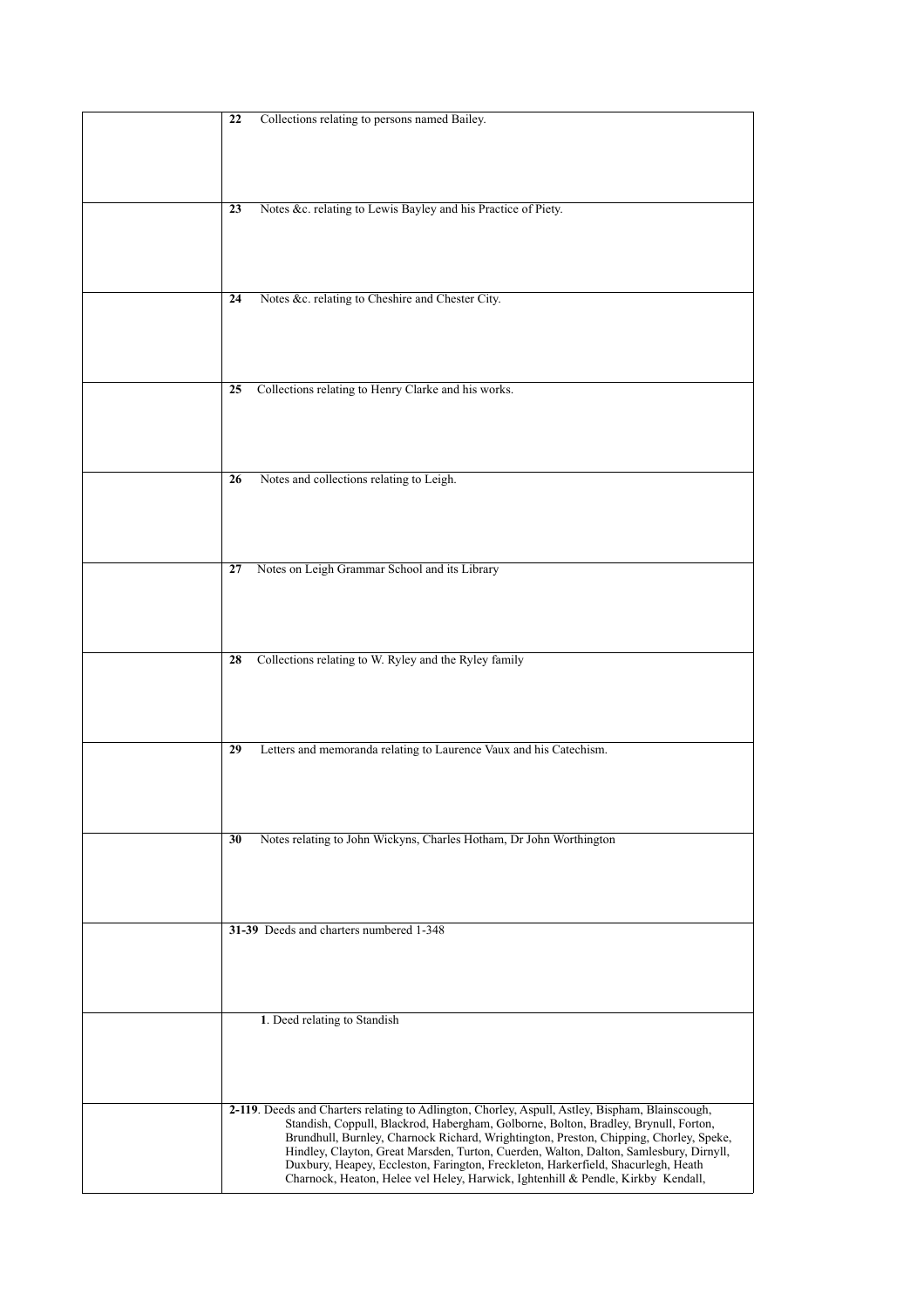| | |
|---|---|
| | **22** Collections relating to persons named Bailey. |
| | **23** Notes &c. relating to Lewis Bayley and his Practice of Piety. |
| | **24** Notes &c. relating to Cheshire and Chester City. |
| | **25** Collections relating to Henry Clarke and his works. |
| | **26** Notes and collections relating to Leigh. |
| | **27** Notes on Leigh Grammar School and its Library |
| | **28** Collections relating to W. Ryley and the Ryley family |
| | **29** Letters and memoranda relating to Laurence Vaux and his Catechism. |
| | **30** Notes relating to John Wickyns, Charles Hotham, Dr John Worthington |
| | **31-39** Deeds and charters numbered 1-348 |
| | **1**. Deed relating to Standish |
| | **2-119**. Deeds and Charters relating to Adlington, Chorley, Aspull, Astley, Bispham, Blainscough, Standish, Coppull, Blackrod, Habergham, Golborne, Bolton, Bradley, Brynull, Forton, Brundhull, Burnley, Charnock Richard, Wrightington, Preston, Chipping, Chorley, Speke, Hindley, Clayton, Great Marsden, Turton, Cuerden, Walton, Dalton, Samlesbury, Dirnyll, Duxbury, Heapey, Eccleston, Farington, Freckleton, Harkerfield, Shacurlegh, Heath Charnock, Heaton, Helee vel Heley, Harwick, Ightenhill & Pendle, Kirkby Kendall, |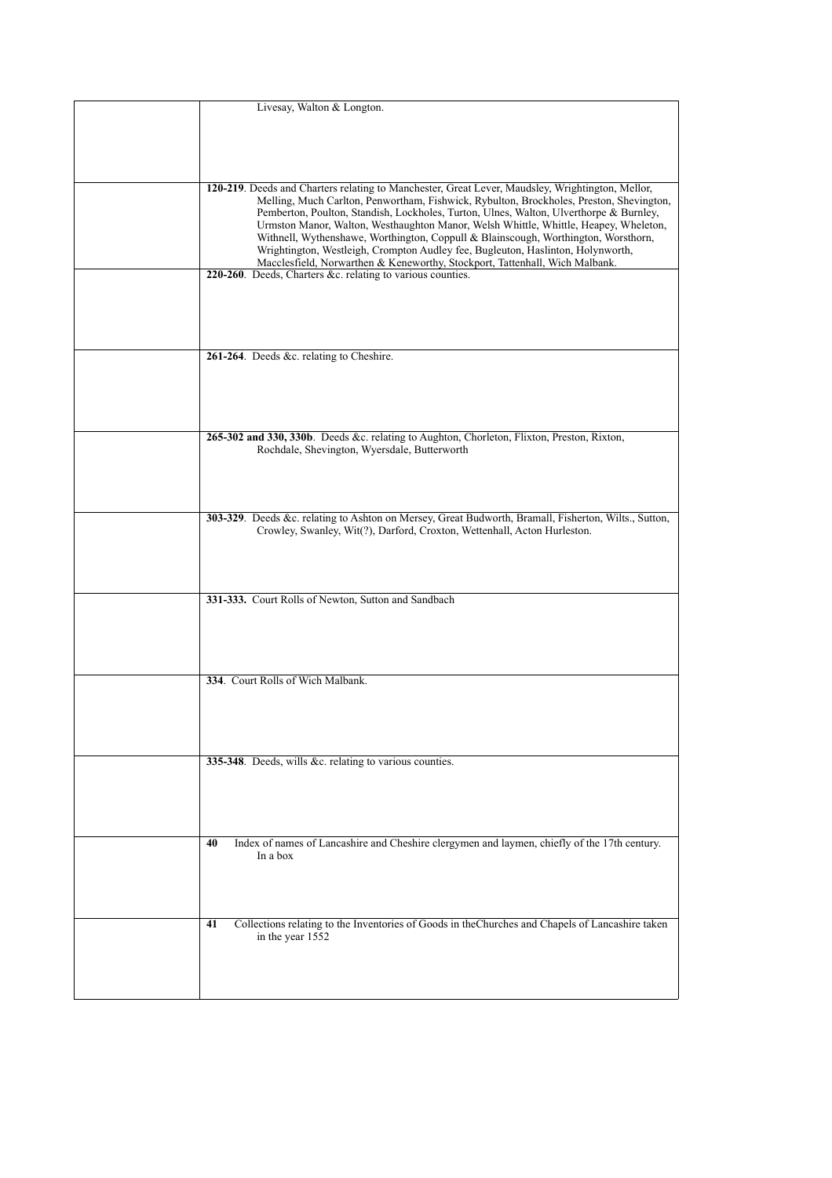| | |
|---|---|
| | Livesay, Walton & Longton. |
| | **120-219**. Deeds and Charters relating to Manchester, Great Lever, Maudsley, Wrightington, Mellor, Melling, Much Carlton, Penwortham, Fishwick, Rybulton, Brockholes, Preston, Shevington, Pemberton, Poulton, Standish, Lockholes, Turton, Ulnes, Walton, Ulverthorpe & Burnley, Urmston Manor, Walton, Westhaughton Manor, Welsh Whittle, Whittle, Heapey, Wheleton, Withnell, Wythenshawe, Worthington, Coppull & Blainscough, Worthington, Worsthorn, Wrightington, Westleigh, Crompton Audley fee, Bugleuton, Haslinton, Holynworth, Macclesfield, Norwarthen & Keneworthy, Stockport, Tattenhall, Wich Malbank. |
| | **220-260**. Deeds, Charters &c. relating to various counties. |
| | **261-264**. Deeds &c. relating to Cheshire. |
| | **265-302 and 330, 330b**. Deeds &c. relating to Aughton, Chorleton, Flixton, Preston, Rixton, Rochdale, Shevington, Wyersdale, Butterworth |
| | **303-329**. Deeds &c. relating to Ashton on Mersey, Great Budworth, Bramall, Fisherton, Wilts., Sutton, Crowley, Swanley, Wit(?), Darford, Croxton, Wettenhall, Acton Hurleston. |
| | **331-333.** Court Rolls of Newton, Sutton and Sandbach |
| | **334**. Court Rolls of Wich Malbank. |
| | **335-348**. Deeds, wills &c. relating to various counties. |
| | **40** Index of names of Lancashire and Cheshire clergymen and laymen, chiefly of the 17th century. In a box |
| | **41** Collections relating to the Inventories of Goods in theChurches and Chapels of Lancashire taken in the year 1552 |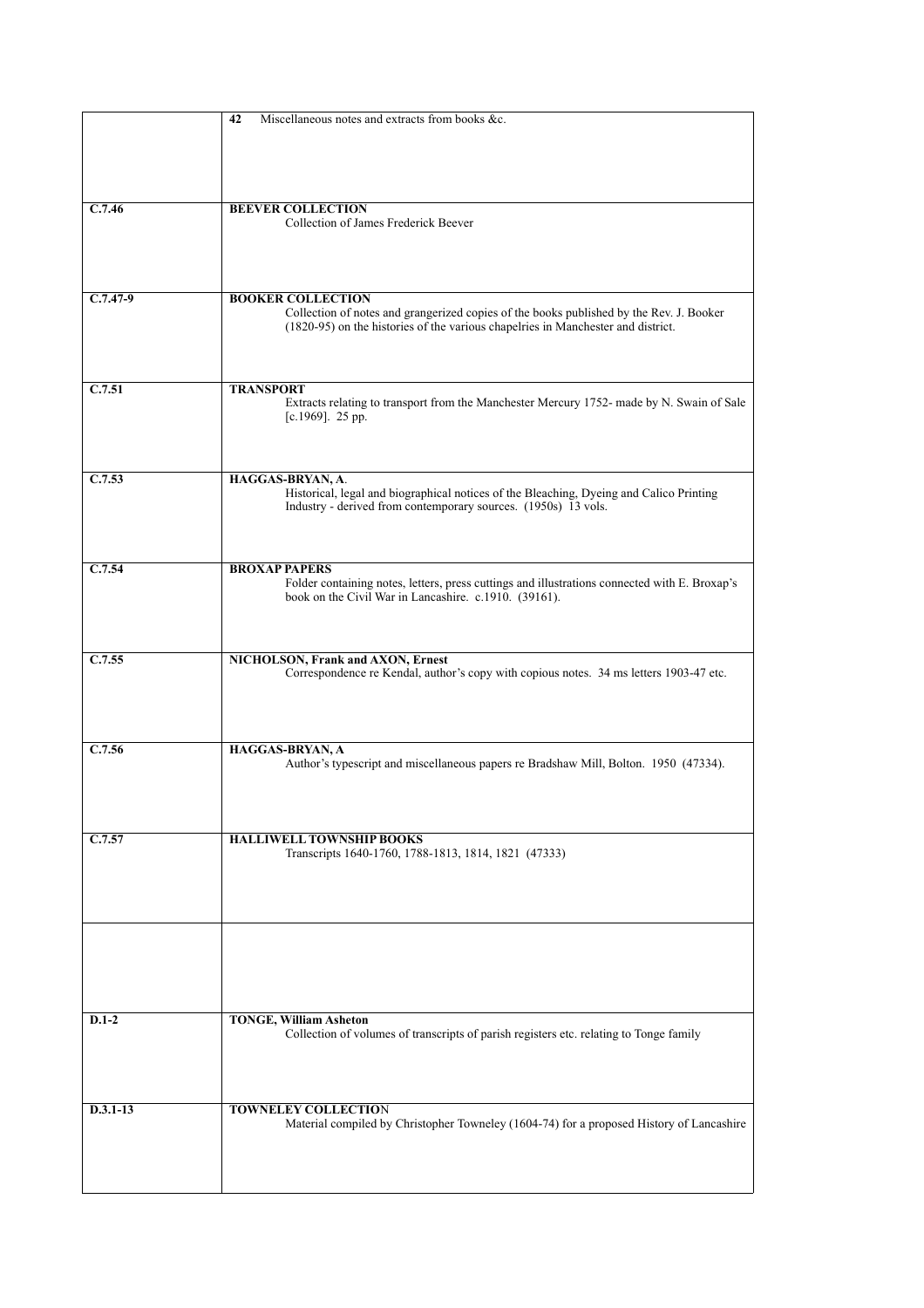| | |
|---|---|
| | **42** Miscellaneous notes and extracts from books &c. |
| **C.7.46** | **BEEVER COLLECTION**<br>Collection of James Frederick Beever |
| **C.7.47-9** | **BOOKER COLLECTION**<br>Collection of notes and grangerized copies of the books published by the Rev. J. Booker (1820-95) on the histories of the various chapelries in Manchester and district. |
| **C.7.51** | **TRANSPORT**<br>Extracts relating to transport from the Manchester Mercury 1752- made by N. Swain of Sale [c.1969]. 25 pp. |
| **C.7.53** | **HAGGAS-BRYAN, A**.<br>Historical, legal and biographical notices of the Bleaching, Dyeing and Calico Printing Industry - derived from contemporary sources. (1950s) 13 vols. |
| **C.7.54** | **BROXAP PAPERS**<br>Folder containing notes, letters, press cuttings and illustrations connected with E. Broxap's book on the Civil War in Lancashire. c.1910. (39161). |
| **C.7.55** | **NICHOLSON, Frank and AXON, Ernest**<br>Correspondence re Kendal, author's copy with copious notes. 34 ms letters 1903-47 etc. |
| **C.7.56** | **HAGGAS-BRYAN, A**<br>Author's typescript and miscellaneous papers re Bradshaw Mill, Bolton. 1950 (47334). |
| **C.7.57** | **HALLIWELL TOWNSHIP BOOKS**<br>Transcripts 1640-1760, 1788-1813, 1814, 1821 (47333) |
| | |
| **D.1-2** | **TONGE, William Asheton**<br>Collection of volumes of transcripts of parish registers etc. relating to Tonge family |
| **D.3.1-13** | **TOWNELEY COLLECTION**<br>Material compiled by Christopher Towneley (1604-74) for a proposed History of Lancashire |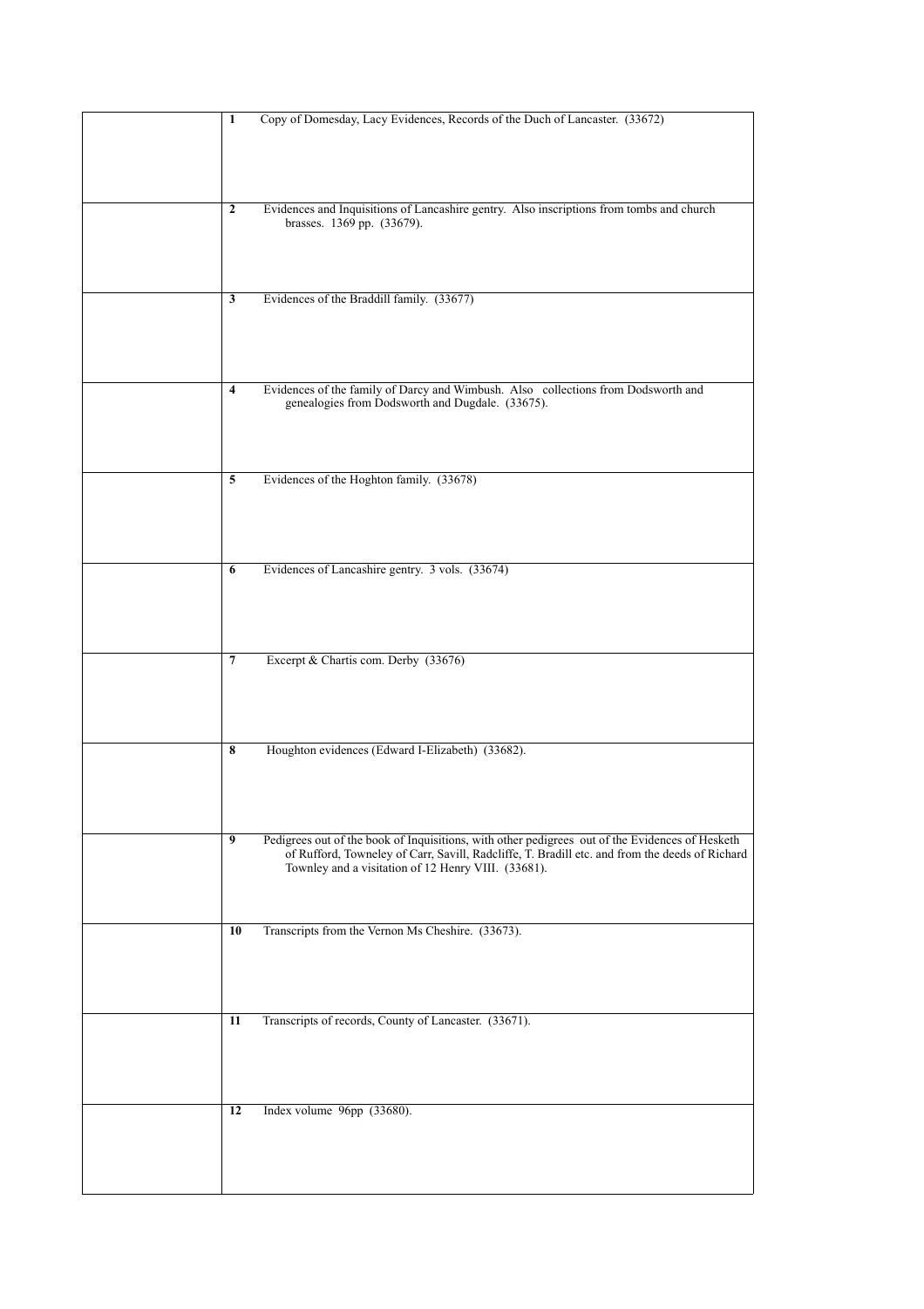| | |
|---|---|
| | **1** Copy of Domesday, Lacy Evidences, Records of the Duch of Lancaster. (33672) |
| | **2** Evidences and Inquisitions of Lancashire gentry. Also inscriptions from tombs and church brasses. 1369 pp. (33679). |
| | **3** Evidences of the Braddill family. (33677) |
| | **4** Evidences of the family of Darcy and Wimbush. Also collections from Dodsworth and genealogies from Dodsworth and Dugdale. (33675). |
| | **5** Evidences of the Hoghton family. (33678) |
| | **6** Evidences of Lancashire gentry. 3 vols. (33674) |
| | **7** Excerpt & Chartis com. Derby (33676) |
| | **8** Houghton evidences (Edward I-Elizabeth) (33682). |
| | **9** Pedigrees out of the book of Inquisitions, with other pedigrees out of the Evidences of Hesketh of Rufford, Towneley of Carr, Savill, Radcliffe, T. Bradill etc. and from the deeds of Richard Townley and a visitation of 12 Henry VIII. (33681). |
| | **10** Transcripts from the Vernon Ms Cheshire. (33673). |
| | **11** Transcripts of records, County of Lancaster. (33671). |
| | **12** Index volume 96pp (33680). |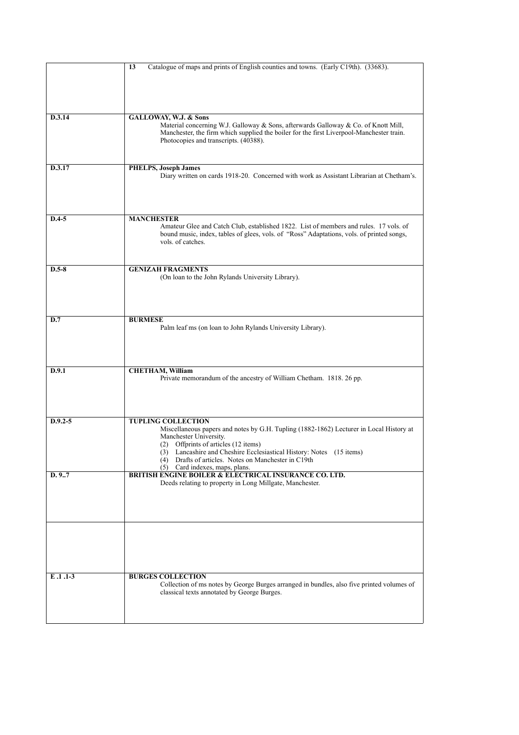| | |
|---|---|
| | **13** Catalogue of maps and prints of English counties and towns. (Early C19th). (33683). |
| **D.3.14** | **GALLOWAY, W.J. & Sons**<br>Material concerning W.J. Galloway & Sons, afterwards Galloway & Co. of Knott Mill, Manchester, the firm which supplied the boiler for the first Liverpool-Manchester train. Photocopies and transcripts. (40388). |
| **D.3.17** | **PHELPS, Joseph James**<br>Diary written on cards 1918-20. Concerned with work as Assistant Librarian at Chetham's. |
| **D.4-5** | **MANCHESTER**<br>Amateur Glee and Catch Club, established 1822. List of members and rules. 17 vols. of bound music, index, tables of glees, vols. of "Ross" Adaptations, vols. of printed songs, vols. of catches. |
| **D.5-8** | **GENIZAH FRAGMENTS**<br>(On loan to the John Rylands University Library). |
| **D.7** | **BURMESE**<br>Palm leaf ms (on loan to John Rylands University Library). |
| **D.9.1** | **CHETHAM, William**<br>Private memorandum of the ancestry of William Chetham. 1818. 26 pp. |
| **D.9.2-5** | **TUPLING COLLECTION**<br>Miscellaneous papers and notes by G.H. Tupling (1882-1862) Lecturer in Local History at Manchester University.<br>(2) Offprints of articles (12 items)<br>(3) Lancashire and Cheshire Ecclesiastical History: Notes (15 items)<br>(4) Drafts of articles. Notes on Manchester in C19th<br>(5) Card indexes, maps, plans. |
| **D. 9..7** | **BRITISH ENGINE BOILER & ELECTRICAL INSURANCE CO. LTD.**<br>Deeds relating to property in Long Millgate, Manchester. |
| | |
| **E .1 .1-3** | **BURGES COLLECTION**<br>Collection of ms notes by George Burges arranged in bundles, also five printed volumes of classical texts annotated by George Burges. |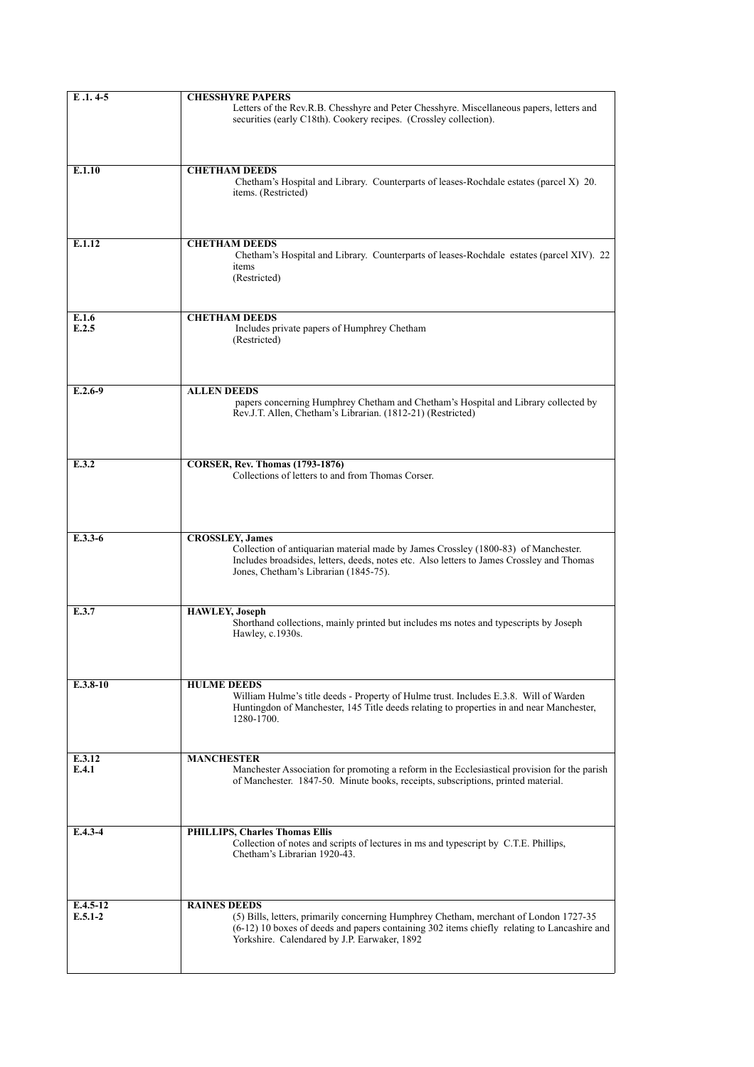| | |
|---|---|
| E .1. 4-5 | **CHESSHYRE PAPERS**<br>Letters of the Rev.R.B. Chesshyre and Peter Chesshyre. Miscellaneous papers, letters and securities (early C18th). Cookery recipes. (Crossley collection). |
| E.1.10 | **CHETHAM DEEDS**<br>Chetham's Hospital and Library. Counterparts of leases-Rochdale estates (parcel X) 20. items. (Restricted) |
| E.1.12 | **CHETHAM DEEDS**<br>Chetham's Hospital and Library. Counterparts of leases-Rochdale estates (parcel XIV). 22 items<br>(Restricted) |
| E.1.6<br>E.2.5 | **CHETHAM DEEDS**<br>Includes private papers of Humphrey Chetham<br>(Restricted) |
| E.2.6-9 | **ALLEN DEEDS**<br>papers concerning Humphrey Chetham and Chetham's Hospital and Library collected by Rev.J.T. Allen, Chetham's Librarian. (1812-21) (Restricted) |
| E.3.2 | **CORSER, Rev. Thomas (1793-1876)**<br>Collections of letters to and from Thomas Corser. |
| E.3.3-6 | **CROSSLEY, James**<br>Collection of antiquarian material made by James Crossley (1800-83) of Manchester. Includes broadsides, letters, deeds, notes etc. Also letters to James Crossley and Thomas Jones, Chetham's Librarian (1845-75). |
| E.3.7 | **HAWLEY, Joseph**<br>Shorthand collections, mainly printed but includes ms notes and typescripts by Joseph Hawley, c.1930s. |
| E.3.8-10 | **HULME DEEDS**<br>William Hulme's title deeds - Property of Hulme trust. Includes E.3.8. Will of Warden Huntingdon of Manchester, 145 Title deeds relating to properties in and near Manchester, 1280-1700. |
| E.3.12<br>E.4.1 | **MANCHESTER**<br>Manchester Association for promoting a reform in the Ecclesiastical provision for the parish of Manchester. 1847-50. Minute books, receipts, subscriptions, printed material. |
| E.4.3-4 | **PHILLIPS, Charles Thomas Ellis**<br>Collection of notes and scripts of lectures in ms and typescript by C.T.E. Phillips, Chetham's Librarian 1920-43. |
| E.4.5-12<br>E.5.1-2 | **RAINES DEEDS**<br>(5) Bills, letters, primarily concerning Humphrey Chetham, merchant of London 1727-35<br>(6-12) 10 boxes of deeds and papers containing 302 items chiefly relating to Lancashire and Yorkshire. Calendared by J.P. Earwaker, 1892 |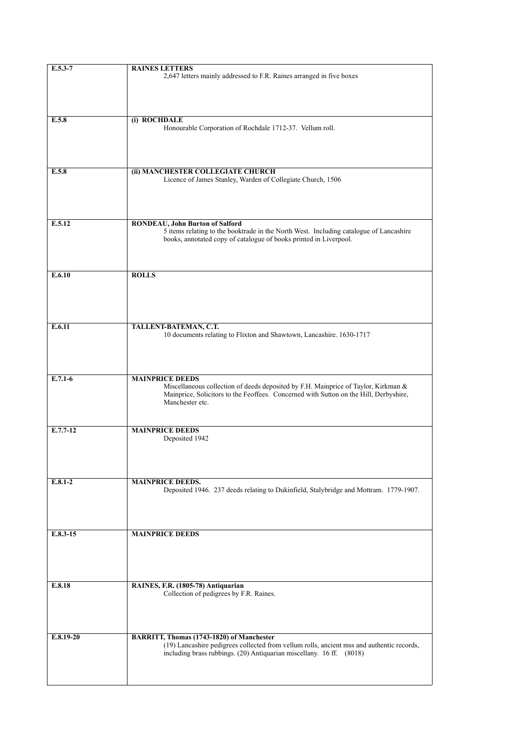| | |
|---|---|
| **E.5.3-7** | **RAINES LETTERS**<br>2,647 letters mainly addressed to F.R. Raines arranged in five boxes |
| **E.5.8** | **(i) ROCHDALE**<br>Honourable Corporation of Rochdale 1712-37. Vellum roll. |
| **E.5.8** | **(ii) MANCHESTER COLLEGIATE CHURCH**<br>Licence of James Stanley, Warden of Collegiate Church, 1506 |
| **E.5.12** | **RONDEAU, John Burton of Salford**<br>5 items relating to the booktrade in the North West. Including catalogue of Lancashire books, annotated copy of catalogue of books printed in Liverpool. |
| **E.6.10** | **ROLLS** |
| **E.6.11** | **TALLENT-BATEMAN, C.T.**<br>10 documents relating to Flixton and Shawtown, Lancashire. 1630-1717 |
| **E.7.1-6** | **MAINPRICE DEEDS**<br>Miscellaneous collection of deeds deposited by F.H. Mainprice of Taylor, Kirkman & Mainprice, Solicitors to the Feoffees. Concerned with Sutton on the Hill, Derbyshire, Manchester etc. |
| **E.7.7-12** | **MAINPRICE DEEDS**<br>Deposited 1942 |
| **E.8.1-2** | **MAINPRICE DEEDS.**<br>Deposited 1946. 237 deeds relating to Dukinfield, Stalybridge and Mottram. 1779-1907. |
| **E.8.3-15** | **MAINPRICE DEEDS** |
| **E.8.18** | **RAINES, F.R. (1805-78) Antiquarian**<br>Collection of pedigrees by F.R. Raines. |
| **E.8.19-20** | **BARRITT, Thomas (1743-1820) of Manchester**<br>(19) Lancashire pedigrees collected from vellum rolls, ancient mss and authentic records, including brass rubbings. (20) Antiquarian miscellany. 16 ff. (8018) |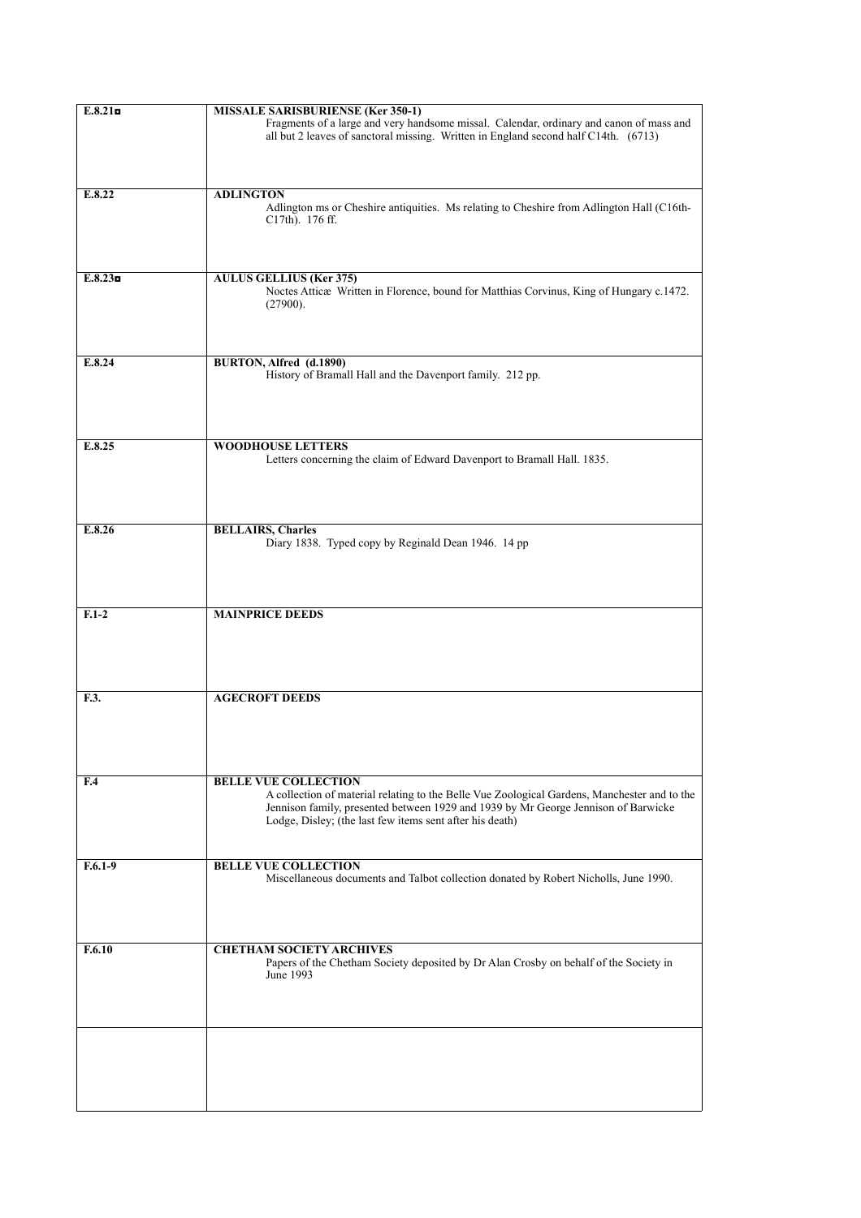| | |
|---|---|
| **E.8.21◘** | **MISSALE SARISBURIENSE (Ker 350-1)**<br>Fragments of a large and very handsome missal. Calendar, ordinary and canon of mass and all but 2 leaves of sanctoral missing. Written in England second half C14th. (6713) |
| **E.8.22** | **ADLINGTON**<br>Adlington ms or Cheshire antiquities. Ms relating to Cheshire from Adlington Hall (C16th-C17th). 176 ff. |
| **E.8.23◘** | **AULUS GELLIUS (Ker 375)**<br>Noctes Atticæ Written in Florence, bound for Matthias Corvinus, King of Hungary c.1472. (27900). |
| **E.8.24** | **BURTON, Alfred (d.1890)**<br>History of Bramall Hall and the Davenport family. 212 pp. |
| **E.8.25** | **WOODHOUSE LETTERS**<br>Letters concerning the claim of Edward Davenport to Bramall Hall. 1835. |
| **E.8.26** | **BELLAIRS, Charles**<br>Diary 1838. Typed copy by Reginald Dean 1946. 14 pp |
| **F.1-2** | **MAINPRICE DEEDS** |
| **F.3.** | **AGECROFT DEEDS** |
| **F.4** | **BELLE VUE COLLECTION**<br>A collection of material relating to the Belle Vue Zoological Gardens, Manchester and to the Jennison family, presented between 1929 and 1939 by Mr George Jennison of Barwicke Lodge, Disley; (the last few items sent after his death) |
| **F.6.1-9** | **BELLE VUE COLLECTION**<br>Miscellaneous documents and Talbot collection donated by Robert Nicholls, June 1990. |
| **F.6.10** | **CHETHAM SOCIETY ARCHIVES**<br>Papers of the Chetham Society deposited by Dr Alan Crosby on behalf of the Society in June 1993 |
| | |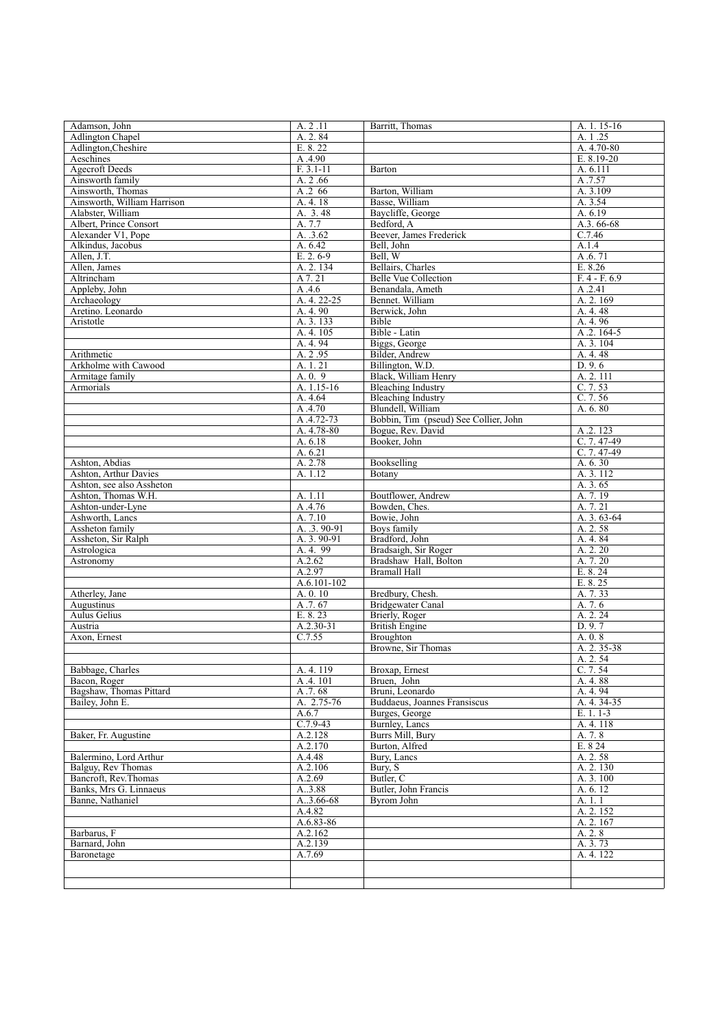| | | | |
|---|---|---|---|
| Adamson, John | A. 2 .11 | Barritt, Thomas | A. 1. 15-16 |
| Adlington Chapel | A. 2. 84 | | A. 1 .25 |
| Adlington,Cheshire | E. 8. 22 | | A. 4.70-80 |
| Aeschines | A .4.90 | | E. 8.19-20 |
| Agecroft Deeds | F. 3.1-11 | Barton | A. 6.111 |
| Ainsworth family | A. 2 .66 | | A .7.57 |
| Ainsworth, Thomas | A .2 66 | Barton, William | A. 3.109 |
| Ainsworth, William Harrison | A. 4. 18 | Basse, William | A. 3.54 |
| Alabster, William | A. 3. 48 | Baycliffe, George | A. 6.19 |
| Albert, Prince Consort | A. 7.7 | Bedford, A | A.3. 66-68 |
| Alexander V1, Pope | A. .3.62 | Beever, James Frederick | C.7.46 |
| Alkindus, Jacobus | A. 6.42 | Bell, John | A.1.4 |
| Allen, J.T. | E. 2. 6-9 | Bell, W | A .6. 71 |
| Allen, James | A. 2. 134 | Bellairs, Charles | E. 8.26 |
| Altrincham | A 7. 21 | Belle Vue Collection | F. 4 - F. 6.9 |
| Appleby, John | A .4.6 | Benandala, Ameth | A .2.41 |
| Archaeology | A. 4. 22-25 | Bennet. William | A. 2. 169 |
| Aretino. Leonardo | A. 4. 90 | Berwick, John | A. 4. 48 |
| Aristotle | A. 3. 133 | Bible | A. 4. 96 |
| | A. 4. 105 | Bible - Latin | A .2. 164-5 |
| | A. 4. 94 | Biggs, George | A. 3. 104 |
| Arithmetic | A. 2 .95 | Bilder, Andrew | A. 4. 48 |
| Arkholme with Cawood | A. 1. 21 | Billington, W.D. | D. 9. 6 |
| Armitage family | A. 0. 9 | Black, William Henry | A. 2. 111 |
| Armorials | A. 1.15-16 | Bleaching Industry | C. 7. 53 |
| | A. 4.64 | Bleaching Industry | C. 7. 56 |
| | A .4.70 | Blundell, William | A. 6. 80 |
| | A .4.72-73 | Bobbin, Tim (pseud) See Collier, John | |
| | A. 4.78-80 | Bogue, Rev. David | A .2. 123 |
| | A. 6.18 | Booker, John | C. 7. 47-49 |
| | A. 6.21 | | C. 7. 47-49 |
| Ashton, Abdias | A. 2.78 | Bookselling | A. 6. 30 |
| Ashton, Arthur Davies | A. 1.12 | Botany | A. 3. 112 |
| Ashton, see also Assheton | | | A. 3. 65 |
| Ashton, Thomas W.H. | A. 1.11 | Boutflower, Andrew | A. 7. 19 |
| Ashton-under-Lyne | A .4.76 | Bowden, Ches. | A. 7. 21 |
| Ashworth, Lancs | A. 7.10 | Bowie, John | A. 3. 63-64 |
| Assheton family | A. .3. 90-91 | Boys family | A. 2. 58 |
| Assheton, Sir Ralph | A. 3. 90-91 | Bradford, John | A. 4. 84 |
| Astrologica | A. 4. 99 | Bradsaigh, Sir Roger | A. 2. 20 |
| Astronomy | A.2.62 | Bradshaw Hall, Bolton | A. 7. 20 |
| | A.2.97 | Bramall Hall | E. 8. 24 |
| | A.6.101-102 | | E. 8. 25 |
| Atherley, Jane | A. 0. 10 | Bredbury, Chesh. | A. 7. 33 |
| Augustinus | A .7. 67 | Bridgewater Canal | A. 7. 6 |
| Aulus Gelius | E. 8. 23 | Brierly, Roger | A. 2. 24 |
| Austria | A.2.30-31 | British Engine | D. 9. 7 |
| Axon, Ernest | C.7.55 | Broughton | A. 0. 8 |
| | | Browne, Sir Thomas | A. 2. 35-38 |
| | | | A. 2. 54 |
| Babbage, Charles | A. 4. 119 | Broxap, Ernest | C. 7. 54 |
| Bacon, Roger | A .4. 101 | Bruen, John | A. 4. 88 |
| Bagshaw, Thomas Pittard | A .7. 68 | Bruni, Leonardo | A. 4. 94 |
| Bailey, John E. | A. 2.75-76 | Buddaeus, Joannes Fransiscus | A. 4. 34-35 |
| | A.6.7 | Burges, George | E. 1. 1-3 |
| | C.7.9-43 | Burnley, Lancs | A. 4. 118 |
| Baker, Fr. Augustine | A.2.128 | Burrs Mill, Bury | A. 7. 8 |
| | A.2.170 | Burton, Alfred | E. 8 24 |
| Balermino, Lord Arthur | A.4.48 | Bury, Lancs | A. 2. 58 |
| Balguy, Rev Thomas | A.2.106 | Bury, S | A. 2. 130 |
| Bancroft, Rev.Thomas | A.2.69 | Butler, C | A. 3. 100 |
| Banks, Mrs G. Linnaeus | A..3.88 | Butler, John Francis | A. 6. 12 |
| Banne, Nathaniel | A..3.66-68 | Byrom John | A. 1. 1 |
| | A.4.82 | | A. 2. 152 |
| | A.6.83-86 | | A. 2. 167 |
| Barbarus, F | A.2.162 | | A. 2. 8 |
| Barnard, John | A.2.139 | | A. 3. 73 |
| Baronetage | A.7.69 | | A. 4. 122 |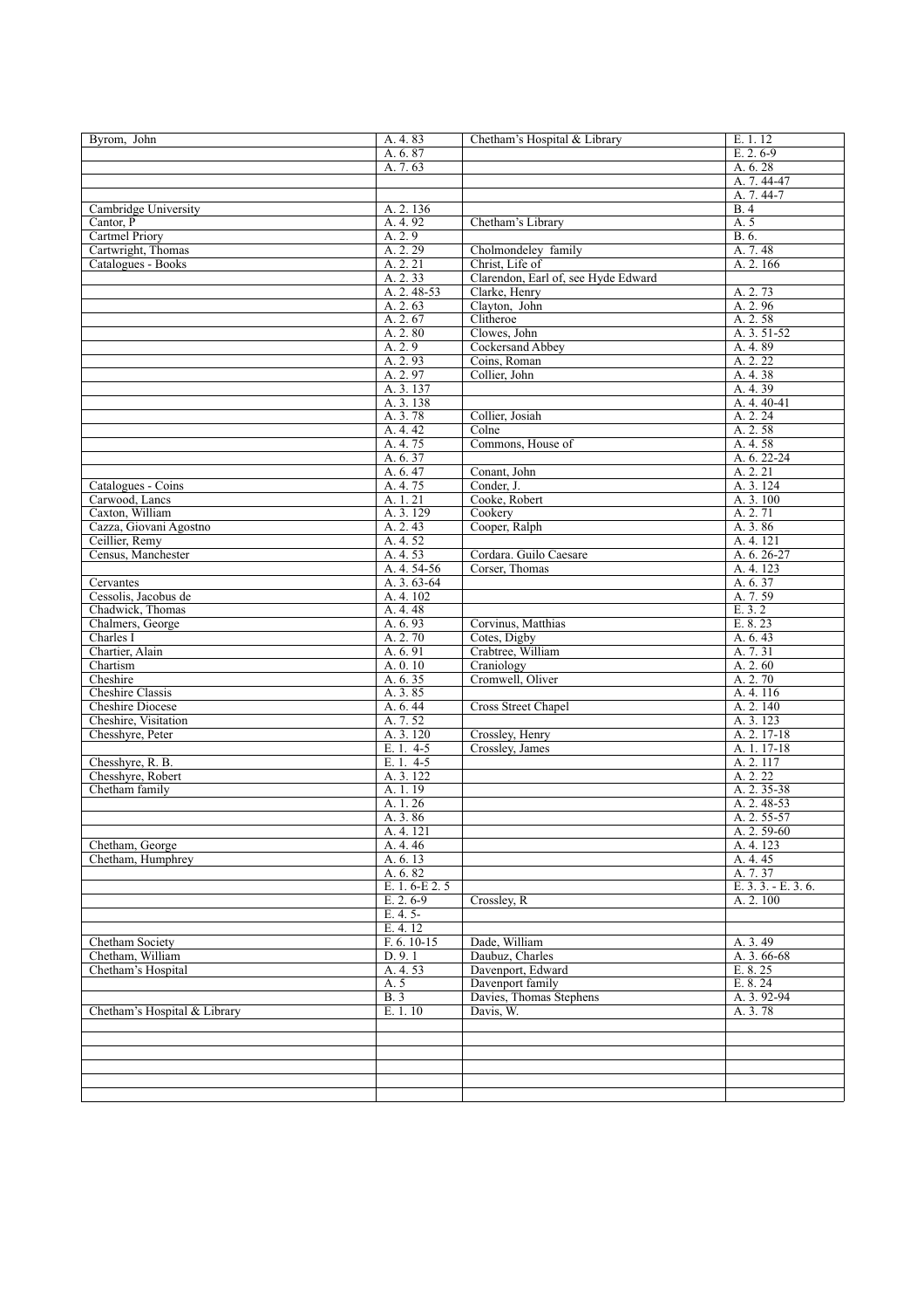| | | | |
|---|---|---|---|
| Byrom, John | A. 4. 83 | Chetham's Hospital & Library | E. 1. 12 |
| | A. 6. 87 | | E. 2. 6-9 |
| | A. 7. 63 | | A. 6. 28 |
| | | | A. 7. 44-47 |
| | | | A. 7. 44-7 |
| Cambridge University | A. 2. 136 | | B. 4 |
| Cantor, P | A. 4. 92 | Chetham's Library | A. 5 |
| Cartmel Priory | A. 2. 9 | | B. 6. |
| Cartwright, Thomas | A. 2. 29 | Cholmondeley family | A. 7. 48 |
| Catalogues - Books | A. 2. 21 | Christ, Life of | A. 2. 166 |
| | A. 2. 33 | Clarendon, Earl of, see Hyde Edward | |
| | A. 2. 48-53 | Clarke, Henry | A. 2. 73 |
| | A. 2. 63 | Clayton, John | A. 2. 96 |
| | A. 2. 67 | Clitheroe | A. 2. 58 |
| | A. 2. 80 | Clowes, John | A. 3. 51-52 |
| | A. 2. 9 | Cockersand Abbey | A. 4. 89 |
| | A. 2. 93 | Coins, Roman | A. 2. 22 |
| | A. 2. 97 | Collier, John | A. 4. 38 |
| | A. 3. 137 | | A. 4. 39 |
| | A. 3. 138 | | A. 4. 40-41 |
| | A. 3. 78 | Collier, Josiah | A. 2. 24 |
| | A. 4. 42 | Colne | A. 2. 58 |
| | A. 4. 75 | Commons, House of | A. 4. 58 |
| | A. 6. 37 | | A. 6. 22-24 |
| | A. 6. 47 | Conant, John | A. 2. 21 |
| Catalogues - Coins | A. 4. 75 | Conder, J. | A. 3. 124 |
| Carwood, Lancs | A. 1. 21 | Cooke, Robert | A. 3. 100 |
| Caxton, William | A. 3. 129 | Cookery | A. 2. 71 |
| Cazza, Giovani Agostno | A. 2. 43 | Cooper, Ralph | A. 3. 86 |
| Ceillier, Remy | A. 4. 52 | | A. 4. 121 |
| Census, Manchester | A. 4. 53 | Cordara. Guilo Caesare | A. 6. 26-27 |
| | A. 4. 54-56 | Corser, Thomas | A. 4. 123 |
| Cervantes | A. 3. 63-64 | | A. 6. 37 |
| Cessolis, Jacobus de | A. 4. 102 | | A. 7. 59 |
| Chadwick, Thomas | A. 4. 48 | | E. 3. 2 |
| Chalmers, George | A. 6. 93 | Corvinus, Matthias | E. 8. 23 |
| Charles I | A. 2. 70 | Cotes, Digby | A. 6. 43 |
| Chartier, Alain | A. 6. 91 | Crabtree, William | A. 7. 31 |
| Chartism | A. 0. 10 | Craniology | A. 2. 60 |
| Cheshire | A. 6. 35 | Cromwell, Oliver | A. 2. 70 |
| Cheshire Classis | A. 3. 85 | | A. 4. 116 |
| Cheshire Diocese | A. 6. 44 | Cross Street Chapel | A. 2. 140 |
| Cheshire, Visitation | A. 7. 52 | | A. 3. 123 |
| Chesshyre, Peter | A. 3. 120 | Crossley, Henry | A. 2. 17-18 |
| | E. 1. 4-5 | Crossley, James | A. 1. 17-18 |
| Chesshyre, R. B. | E. 1. 4-5 | | A. 2. 117 |
| Chesshyre, Robert | A. 3. 122 | | A. 2. 22 |
| Chetham family | A. 1. 19 | | A. 2. 35-38 |
| | A. 1. 26 | | A. 2. 48-53 |
| | A. 3. 86 | | A. 2. 55-57 |
| | A. 4. 121 | | A. 2. 59-60 |
| Chetham, George | A. 4. 46 | | A. 4. 123 |
| Chetham, Humphrey | A. 6. 13 | | A. 4. 45 |
| | A. 6. 82 | | A. 7. 37 |
| | E. 1. 6-E 2. 5 | | E. 3. 3. - E. 3. 6. |
| | E. 2. 6-9 | Crossley, R | A. 2. 100 |
| | E. 4. 5- | | |
| | E. 4. 12 | | |
| Chetham Society | F. 6. 10-15 | Dade, William | A. 3. 49 |
| Chetham, William | D. 9. 1 | Daubuz, Charles | A. 3. 66-68 |
| Chetham's Hospital | A. 4. 53 | Davenport, Edward | E. 8. 25 |
| | A. 5 | Davenport family | E. 8. 24 |
| | B. 3 | Davies, Thomas Stephens | A. 3. 92-94 |
| Chetham's Hospital & Library | E. 1. 10 | Davis, W. | A. 3. 78 |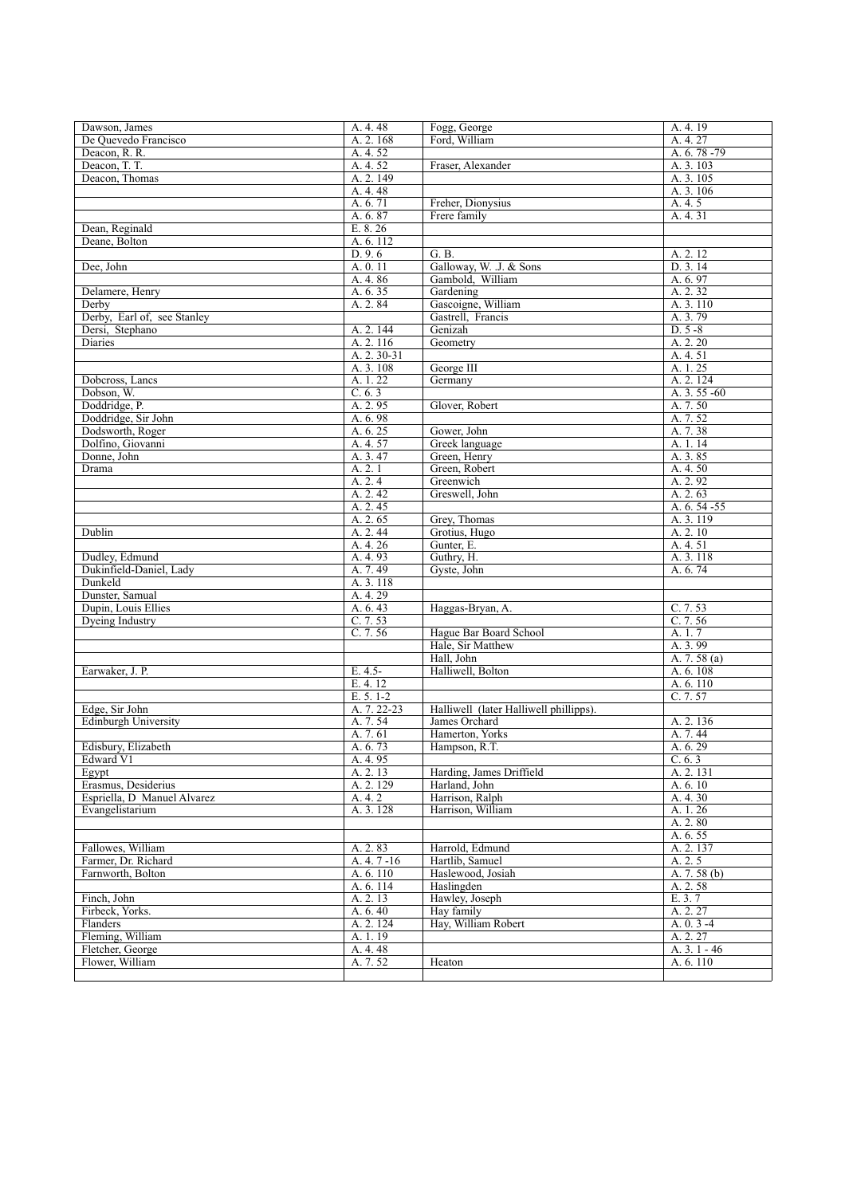| | | | |
|---|---|---|---|
| Dawson, James | A. 4. 48 | Fogg, George | A. 4. 19 |
| De Quevedo Francisco | A. 2. 168 | Ford, William | A. 4. 27 |
| Deacon, R. R. | A. 4. 52 | | A. 6. 78 -79 |
| Deacon, T. T. | A. 4. 52 | Fraser, Alexander | A. 3. 103 |
| Deacon, Thomas | A. 2. 149 | | A. 3. 105 |
| | A. 4. 48 | | A. 3. 106 |
| | A. 6. 71 | Freher, Dionysius | A. 4. 5 |
| | A. 6. 87 | Frere family | A. 4. 31 |
| Dean, Reginald | E. 8. 26 | | |
| Deane, Bolton | A. 6. 112 | | |
| | D. 9. 6 | G. B. | A. 2. 12 |
| Dee, John | A. 0. 11 | Galloway, W. .J. & Sons | D. 3. 14 |
| | A. 4. 86 | Gambold, William | A. 6. 97 |
| Delamere, Henry | A. 6. 35 | Gardening | A. 2. 32 |
| Derby | A. 2. 84 | Gascoigne, William | A. 3. 110 |
| Derby, Earl of, see Stanley | | Gastrell, Francis | A. 3. 79 |
| Dersi, Stephano | A. 2. 144 | Genizah | D. 5 -8 |
| Diaries | A. 2. 116 | Geometry | A. 2. 20 |
| | A. 2. 30-31 | | A. 4. 51 |
| | A. 3. 108 | George III | A. 1. 25 |
| Dobcross, Lancs | A. 1. 22 | Germany | A. 2. 124 |
| Dobson, W. | C. 6. 3 | | A. 3. 55 -60 |
| Doddridge, P. | A. 2. 95 | Glover, Robert | A. 7. 50 |
| Doddridge, Sir John | A. 6. 98 | | A. 7. 52 |
| Dodsworth, Roger | A. 6. 25 | Gower, John | A. 7. 38 |
| Dolfino, Giovanni | A. 4. 57 | Greek language | A. 1. 14 |
| Donne, John | A. 3. 47 | Green, Henry | A. 3. 85 |
| Drama | A. 2. 1 | Green, Robert | A. 4. 50 |
| | A. 2. 4 | Greenwich | A. 2. 92 |
| | A. 2. 42 | Greswell, John | A. 2. 63 |
| | A. 2. 45 | | A. 6. 54 -55 |
| | A. 2. 65 | Grey, Thomas | A. 3. 119 |
| Dublin | A. 2. 44 | Grotius, Hugo | A. 2. 10 |
| | A. 4. 26 | Gunter, E. | A. 4. 51 |
| Dudley, Edmund | A. 4. 93 | Guthry, H. | A. 3. 118 |
| Dukinfield-Daniel, Lady | A. 7. 49 | Gyste, John | A. 6. 74 |
| Dunkeld | A. 3. 118 | | |
| Dunster, Samual | A. 4. 29 | | |
| Dupin, Louis Ellies | A. 6. 43 | Haggas-Bryan, A. | C. 7. 53 |
| Dyeing Industry | C. 7. 53 | | C. 7. 56 |
| | C. 7. 56 | Hague Bar Board School | A. 1. 7 |
| | | Hale, Sir Matthew | A. 3. 99 |
| | | Hall, John | A. 7. 58 (a) |
| Earwaker, J. P. | E. 4.5- | Halliwell, Bolton | A. 6. 108 |
| | E. 4. 12 | | A. 6. 110 |
| | E. 5. 1-2 | | C. 7. 57 |
| Edge, Sir John | A. 7. 22-23 | Halliwell (later Halliwell phillipps). | |
| Edinburgh University | A. 7. 54 | James Orchard | A. 2. 136 |
| | A. 7. 61 | Hamerton, Yorks | A. 7. 44 |
| Edisbury, Elizabeth | A. 6. 73 | Hampson, R.T. | A. 6. 29 |
| Edward V1 | A. 4. 95 | | C. 6. 3 |
| Egypt | A. 2. 13 | Harding, James Driffield | A. 2. 131 |
| Erasmus, Desiderius | A. 2. 129 | Harland, John | A. 6. 10 |
| Espriella, D Manuel Alvarez | A. 4. 2 | Harrison, Ralph | A. 4. 30 |
| Evangelistarium | A. 3. 128 | Harrison, William | A. 1. 26 |
| | | | A. 2. 80 |
| | | | A. 6. 55 |
| Fallowes, William | A. 2. 83 | Harrold, Edmund | A. 2. 137 |
| Farmer, Dr. Richard | A. 4. 7 -16 | Hartlib, Samuel | A. 2. 5 |
| Farnworth, Bolton | A. 6. 110 | Haslewood, Josiah | A. 7. 58 (b) |
| | A. 6. 114 | Haslingden | A. 2. 58 |
| Finch, John | A. 2. 13 | Hawley, Joseph | E. 3. 7 |
| Firbeck, Yorks. | A. 6. 40 | Hay family | A. 2. 27 |
| Flanders | A. 2. 124 | Hay, William Robert | A. 0. 3 -4 |
| Fleming, William | A. 1. 19 | | A. 2. 27 |
| Fletcher, George | A. 4. 48 | | A. 3. 1 - 46 |
| Flower, William | A. 7. 52 | Heaton | A. 6. 110 |
| | | | |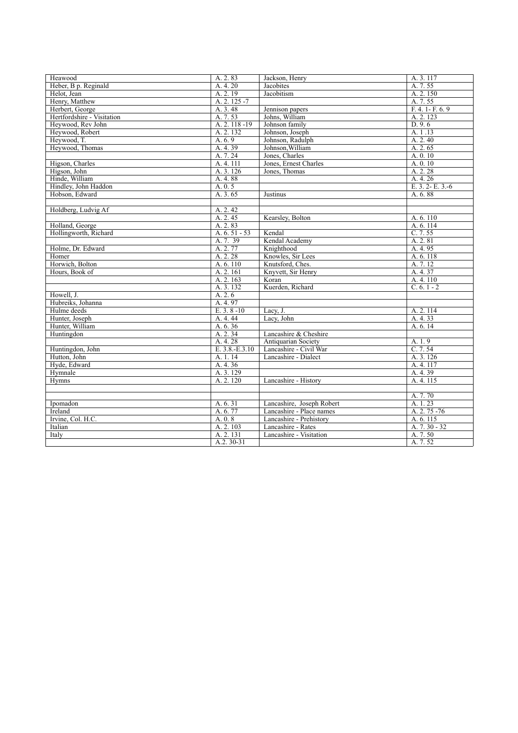| | | | |
|---|---|---|---|
| Heawood | A. 2. 83 | Jackson, Henry | A. 3. 117 |
| Heber, B p. Reginald | A. 4. 20 | Jacobites | A. 7. 55 |
| Helot, Jean | A. 2. 19 | Jacobitism | A. 2. 150 |
| Henry, Matthew | A. 2. 125 -7 | | A. 7. 55 |
| Herbert, George | A. 3. 48 | Jennison papers | F. 4. 1- F. 6. 9 |
| Hertfordshire - Visitation | A. 7. 53 | Johns, William | A. 2. 123 |
| Heywood, Rev John | A. 2. 118 -19 | Johnson family | D. 9. 6 |
| Heywood, Robert | A. 2. 132 | Johnson, Joseph | A. 1 .13 |
| Heywood, T. | A. 6. 9 | Johnson, Radulph | A. 2. 40 |
| Heywood, Thomas | A. 4. 39 | Johnson,William | A. 2. 65 |
| | A. 7. 24 | Jones, Charles | A. 0. 10 |
| Higson, Charles | A. 4. 111 | Jones, Ernest Charles | A. 0. 10 |
| Higson, John | A. 3. 126 | Jones, Thomas | A. 2. 28 |
| Hinde, William | A. 4. 88 | | A. 4. 26 |
| Hindley, John Haddon | A. 0. 5 | | E. 3. 2- E. 3.-6 |
| Hobson, Edward | A. 3. 65 | Justinus | A. 6. 88 |
| | | | |
| Holdberg, Ludvig Af | A. 2. 42 | | |
| | A. 2. 45 | Kearsley, Bolton | A. 6. 110 |
| Holland, George | A. 2. 83 | | A. 6. 114 |
| Hollingworth, Richard | A. 6. 51 - 53 | Kendal | C. 7. 55 |
| | A. 7. 39 | Kendal Academy | A. 2. 81 |
| Holme, Dr. Edward | A. 2. 77 | Knighthood | A. 4. 95 |
| Homer | A. 2. 28 | Knowles, Sir Lees | A. 6. 118 |
| Horwich, Bolton | A. 6. 110 | Knutsford, Ches. | A. 7. 12 |
| Hours, Book of | A. 2. 161 | Knyvett, Sir Henry | A. 4. 37 |
| | A. 2. 163 | Koran | A. 4. 110 |
| | A. 3. 132 | Kuerden, Richard | C. 6. 1 - 2 |
| Howell, J. | A. 2. 6 | | |
| Hubreiks, Johanna | A. 4. 97 | | |
| Hulme deeds | E. 3. 8 -10 | Lacy, J. | A. 2. 114 |
| Hunter, Joseph | A. 4. 44 | Lacy, John | A. 4. 33 |
| Hunter, William | A. 6. 36 | | A. 6. 14 |
| Huntingdon | A. 2. 34 | Lancashire & Cheshire | |
| | A. 4. 28 | Antiquarian Society | A. 1. 9 |
| Huntingdon, John | E. 3.8.-E.3.10 | Lancashire - Civil War | C. 7. 54 |
| Hutton, John | A. 1. 14 | Lancashire - Dialect | A. 3. 126 |
| Hyde, Edward | A. 4. 36 | | A. 4. 117 |
| Hymnale | A. 3. 129 | | A. 4. 39 |
| Hymns | A. 2. 120 | Lancashire - History | A. 4. 115 |
| | | | |
| | | | A. 7. 70 |
| Ipomadon | A. 6. 31 | Lancashire, Joseph Robert | A. 1. 23 |
| Ireland | A. 6. 77 | Lancashire - Place names | A. 2. 75 -76 |
| Irvine, Col. H.C. | A. 0. 8 | Lancashire - Prehistory | A. 6. 115 |
| Italian | A. 2. 103 | Lancashire - Rates | A. 7. 30 - 32 |
| Italy | A. 2. 131 | Lancashire - Visitation | A. 7. 50 |
| | A.2. 30-31 | | A. 7. 52 |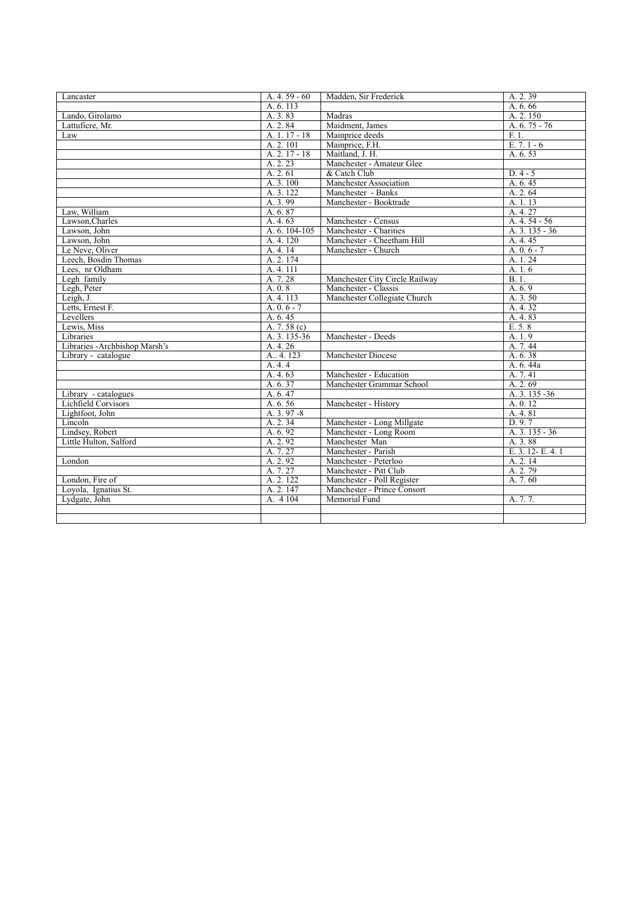| Lancaster | A. 4. 59 - 60 | Madden, Sir Frederick | A. 2. 39 |
|---|---|---|---|
| | A. 6. 113 | | A. 6. 66 |
| Lando, Girolamo | A. 3. 83 | Madras | A. 2. 150 |
| Lattuficre, Mr. | A. 2. 84 | Maidment, James | A. 6. 75 - 76 |
| Law | A. 1. 17 - 18 | Mainprice deeds | F. 1. |
| | A. 2. 101 | Mainprice, F.H. | E. 7. 1 - 6 |
| | A. 2. 17 - 18 | Maitland, J. H. | A. 6. 53 |
| | A. 2. 23 | Manchester - Amateur Glee | |
| | A. 2. 61 | & Catch Club | D. 4 - 5 |
| | A. 3. 100 | Manchester Association | A. 6. 45 |
| | A. 3. 122 | Manchester - Banks | A. 2. 64 |
| | A. 3. 99 | Manchester - Booktrade | A. 1. 13 |
| Law, William | A. 6. 87 | | A. 4. 27 |
| Lawson,Charles | A. 4. 63 | Manchester - Census | A. 4. 54 - 56 |
| Lawson, John | A. 6. 104-105 | Manchester - Charities | A. 3. 135 - 36 |
| Lawson, John | A. 4. 120 | Manchester - Cheetham Hill | A. 4. 45 |
| Le Neve, Oliver | A. 4. 14 | Manchester - Church | A. 0. 6 - 7 |
| Leech, Bosdin Thomas | A. 2. 174 | | A. 1. 24 |
| Lees, nr Oldham | A. 4. 111 | | A. 1. 6 |
| Legh family | A. 7. 28 | Manchester City Circle Railway | B. 1. |
| Legh, Peter | A. 0. 8 | Manchester - Classis | A. 6. 9 |
| Leigh, J. | A. 4. 113 | Manchester Collegiate Church | A. 3. 50 |
| Letts, Ernest F. | A. 0. 6 - 7 | | A. 4. 32 |
| Levellers | A. 6. 45 | | A. 4. 83 |
| Lewis, Miss | A. 7. 58 (c) | | E. 5. 8 |
| Libraries | A. 3. 135-36 | Manchester - Deeds | A. 1. 9 |
| Libraries -Archbishop Marsh's | A. 4. 26 | | A. 7. 44 |
| Library - catalogue | A.. 4. 123 | Manchester Diocese | A. 6. 38 |
| | A. 4. 4 | | A. 6. 44a |
| | A. 4. 63 | Manchester - Education | A. 7. 41 |
| | A. 6. 37 | Manchester Grammar School | A. 2. 69 |
| Library - catalogues | A. 6. 47 | | A. 3. 135 -36 |
| Lichfield Corvisors | A. 6. 56 | Manchester - History | A. 0. 12 |
| Lightfoot, John | A. 3. 97 -8 | | A. 4. 81 |
| Lincoln | A. 2. 34 | Manchester - Long Millgate | D. 9. 7 |
| Lindsey, Robert | A. 6. 92 | Manchester - Long Room | A. 3. 135 - 36 |
| Little Hulton, Salford | A. 2. 92 | Manchester Man | A. 3. 88 |
| | A. 7. 27 | Manchester - Parish | E. 3. 12- E. 4. 1 |
| London | A. 2. 92 | Manchester - Peterloo | A. 2. 14 |
| | A. 7. 27 | Manchester - Pitt Club | A. 2. 79 |
| London, Fire of | A. 2. 122 | Manchester - Poll Register | A. 7. 60 |
| Loyola, Ignatius St. | A. 2. 147 | Manchester - Prince Consort | |
| Lydgate, John | A. 4 104 | Memorial Fund | A. 7. 7. |
| | | | |
| | | | |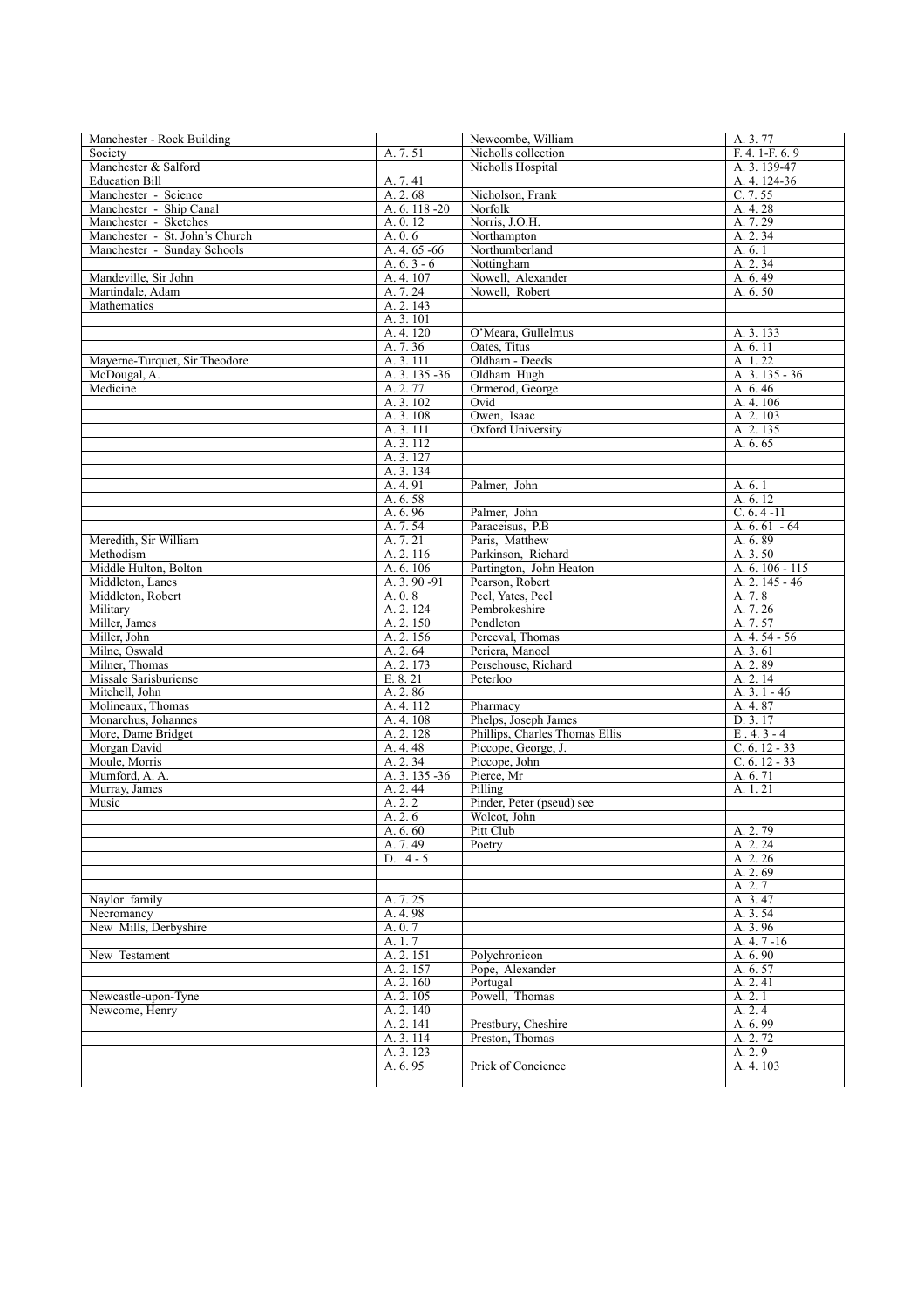| | | | |
|---|---|---|---|
| Manchester - Rock Building | | Newcombe, William | A. 3. 77 |
| Society | A. 7. 51 | Nicholls collection | F. 4. 1-F. 6. 9 |
| Manchester & Salford | | Nicholls Hospital | A. 3. 139-47 |
| Education Bill | A. 7. 41 | | A. 4. 124-36 |
| Manchester - Science | A. 2. 68 | Nicholson, Frank | C. 7. 55 |
| Manchester - Ship Canal | A. 6. 118 -20 | Norfolk | A. 4. 28 |
| Manchester - Sketches | A. 0. 12 | Norris, J.O.H. | A. 7. 29 |
| Manchester - St. John's Church | A. 0. 6 | Northampton | A. 2. 34 |
| Manchester - Sunday Schools | A. 4. 65 -66 | Northumberland | A. 6. 1 |
| | A. 6. 3 - 6 | Nottingham | A. 2. 34 |
| Mandeville, Sir John | A. 4. 107 | Nowell, Alexander | A. 6. 49 |
| Martindale, Adam | A. 7. 24 | Nowell, Robert | A. 6. 50 |
| Mathematics | A. 2. 143 | | |
| | A. 3. 101 | | |
| | A. 4. 120 | O'Meara, Gullelmus | A. 3. 133 |
| | A. 7. 36 | Oates, Titus | A. 6. 11 |
| Mayerne-Turquet, Sir Theodore | A. 3. 111 | Oldham - Deeds | A. 1. 22 |
| McDougal, A. | A. 3. 135 -36 | Oldham Hugh | A. 3. 135 - 36 |
| Medicine | A. 2. 77 | Ormerod, George | A. 6. 46 |
| | A. 3. 102 | Ovid | A. 4. 106 |
| | A. 3. 108 | Owen, Isaac | A. 2. 103 |
| | A. 3. 111 | Oxford University | A. 2. 135 |
| | A. 3. 112 | | A. 6. 65 |
| | A. 3. 127 | | |
| | A. 3. 134 | | |
| | A. 4. 91 | Palmer, John | A. 6. 1 |
| | A. 6. 58 | | A. 6. 12 |
| | A. 6. 96 | Palmer, John | C. 6. 4 -11 |
| | A. 7. 54 | Paraceisus, P.B | A. 6. 61 - 64 |
| Meredith, Sir William | A. 7. 21 | Paris, Matthew | A. 6. 89 |
| Methodism | A. 2. 116 | Parkinson, Richard | A. 3. 50 |
| Middle Hulton, Bolton | A. 6. 106 | Partington, John Heaton | A. 6. 106 - 115 |
| Middleton, Lancs | A. 3. 90 -91 | Pearson, Robert | A. 2. 145 - 46 |
| Middleton, Robert | A. 0. 8 | Peel, Yates, Peel | A. 7. 8 |
| Military | A. 2. 124 | Pembrokeshire | A. 7. 26 |
| Miller, James | A. 2. 150 | Pendleton | A. 7. 57 |
| Miller, John | A. 2. 156 | Perceval, Thomas | A. 4. 54 - 56 |
| Milne, Oswald | A. 2. 64 | Periera, Manoel | A. 3. 61 |
| Milner, Thomas | A. 2. 173 | Persehouse, Richard | A. 2. 89 |
| Missale Salisburiense | E. 8. 21 | Peterloo | A. 2. 14 |
| Mitchell, John | A. 2. 86 | | A. 3. 1 - 46 |
| Molineaux, Thomas | A. 4. 112 | Pharmacy | A. 4. 87 |
| Monarchus, Johannes | A. 4. 108 | Phelps, Joseph James | D. 3. 17 |
| More, Dame Bridget | A. 2. 128 | Phillips, Charles Thomas Ellis | E . 4. 3 - 4 |
| Morgan David | A. 4. 48 | Piccope, George, J. | C. 6. 12 - 33 |
| Moule, Morris | A. 2. 34 | Piccope, John | C. 6. 12 - 33 |
| Mumford, A. A. | A. 3. 135 -36 | Pierce, Mr | A. 6. 71 |
| Murray, James | A. 2. 44 | Pilling | A. 1. 21 |
| Music | A. 2. 2 | Pinder, Peter (pseud) see | |
| | A. 2. 6 | Wolcot, John | |
| | A. 6. 60 | Pitt Club | A. 2. 79 |
| | A. 7. 49 | Poetry | A. 2. 24 |
| | D. 4 - 5 | | A. 2. 26 |
| | | | A. 2. 69 |
| | | | A. 2. 7 |
| Naylor family | A. 7. 25 | | A. 3. 47 |
| Necromancy | A. 4. 98 | | A. 3. 54 |
| New Mills, Derbyshire | A. 0. 7 | | A. 3. 96 |
| | A. 1. 7 | | A. 4. 7 -16 |
| New Testament | A. 2. 151 | Polychronicon | A. 6. 90 |
| | A. 2. 157 | Pope, Alexander | A. 6. 57 |
| | A. 2. 160 | Portugal | A. 2. 41 |
| Newcastle-upon-Tyne | A. 2. 105 | Powell, Thomas | A. 2. 1 |
| Newcome, Henry | A. 2. 140 | | A. 2. 4 |
| | A. 2. 141 | Prestbury, Cheshire | A. 6. 99 |
| | A. 3. 114 | Preston, Thomas | A. 2. 72 |
| | A. 3. 123 | | A. 2. 9 |
| | A. 6. 95 | Prick of Concience | A. 4. 103 |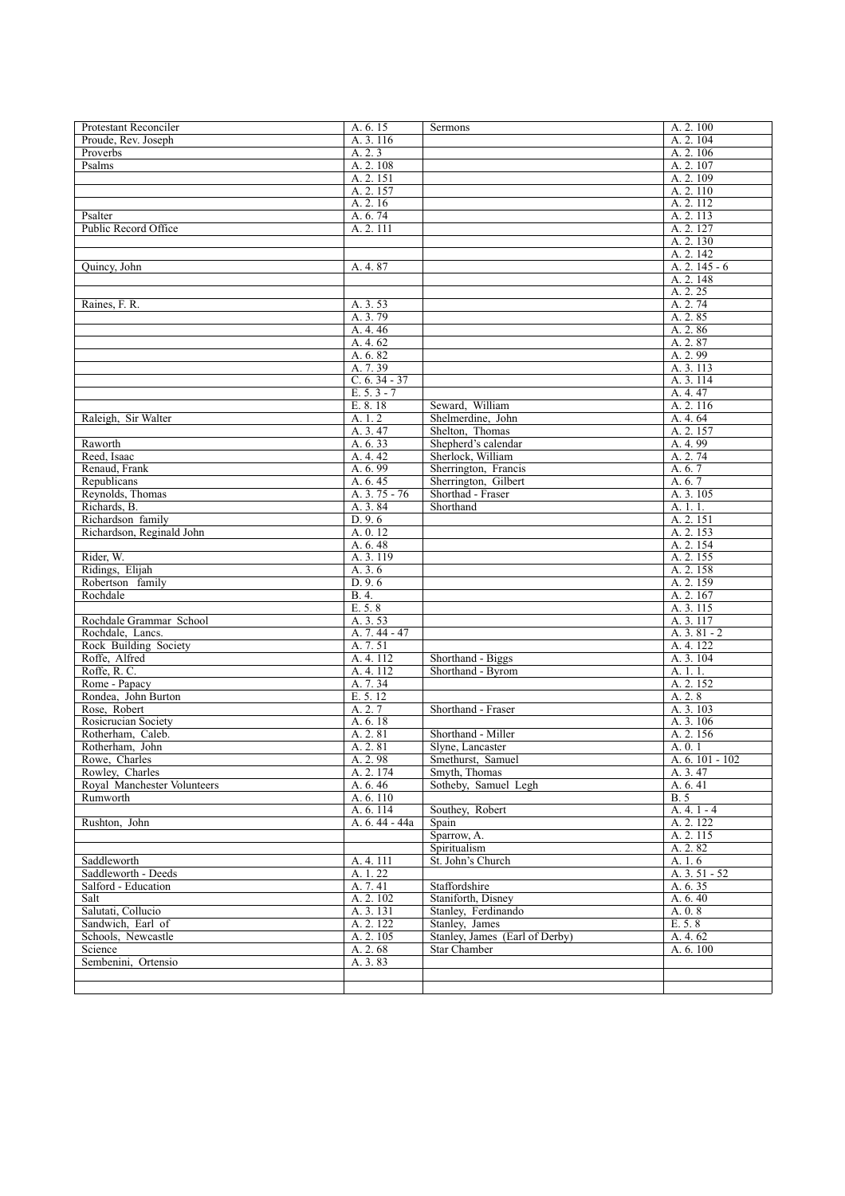| | | | |
|---|---|---|---|
| Protestant Reconciler | A. 6. 15 | Sermons | A. 2. 100 |
| Proude, Rev. Joseph | A. 3. 116 | | A. 2. 104 |
| Proverbs | A. 2. 3 | | A. 2. 106 |
| Psalms | A. 2. 108 | | A. 2. 107 |
| | A. 2. 151 | | A. 2. 109 |
| | A. 2. 157 | | A. 2. 110 |
| | A. 2. 16 | | A. 2. 112 |
| Psalter | A. 6. 74 | | A. 2. 113 |
| Public Record Office | A. 2. 111 | | A. 2. 127 |
| | | | A. 2. 130 |
| | | | A. 2. 142 |
| Quincy, John | A. 4. 87 | | A. 2. 145 - 6 |
| | | | A. 2. 148 |
| | | | A. 2. 25 |
| Raines, F. R. | A. 3. 53 | | A. 2. 74 |
| | A. 3. 79 | | A. 2. 85 |
| | A. 4. 46 | | A. 2. 86 |
| | A. 4. 62 | | A. 2. 87 |
| | A. 6. 82 | | A. 2. 99 |
| | A. 7. 39 | | A. 3. 113 |
| | C. 6. 34 - 37 | | A. 3. 114 |
| | E. 5. 3 - 7 | | A. 4. 47 |
| | E. 8. 18 | Seward, William | A. 2. 116 |
| Raleigh, Sir Walter | A. 1. 2 | Shelmerdine, John | A. 4. 64 |
| | A. 3. 47 | Shelton, Thomas | A. 2. 157 |
| Raworth | A. 6. 33 | Shepherd's calendar | A. 4. 99 |
| Reed, Isaac | A. 4. 42 | Sherlock, William | A. 2. 74 |
| Renaud, Frank | A. 6. 99 | Sherrington, Francis | A. 6. 7 |
| Republicans | A. 6. 45 | Sherrington, Gilbert | A. 6. 7 |
| Reynolds, Thomas | A. 3. 75 - 76 | Shorthad - Fraser | A. 3. 105 |
| Richards, B. | A. 3. 84 | Shorthand | A. 1. 1. |
| Richardson family | D. 9. 6 | | A. 2. 151 |
| Richardson, Reginald John | A. 0. 12 | | A. 2. 153 |
| | A. 6. 48 | | A. 2. 154 |
| Rider, W. | A. 3. 119 | | A. 2. 155 |
| Ridings, Elijah | A. 3. 6 | | A. 2. 158 |
| Robertson family | D. 9. 6 | | A. 2. 159 |
| Rochdale | B. 4. | | A. 2. 167 |
| | E. 5. 8 | | A. 3. 115 |
| Rochdale Grammar School | A. 3. 53 | | A. 3. 117 |
| Rochdale, Lancs. | A. 7. 44 - 47 | | A. 3. 81 - 2 |
| Rock Building Society | A. 7. 51 | | A. 4. 122 |
| Roffe, Alfred | A. 4. 112 | Shorthand - Biggs | A. 3. 104 |
| Roffe, R. C. | A. 4. 112 | Shorthand - Byrom | A. 1. 1. |
| Rome - Papacy | A. 7. 34 | | A. 2. 152 |
| Rondea, John Burton | E. 5. 12 | | A. 2. 8 |
| Rose, Robert | A. 2. 7 | Shorthand - Fraser | A. 3. 103 |
| Rosicrucian Society | A. 6. 18 | | A. 3. 106 |
| Rotherham, Caleb. | A. 2. 81 | Shorthand - Miller | A. 2. 156 |
| Rotherham, John | A. 2. 81 | Slyne, Lancaster | A. 0. 1 |
| Rowe, Charles | A. 2. 98 | Smethurst, Samuel | A. 6. 101 - 102 |
| Rowley, Charles | A. 2. 174 | Smyth, Thomas | A. 3. 47 |
| Royal Manchester Volunteers | A. 6. 46 | Sotheby, Samuel Legh | A. 6. 41 |
| Rumworth | A. 6. 110 | | B. 5 |
| | A. 6. 114 | Southey, Robert | A. 4. 1 - 4 |
| Rushton, John | A. 6. 44 - 44a | Spain | A. 2. 122 |
| | | Sparrow, A. | A. 2. 115 |
| | | Spiritualism | A. 2. 82 |
| Saddleworth | A. 4. 111 | St. John's Church | A. 1. 6 |
| Saddleworth - Deeds | A. 1. 22 | | A. 3. 51 - 52 |
| Salford - Education | A. 7. 41 | Staffordshire | A. 6. 35 |
| Salt | A. 2. 102 | Staniforth, Disney | A. 6. 40 |
| Salutati, Collucio | A. 3. 131 | Stanley, Ferdinando | A. 0. 8 |
| Sandwich, Earl of | A. 2. 122 | Stanley, James | E. 5. 8 |
| Schools, Newcastle | A. 2. 105 | Stanley, James (Earl of Derby) | A. 4. 62 |
| Science | A. 2. 68 | Star Chamber | A. 6. 100 |
| Sembenini, Ortensio | A. 3. 83 | | |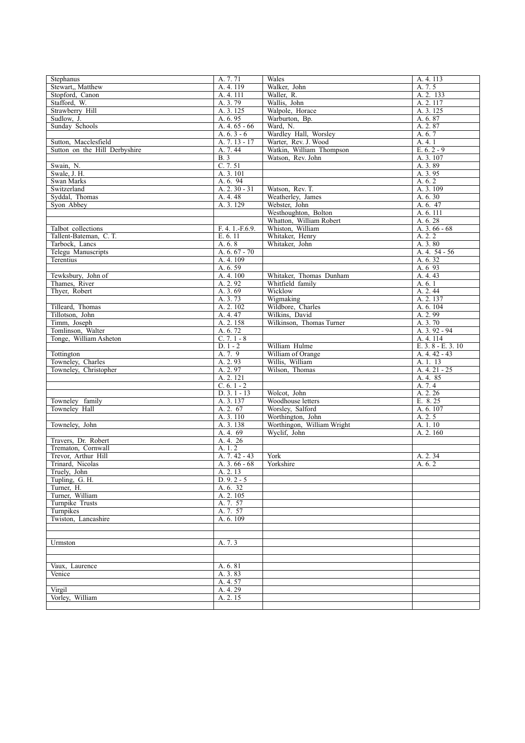| | | | |
|---|---|---|---|
| Stephanus | A. 7. 71 | Wales | A. 4. 113 |
| Stewart,, Matthew | A. 4. 119 | Walker, John | A. 7. 5 |
| Stopford, Canon | A. 4. 111 | Waller, R. | A. 2. 133 |
| Stafford, W. | A. 3. 79 | Wallis, John | A. 2. 117 |
| Strawberry Hill | A. 3. 125 | Walpole, Horace | A. 3. 125 |
| Sudlow, J. | A. 6. 95 | Warburton, Bp. | A. 6. 87 |
| Sunday Schools | A. 4. 65 - 66 | Ward, N. | A. 2. 87 |
| | A. 6. 3 - 6 | Wardley Hall, Worsley | A. 6. 7 |
| Sutton, Macclesfield | A. 7. 13 - 17 | Warter, Rev. J. Wood | A. 4. 1 |
| Sutton on the Hill Derbyshire | A. 7. 44 | Watkin, William Thompson | E. 6. 2 - 9 |
| | B. 3 | Watson, Rev. John | A. 3. 107 |
| Swain, N. | C. 7. 51 | | A. 3. 89 |
| Swale, J. H. | A. 3. 101 | | A. 3. 95 |
| Swan Marks | A. 6. 94 | | A. 6. 2 |
| Switzerland | A. 2. 30 - 31 | Watson, Rev. T. | A. 3. 109 |
| Syddal, Thomas | A. 4. 48 | Weatherley, James | A. 6. 30 |
| Syon Abbey | A. 3. 129 | Webster, John | A. 6. 47 |
| | | Westhoughton, Bolton | A. 6. 111 |
| | | Whatton, William Robert | A. 6. 28 |
| Talbot collections | F. 4. 1.-F.6.9. | Whiston, William | A. 3. 66 - 68 |
| Tallent-Bateman, C. T. | E. 6. 11 | Whitaker, Henry | A. 2. 2 |
| Tarbock, Lancs | A. 6. 8 | Whitaker, John | A. 3. 80 |
| Telegu Manuscripts | A. 6. 67 - 70 | | A. 4. 54 - 56 |
| Terentius | A. 4. 109 | | A. 6. 32 |
| | A. 6. 59 | | A. 6 93 |
| Tewksbury, John of | A. 4. 100 | Whitaker, Thomas Dunham | A. 4. 43 |
| Thames, River | A. 2. 92 | Whitfield family | A. 6. 1 |
| Thyer, Robert | A. 3. 69 | Wicklow | A. 2. 44 |
| | A. 3. 73 | Wigmaking | A. 2. 137 |
| Tilleard, Thomas | A. 2. 102 | Wildbore, Charles | A. 6. 104 |
| Tillotson, John | A. 4. 47 | Wilkins, David | A. 2. 99 |
| Timm, Joseph | A. 2. 158 | Wilkinson, Thomas Turner | A. 3. 70 |
| Tomlinson, Walter | A. 6. 72 | | A. 3. 92 - 94 |
| Tonge, William Asheton | C. 7. 1 - 8 | | A. 4. 114 |
| | D. 1 - 2 | William Hulme | E. 3. 8 - E. 3. 10 |
| Tottington | A. 7. 9 | William of Orange | A. 4. 42 - 43 |
| Towneley, Charles | A. 2. 93 | Willis, William | A. 1. 13 |
| Towneley, Christopher | A. 2. 97 | Wilson, Thomas | A. 4. 21 - 25 |
| | A. 2. 121 | | A. 4. 85 |
| | C. 6. 1 - 2 | | A. 7. 4 |
| | D. 3. 1 - 13 | Wolcot, John | A. 2. 26 |
| Towneley family | A. 3. 137 | Woodhouse letters | E. 8. 25 |
| Towneley Hall | A. 2. 67 | Worsley, Salford | A. 6. 107 |
| | A. 3. 110 | Worthington, John | A. 2. 5 |
| Towneley, John | A. 3. 138 | Worthingon, William Wright | A. 1. 10 |
| | A. 4. 69 | Wyclif, John | A. 2. 160 |
| Travers, Dr. Robert | A. 4. 26 | | |
| Trematon, Cornwall | A. 1. 2 | | |
| Trevor, Arthur Hill | A. 7. 42 - 43 | York | A. 2. 34 |
| Trinard, Nicolas | A. 3. 66 - 68 | Yorkshire | A. 6. 2 |
| Truely, John | A. 2. 13 | | |
| Tupling, G. H. | D. 9. 2 - 5 | | |
| Turner, H. | A. 6. 32 | | |
| Turner, William | A. 2. 105 | | |
| Turnpike Trusts | A. 7. 57 | | |
| Turnpikes | A. 7. 57 | | |
| Twiston, Lancashire | A. 6. 109 | | |
| | | | |
| | | | |
| Urmston | A. 7. 3 | | |
| | | | |
| | | | |
| Vaux, Laurence | A. 6. 81 | | |
| Venice | A. 3. 83 | | |
| | A. 4. 57 | | |
| Virgil | A. 4. 29 | | |
| Vorley, William | A. 2. 15 | | |
| | | | |